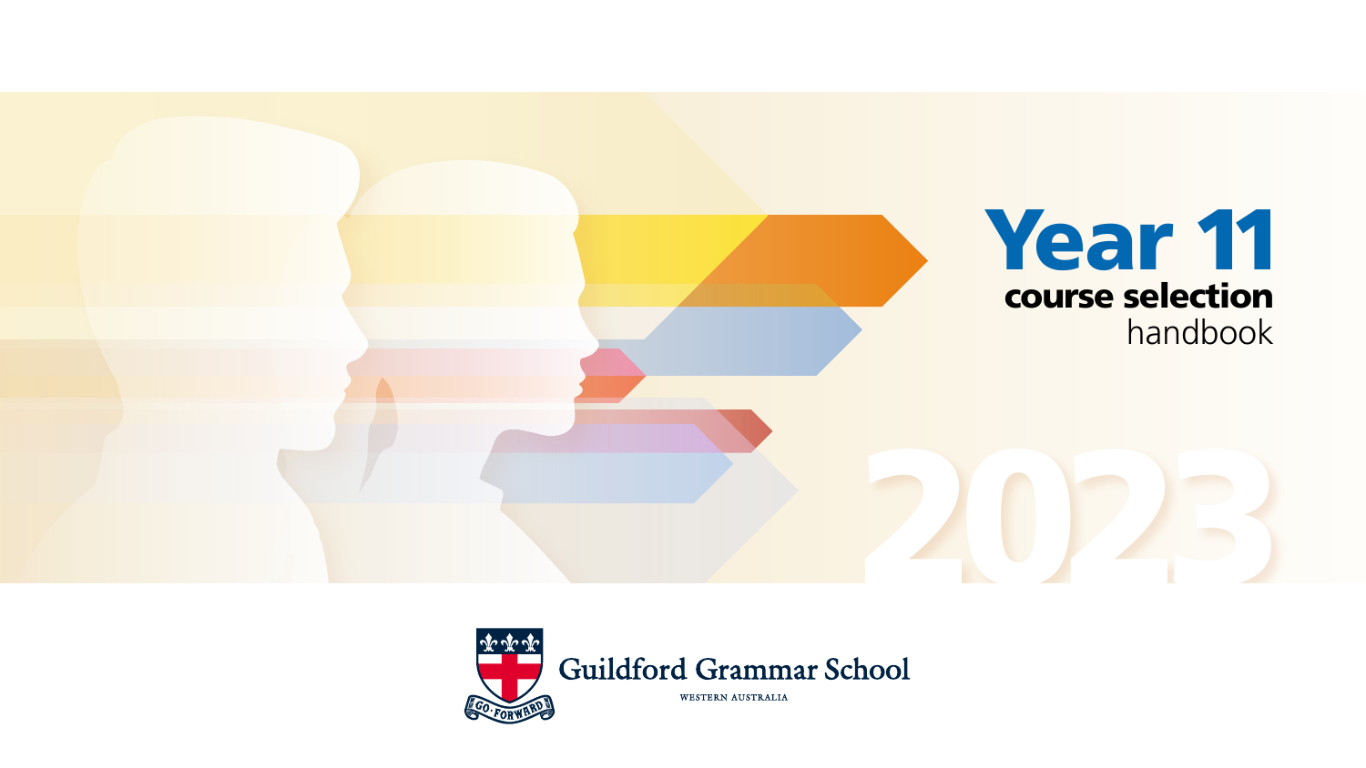# Year 11

## course selection handbook

2023

Guildford Grammar School

WESTERN AUSTRALIA

GO FORWARD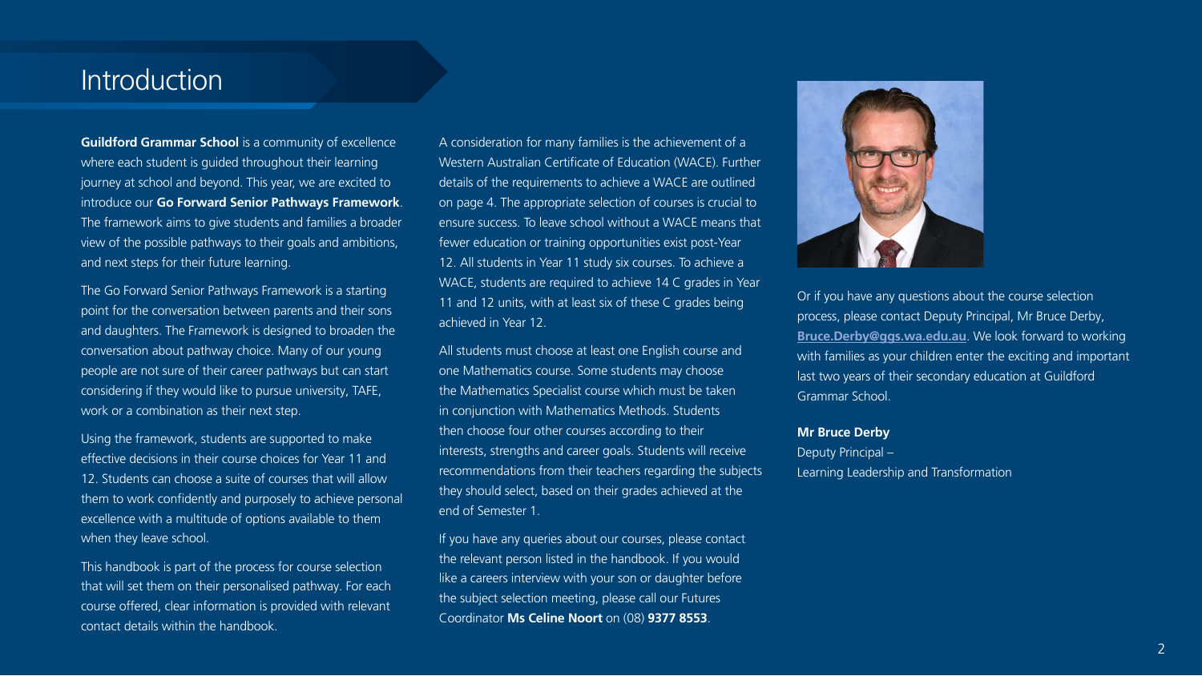# Introduction

**Guildford Grammar School** is a community of excellence where each student is guided throughout their learning journey at school and beyond. This year, we are excited to introduce our **Go Forward Senior Pathways Framework**. The framework aims to give students and families a broader view of the possible pathways to their goals and ambitions, and next steps for their future learning.

The Go Forward Senior Pathways Framework is a starting point for the conversation between parents and their sons and daughters. The Framework is designed to broaden the conversation about pathway choice. Many of our young people are not sure of their career pathways but can start considering if they would like to pursue university, TAFE, work or a combination as their next step.

Using the framework, students are supported to make effective decisions in their course choices for Year 11 and 12. Students can choose a suite of courses that will allow them to work confidently and purposely to achieve personal excellence with a multitude of options available to them when they leave school.

This handbook is part of the process for course selection that will set them on their personalised pathway. For each course offered, clear information is provided with relevant contact details within the handbook.

A consideration for many families is the achievement of a Western Australian Certificate of Education (WACE). Further details of the requirements to achieve a WACE are outlined on page 4. The appropriate selection of courses is crucial to ensure success. To leave school without a WACE means that fewer education or training opportunities exist post-Year 12. All students in Year 11 study six courses. To achieve a WACE, students are required to achieve 14 C grades in Year 11 and 12 units, with at least six of these C grades being achieved in Year 12.

All students must choose at least one English course and one Mathematics course. Some students may choose the Mathematics Specialist course which must be taken in conjunction with Mathematics Methods. Students then choose four other courses according to their interests, strengths and career goals. Students will receive recommendations from their teachers regarding the subjects they should select, based on their grades achieved at the end of Semester 1.

If you have any queries about our courses, please contact the relevant person listed in the handbook. If you would like a careers interview with your son or daughter before the subject selection meeting, please call our Futures Coordinator **Ms Celine Noort** on (08) **9377 8553**.

Or if you have any questions about the course selection process, please contact Deputy Principal, Mr Bruce Derby, **Bruce.Derby@ggs.wa.edu.au**. We look forward to working with families as your children enter the exciting and important last two years of their secondary education at Guildford Grammar School.

**Mr Bruce Derby**
Deputy Principal –
Learning Leadership and Transformation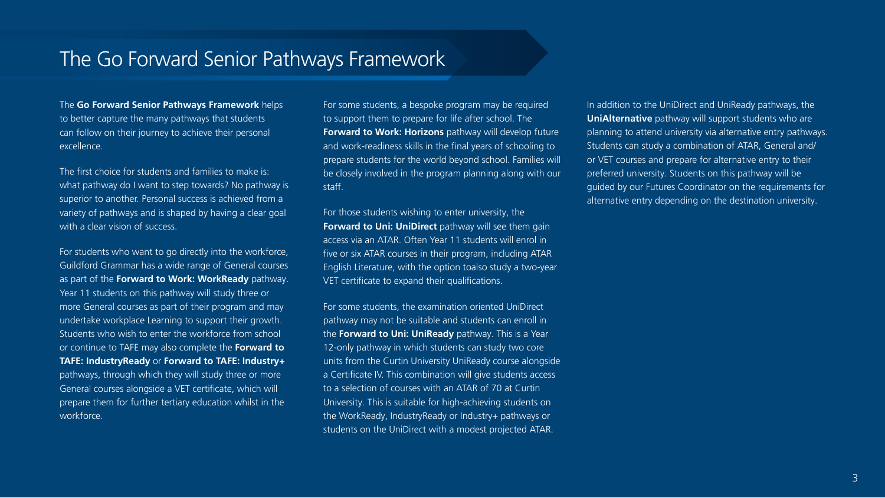# The Go Forward Senior Pathways Framework

The **Go Forward Senior Pathways Framework** helps to better capture the many pathways that students can follow on their journey to achieve their personal excellence.

The first choice for students and families to make is: what pathway do I want to step towards? No pathway is superior to another. Personal success is achieved from a variety of pathways and is shaped by having a clear goal with a clear vision of success.

For students who want to go directly into the workforce, Guildford Grammar has a wide range of General courses as part of the **Forward to Work: WorkReady** pathway. Year 11 students on this pathway will study three or more General courses as part of their program and may undertake workplace Learning to support their growth. Students who wish to enter the workforce from school or continue to TAFE may also complete the **Forward to TAFE: IndustryReady** or **Forward to TAFE: Industry+** pathways, through which they will study three or more General courses alongside a VET certificate, which will prepare them for further tertiary education whilst in the workforce.

For some students, a bespoke program may be required to support them to prepare for life after school. The **Forward to Work: Horizons** pathway will develop future and work-readiness skills in the final years of schooling to prepare students for the world beyond school. Families will be closely involved in the program planning along with our staff.

For those students wishing to enter university, the **Forward to Uni: UniDirect** pathway will see them gain access via an ATAR. Often Year 11 students will enrol in five or six ATAR courses in their program, including ATAR English Literature, with the option toalso study a two-year VET certificate to expand their qualifications.

For some students, the examination oriented UniDirect pathway may not be suitable and students can enroll in the **Forward to Uni: UniReady** pathway. This is a Year 12-only pathway in which students can study two core units from the Curtin University UniReady course alongside a Certificate IV. This combination will give students access to a selection of courses with an ATAR of 70 at Curtin University. This is suitable for high-achieving students on the WorkReady, IndustryReady or Industry+ pathways or students on the UniDirect with a modest projected ATAR.

In addition to the UniDirect and UniReady pathways, the **UniAlternative** pathway will support students who are planning to attend university via alternative entry pathways. Students can study a combination of ATAR, General and/or VET courses and prepare for alternative entry to their preferred university. Students on this pathway will be guided by our Futures Coordinator on the requirements for alternative entry depending on the destination university.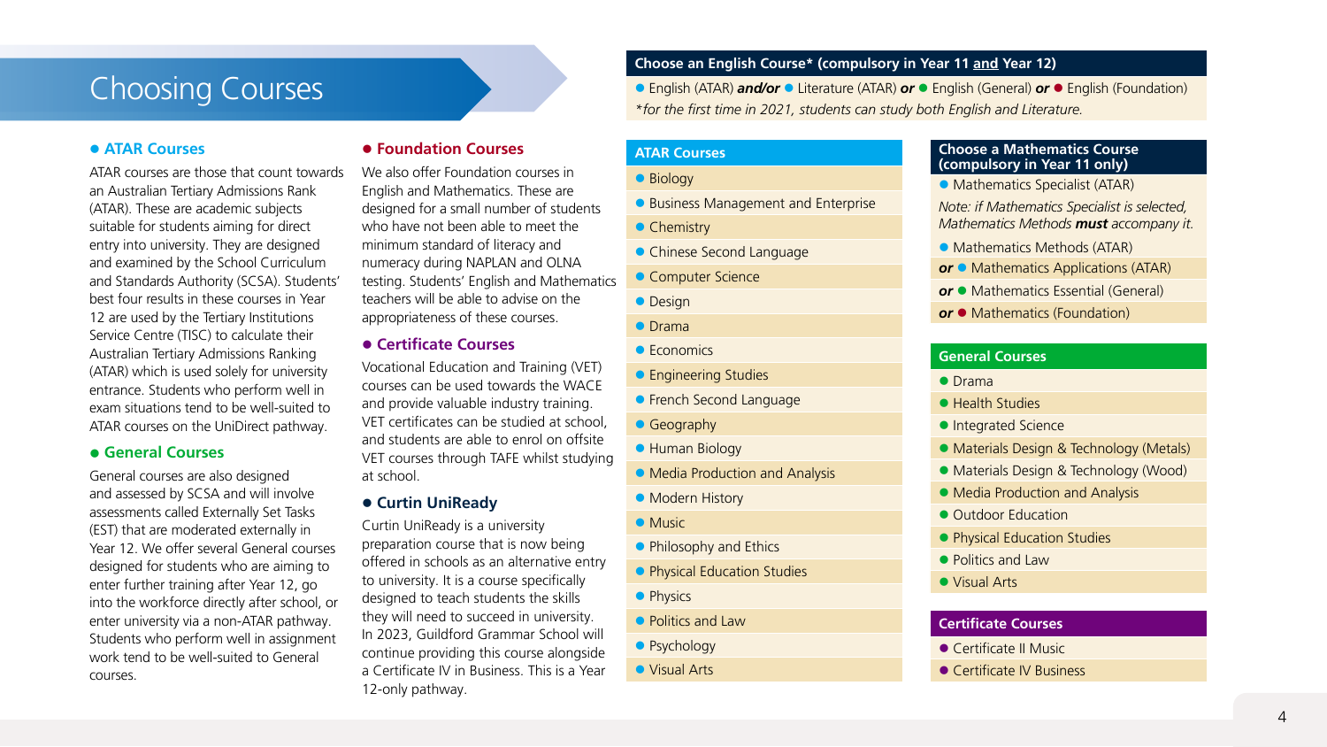# Choosing Courses

## ● ATAR Courses

ATAR courses are those that count towards an Australian Tertiary Admissions Rank (ATAR). These are academic subjects suitable for students aiming for direct entry into university. They are designed and examined by the School Curriculum and Standards Authority (SCSA). Students' best four results in these courses in Year 12 are used by the Tertiary Institutions Service Centre (TISC) to calculate their Australian Tertiary Admissions Ranking (ATAR) which is used solely for university entrance. Students who perform well in exam situations tend to be well-suited to ATAR courses on the UniDirect pathway.

## ● General Courses

General courses are also designed and assessed by SCSA and will involve assessments called Externally Set Tasks (EST) that are moderated externally in Year 12. We offer several General courses designed for students who are aiming to enter further training after Year 12, go into the workforce directly after school, or enter university via a non-ATAR pathway. Students who perform well in assignment work tend to be well-suited to General courses.

## ● Foundation Courses

We also offer Foundation courses in English and Mathematics. These are designed for a small number of students who have not been able to meet the minimum standard of literacy and numeracy during NAPLAN and OLNA testing. Students' English and Mathematics teachers will be able to advise on the appropriateness of these courses.

## ● Certificate Courses

Vocational Education and Training (VET) courses can be used towards the WACE and provide valuable industry training. VET certificates can be studied at school, and students are able to enrol on offsite VET courses through TAFE whilst studying at school.

## ● Curtin UniReady

Curtin UniReady is a university preparation course that is now being offered in schools as an alternative entry to university. It is a course specifically designed to teach students the skills they will need to succeed in university. In 2023, Guildford Grammar School will continue providing this course alongside a Certificate IV in Business. This is a Year 12-only pathway.

### Choose an English Course* (compulsory in Year 11 and Year 12)

● English (ATAR) ***and/or*** ● Literature (ATAR) ***or*** ● English (General) ***or*** ● English (Foundation)

*\*for the first time in 2021, students can study both English and Literature.*

### ATAR Courses

- Biology
- Business Management and Enterprise
- Chemistry
- Chinese Second Language
- Computer Science
- Design
- Drama
- Economics
- Engineering Studies
- French Second Language
- Geography
- Human Biology
- Media Production and Analysis
- Modern History
- Music
- Philosophy and Ethics
- Physical Education Studies
- Physics
- Politics and Law
- Psychology
- Visual Arts

### Choose a Mathematics Course (compulsory in Year 11 only)

● Mathematics Specialist (ATAR)

*Note: if Mathematics Specialist is selected, Mathematics Methods **must** accompany it.*

● Mathematics Methods (ATAR)

***or*** ● Mathematics Applications (ATAR)

***or*** ● Mathematics Essential (General)

***or*** ● Mathematics (Foundation)

### General Courses

- Drama
- Health Studies
- Integrated Science
- Materials Design & Technology (Metals)
- Materials Design & Technology (Wood)
- Media Production and Analysis
- Outdoor Education
- Physical Education Studies
- Politics and Law
- Visual Arts

### Certificate Courses

- Certificate II Music
- Certificate IV Business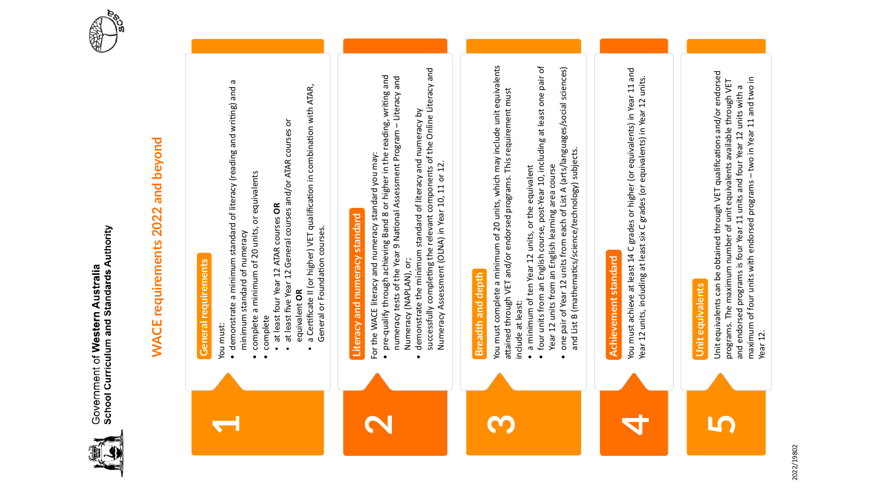Government of **Western Australia**
**School Curriculum and Standards Authority**

# WACE requirements 2022 and beyond

## 1 General requirements

You must:

- demonstrate a minimum standard of literacy (reading and writing) and a minimum standard of numeracy
- complete a minimum of 20 units, or equivalents
- complete
  - at least four Year 12 ATAR courses **OR**
  - at least five Year 12 General courses and/or ATAR courses or equivalent **OR**
  - a Certificate II (or higher) VET qualification in combination with ATAR, General or Foundation courses.

## 2 Literacy and numeracy standard

For the WACE literacy and numeracy standard you may:

- pre-qualify through achieving Band 8 or higher in the reading, writing and numeracy tests of the Year 9 National Assessment Program – Literacy and Numeracy (NAPLAN), or;
- demonstrate the minimum standard of literacy and numeracy by successfully completing the relevant components of the Online Literacy and Numeracy Assessment (OLNA) in Year 10, 11 or 12.

## 3 Breadth and depth

You must complete a minimum of 20 units, which may include unit equivalents attained through VET and/or endorsed programs. This requirement must include at least:

- a minimum of ten Year 12 units, or the equivalent
- four units from an English course, post-Year 10, including at least one pair of Year 12 units from an English learning area course
- one pair of Year 12 units from each of List A (arts/languages/social sciences) and List B (mathematics/science/technology) subjects.

## 4 Achievement standard

You must achieve at least 14 C grades or higher (or equivalents) in Year 11 and Year 12 units, including at least six C grades (or equivalents) in Year 12 units.

## 5 Unit equivalents

Unit equivalents can be obtained through VET qualifications and/or endorsed programs. The maximum number of unit equivalents available through VET and endorsed programs is four Year 11 units and four Year 12 units with a maximum of four units with endorsed programs – two in Year 11 and two in Year 12.

2022/19802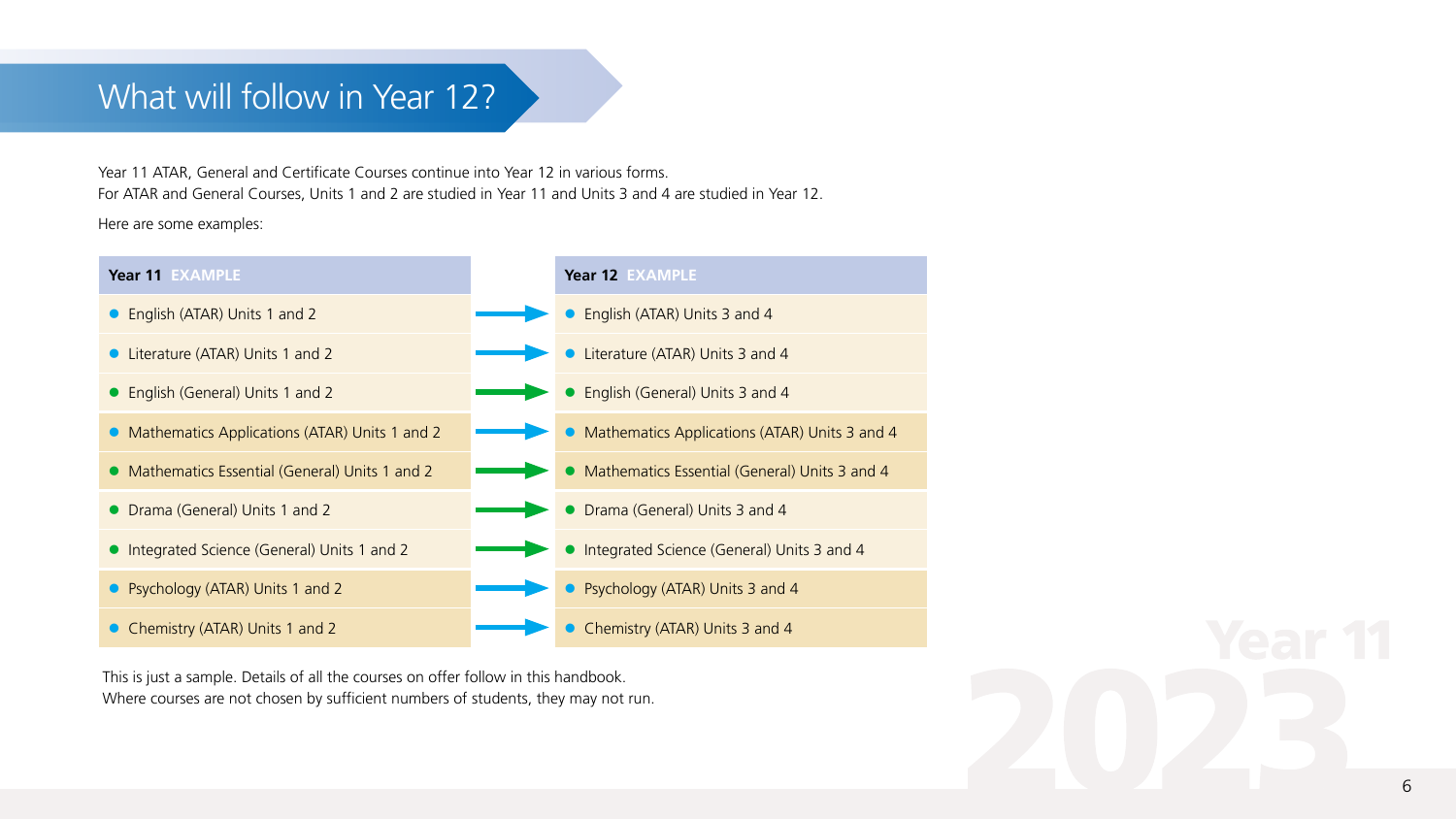# What will follow in Year 12?

Year 11 ATAR, General and Certificate Courses continue into Year 12 in various forms.
For ATAR and General Courses, Units 1 and 2 are studied in Year 11 and Units 3 and 4 are studied in Year 12.

Here are some examples:

| Year 11 EXAMPLE | | Year 12 EXAMPLE |
|---|---|---|
| English (ATAR) Units 1 and 2 | → | English (ATAR) Units 3 and 4 |
| Literature (ATAR) Units 1 and 2 | → | Literature (ATAR) Units 3 and 4 |
| English (General) Units 1 and 2 | → | English (General) Units 3 and 4 |
| Mathematics Applications (ATAR) Units 1 and 2 | → | Mathematics Applications (ATAR) Units 3 and 4 |
| Mathematics Essential (General) Units 1 and 2 | → | Mathematics Essential (General) Units 3 and 4 |
| Drama (General) Units 1 and 2 | → | Drama (General) Units 3 and 4 |
| Integrated Science (General) Units 1 and 2 | → | Integrated Science (General) Units 3 and 4 |
| Psychology (ATAR) Units 1 and 2 | → | Psychology (ATAR) Units 3 and 4 |
| Chemistry (ATAR) Units 1 and 2 | → | Chemistry (ATAR) Units 3 and 4 |

This is just a sample. Details of all the courses on offer follow in this handbook.
Where courses are not chosen by sufficient numbers of students, they may not run.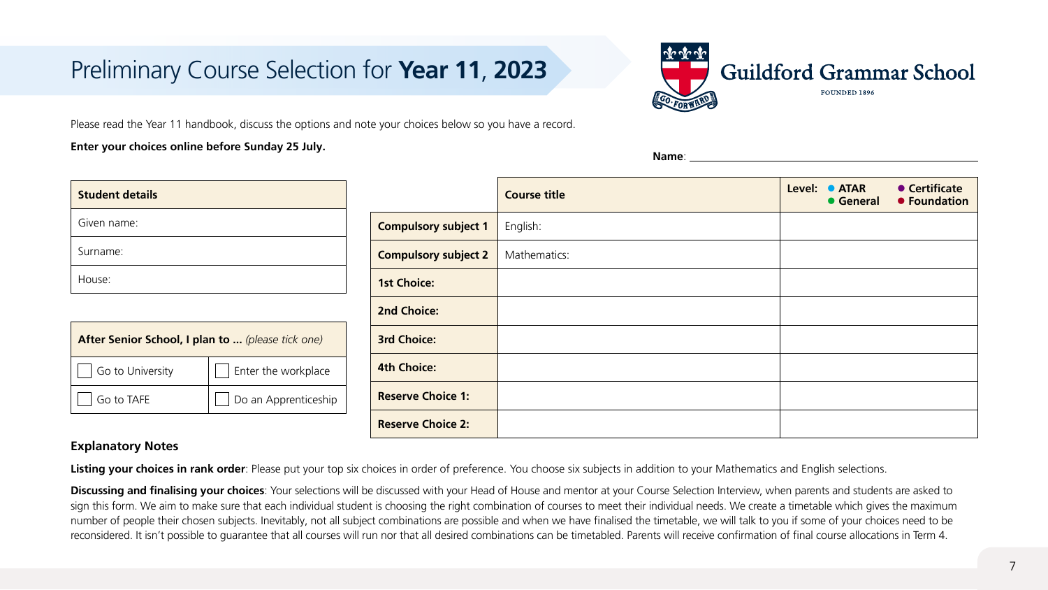# Preliminary Course Selection for **Year 11**, **2023**

Guildford Grammar School

FOUNDED 1896

Please read the Year 11 handbook, discuss the options and note your choices below so you have a record.

**Enter your choices online before Sunday 25 July.**

**Name**: ____________________

| **Student details** |
|---|
| Given name: |
| Surname: |
| House: |

| **After Senior School, I plan to ...** *(please tick one)* | |
|---|---|
| ☐ Go to University | ☐ Enter the workplace |
| ☐ Go to TAFE | ☐ Do an Apprenticeship |

| | **Course title** | **Level:** ● **ATAR** ● **General** ● **Certificate** ● **Foundation** |
|---|---|---|
| **Compulsory subject 1** | English: | |
| **Compulsory subject 2** | Mathematics: | |
| **1st Choice:** | | |
| **2nd Choice:** | | |
| **3rd Choice:** | | |
| **4th Choice:** | | |
| **Reserve Choice 1:** | | |
| **Reserve Choice 2:** | | |

### Explanatory Notes

**Listing your choices in rank order**: Please put your top six choices in order of preference. You choose six subjects in addition to your Mathematics and English selections.

**Discussing and finalising your choices**: Your selections will be discussed with your Head of House and mentor at your Course Selection Interview, when parents and students are asked to sign this form. We aim to make sure that each individual student is choosing the right combination of courses to meet their individual needs. We create a timetable which gives the maximum number of people their chosen subjects. Inevitably, not all subject combinations are possible and when we have finalised the timetable, we will talk to you if some of your choices need to be reconsidered. It isn't possible to guarantee that all courses will run nor that all desired combinations can be timetabled. Parents will receive confirmation of final course allocations in Term 4.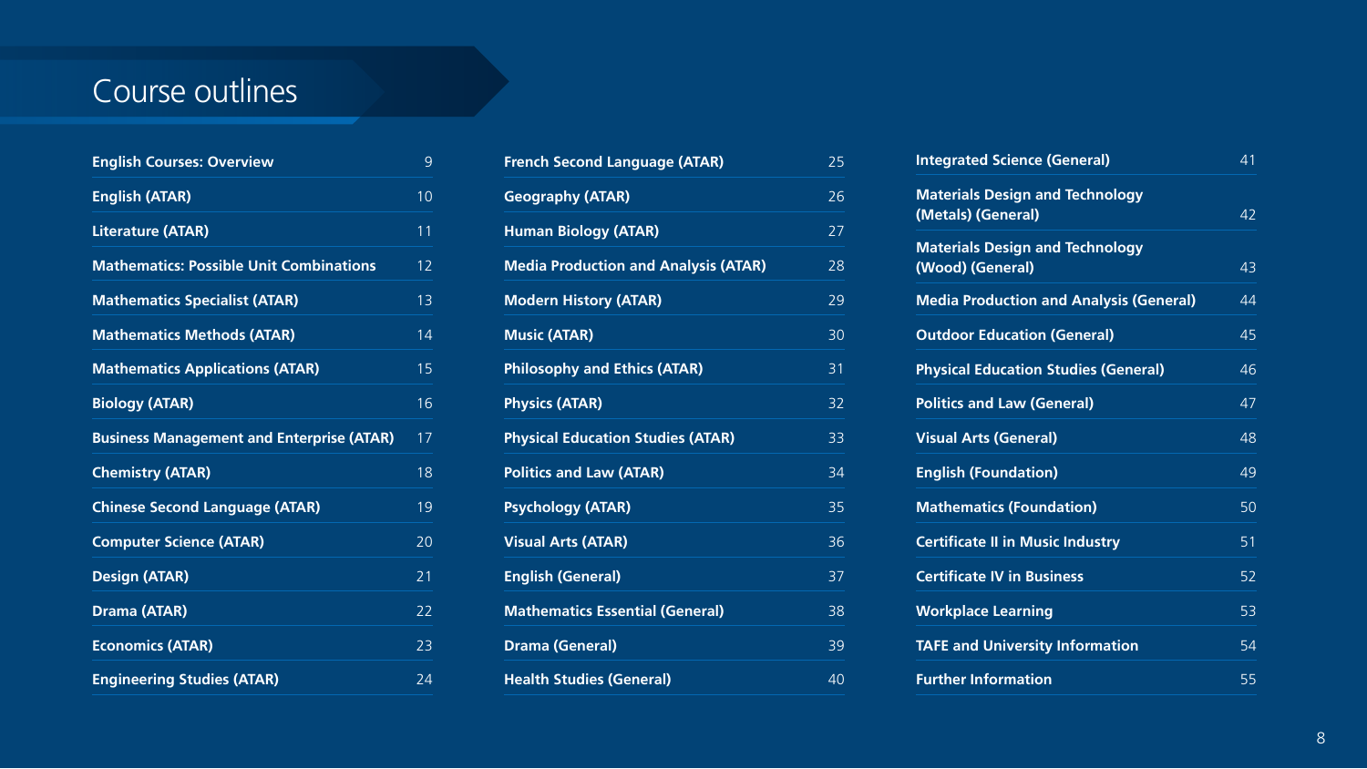# Course outlines

| Course | Page |
|---|---|
| **English Courses: Overview** | 9 |
| **English (ATAR)** | 10 |
| **Literature (ATAR)** | 11 |
| **Mathematics: Possible Unit Combinations** | 12 |
| **Mathematics Specialist (ATAR)** | 13 |
| **Mathematics Methods (ATAR)** | 14 |
| **Mathematics Applications (ATAR)** | 15 |
| **Biology (ATAR)** | 16 |
| **Business Management and Enterprise (ATAR)** | 17 |
| **Chemistry (ATAR)** | 18 |
| **Chinese Second Language (ATAR)** | 19 |
| **Computer Science (ATAR)** | 20 |
| **Design (ATAR)** | 21 |
| **Drama (ATAR)** | 22 |
| **Economics (ATAR)** | 23 |
| **Engineering Studies (ATAR)** | 24 |
| **French Second Language (ATAR)** | 25 |
| **Geography (ATAR)** | 26 |
| **Human Biology (ATAR)** | 27 |
| **Media Production and Analysis (ATAR)** | 28 |
| **Modern History (ATAR)** | 29 |
| **Music (ATAR)** | 30 |
| **Philosophy and Ethics (ATAR)** | 31 |
| **Physics (ATAR)** | 32 |
| **Physical Education Studies (ATAR)** | 33 |
| **Politics and Law (ATAR)** | 34 |
| **Psychology (ATAR)** | 35 |
| **Visual Arts (ATAR)** | 36 |
| **English (General)** | 37 |
| **Mathematics Essential (General)** | 38 |
| **Drama (General)** | 39 |
| **Health Studies (General)** | 40 |
| **Integrated Science (General)** | 41 |
| **Materials Design and Technology (Metals) (General)** | 42 |
| **Materials Design and Technology (Wood) (General)** | 43 |
| **Media Production and Analysis (General)** | 44 |
| **Outdoor Education (General)** | 45 |
| **Physical Education Studies (General)** | 46 |
| **Politics and Law (General)** | 47 |
| **Visual Arts (General)** | 48 |
| **English (Foundation)** | 49 |
| **Mathematics (Foundation)** | 50 |
| **Certificate II in Music Industry** | 51 |
| **Certificate IV in Business** | 52 |
| **Workplace Learning** | 53 |
| **TAFE and University Information** | 54 |
| **Further Information** | 55 |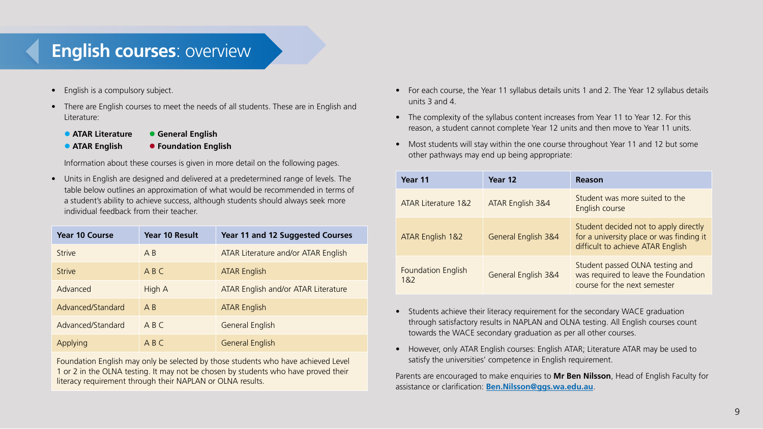# **English courses**: overview

- English is a compulsory subject.
- There are English courses to meet the needs of all students. These are in English and Literature:
  - **ATAR Literature**
  - **ATAR English**
  - **General English**
  - **Foundation English**

  Information about these courses is given in more detail on the following pages.
- Units in English are designed and delivered at a predetermined range of levels. The table below outlines an approximation of what would be recommended in terms of a student's ability to achieve success, although students should always seek more individual feedback from their teacher.

| Year 10 Course | Year 10 Result | Year 11 and 12 Suggested Courses |
|---|---|---|
| Strive | A B | ATAR Literature and/or ATAR English |
| Strive | A B C | ATAR English |
| Advanced | High A | ATAR English and/or ATAR Literature |
| Advanced/Standard | A B | ATAR English |
| Advanced/Standard | A B C | General English |
| Applying | A B C | General English |

Foundation English may only be selected by those students who have achieved Level 1 or 2 in the OLNA testing. It may not be chosen by students who have proved their literacy requirement through their NAPLAN or OLNA results.

- For each course, the Year 11 syllabus details units 1 and 2. The Year 12 syllabus details units 3 and 4.
- The complexity of the syllabus content increases from Year 11 to Year 12. For this reason, a student cannot complete Year 12 units and then move to Year 11 units.
- Most students will stay within the one course throughout Year 11 and 12 but some other pathways may end up being appropriate:

| Year 11 | Year 12 | Reason |
|---|---|---|
| ATAR Literature 1&2 | ATAR English 3&4 | Student was more suited to the English course |
| ATAR English 1&2 | General English 3&4 | Student decided not to apply directly for a university place or was finding it difficult to achieve ATAR English |
| Foundation English 1&2 | General English 3&4 | Student passed OLNA testing and was required to leave the Foundation course for the next semester |

- Students achieve their literacy requirement for the secondary WACE graduation through satisfactory results in NAPLAN and OLNA testing. All English courses count towards the WACE secondary graduation as per all other courses.
- However, only ATAR English courses: English ATAR; Literature ATAR may be used to satisfy the universities' competence in English requirement.

Parents are encouraged to make enquiries to **Mr Ben Nilsson**, Head of English Faculty for assistance or clarification: **Ben.Nilsson@ggs.wa.edu.au**.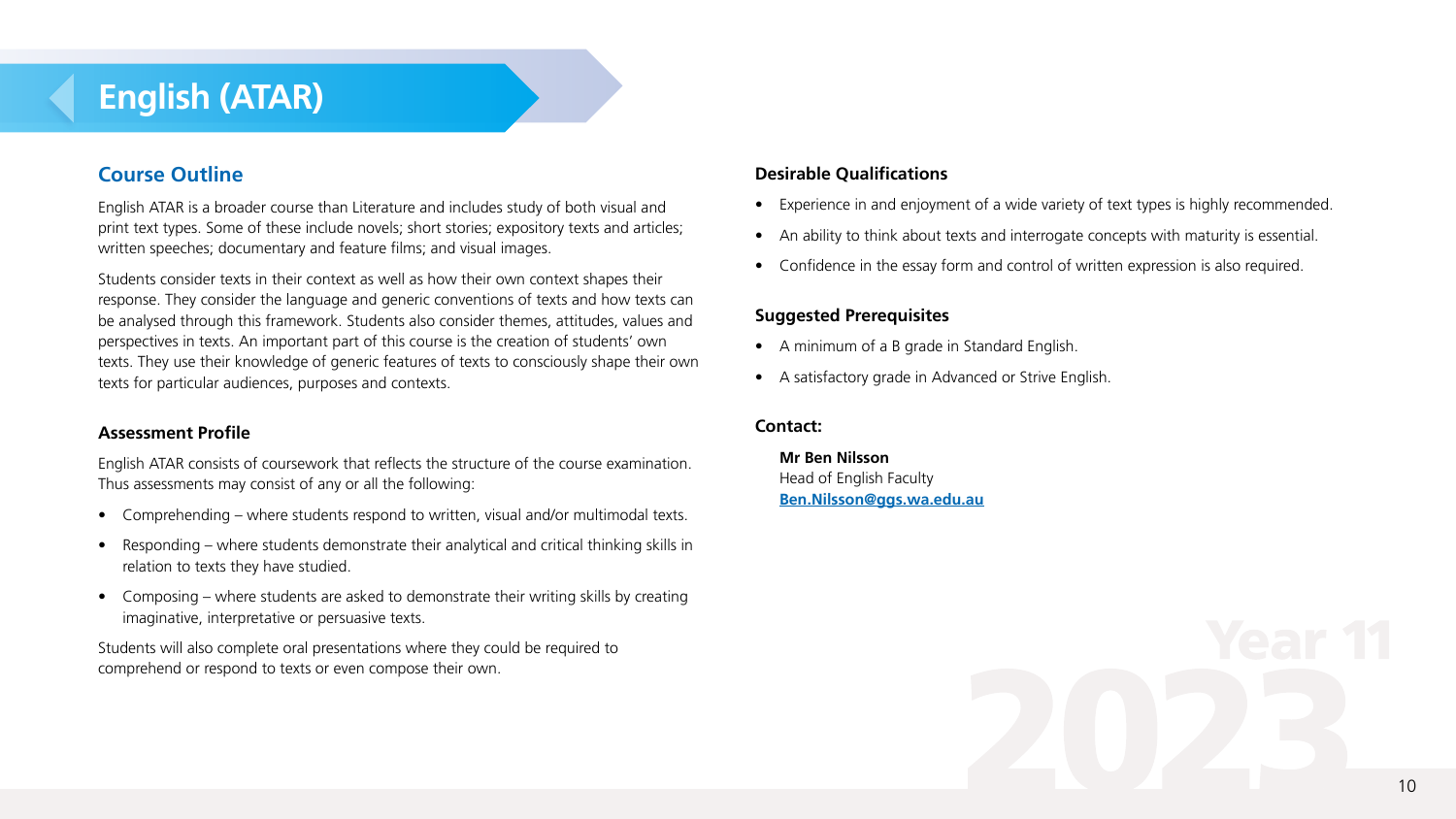# English (ATAR)

## Course Outline

English ATAR is a broader course than Literature and includes study of both visual and print text types. Some of these include novels; short stories; expository texts and articles; written speeches; documentary and feature films; and visual images.

Students consider texts in their context as well as how their own context shapes their response. They consider the language and generic conventions of texts and how texts can be analysed through this framework. Students also consider themes, attitudes, values and perspectives in texts. An important part of this course is the creation of students' own texts. They use their knowledge of generic features of texts to consciously shape their own texts for particular audiences, purposes and contexts.

### Assessment Profile

English ATAR consists of coursework that reflects the structure of the course examination. Thus assessments may consist of any or all the following:

- Comprehending – where students respond to written, visual and/or multimodal texts.
- Responding – where students demonstrate their analytical and critical thinking skills in relation to texts they have studied.
- Composing – where students are asked to demonstrate their writing skills by creating imaginative, interpretative or persuasive texts.

Students will also complete oral presentations where they could be required to comprehend or respond to texts or even compose their own.

### Desirable Qualifications

- Experience in and enjoyment of a wide variety of text types is highly recommended.
- An ability to think about texts and interrogate concepts with maturity is essential.
- Confidence in the essay form and control of written expression is also required.

### Suggested Prerequisites

- A minimum of a B grade in Standard English.
- A satisfactory grade in Advanced or Strive English.

### Contact:

**Mr Ben Nilsson**
Head of English Faculty
**Ben.Nilsson@ggs.wa.edu.au**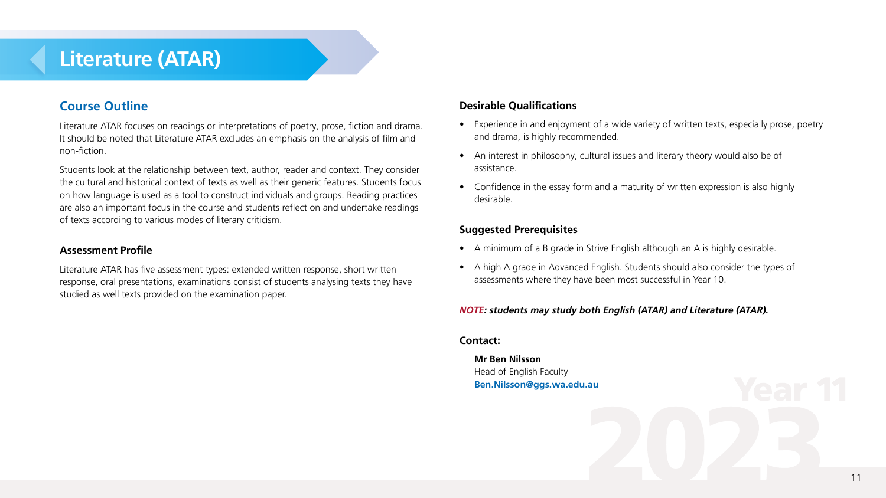# Literature (ATAR)

## Course Outline

Literature ATAR focuses on readings or interpretations of poetry, prose, fiction and drama. It should be noted that Literature ATAR excludes an emphasis on the analysis of film and non-fiction.

Students look at the relationship between text, author, reader and context. They consider the cultural and historical context of texts as well as their generic features. Students focus on how language is used as a tool to construct individuals and groups. Reading practices are also an important focus in the course and students reflect on and undertake readings of texts according to various modes of literary criticism.

### Assessment Profile

Literature ATAR has five assessment types: extended written response, short written response, oral presentations, examinations consist of students analysing texts they have studied as well texts provided on the examination paper.

### Desirable Qualifications

- Experience in and enjoyment of a wide variety of written texts, especially prose, poetry and drama, is highly recommended.
- An interest in philosophy, cultural issues and literary theory would also be of assistance.
- Confidence in the essay form and a maturity of written expression is also highly desirable.

### Suggested Prerequisites

- A minimum of a B grade in Strive English although an A is highly desirable.
- A high A grade in Advanced English. Students should also consider the types of assessments where they have been most successful in Year 10.

***NOTE: students may study both English (ATAR) and Literature (ATAR).***

### Contact:

**Mr Ben Nilsson**
Head of English Faculty
**Ben.Nilsson@ggs.wa.edu.au**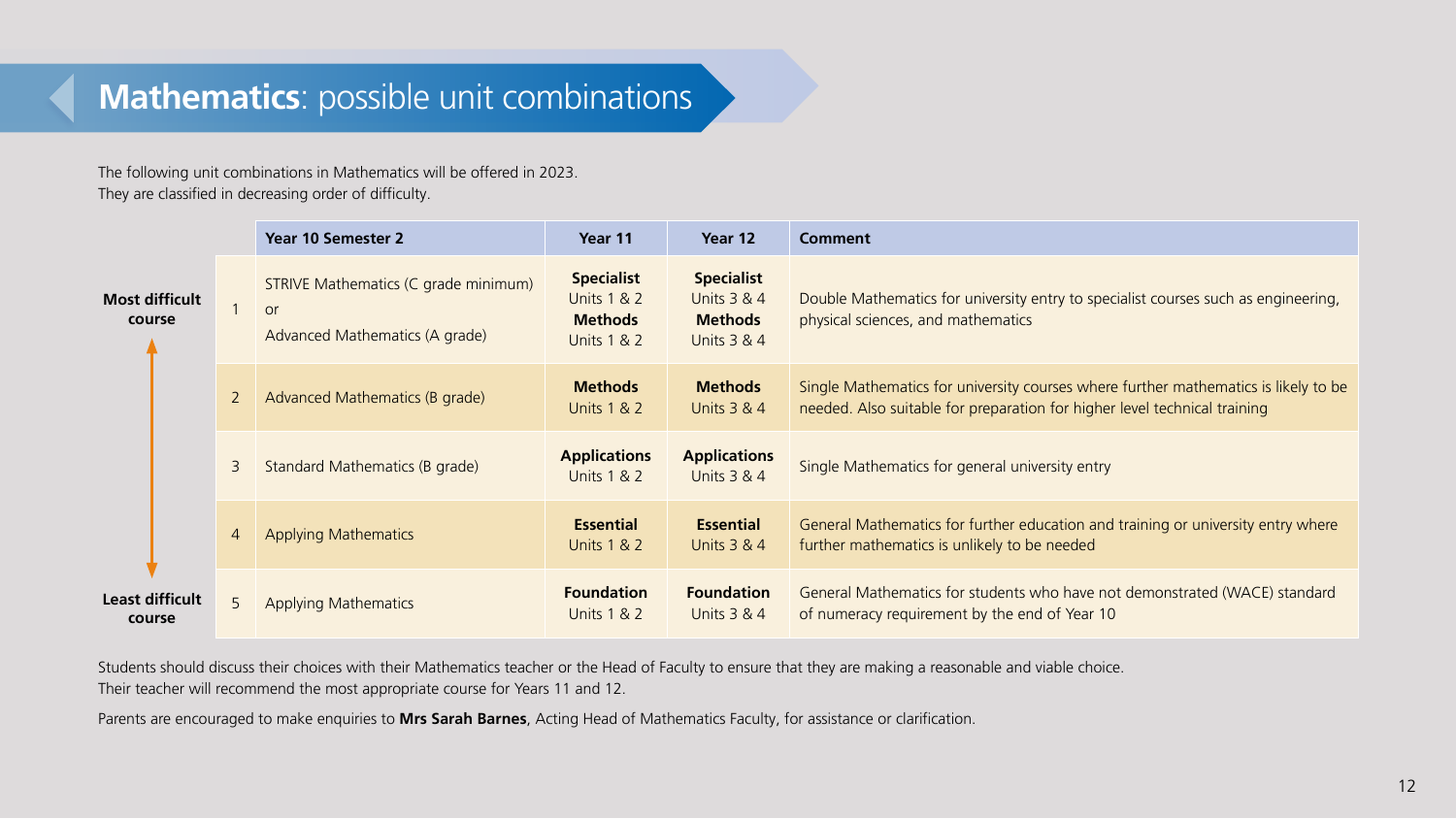# **Mathematics**: possible unit combinations

The following unit combinations in Mathematics will be offered in 2023.
They are classified in decreasing order of difficulty.

| | | Year 10 Semester 2 | Year 11 | Year 12 | Comment |
|---|---|---|---|---|---|
| **Most difficult course** | 1 | STRIVE Mathematics (C grade minimum) or Advanced Mathematics (A grade) | **Specialist** Units 1 & 2 **Methods** Units 1 & 2 | **Specialist** Units 3 & 4 **Methods** Units 3 & 4 | Double Mathematics for university entry to specialist courses such as engineering, physical sciences, and mathematics |
| | 2 | Advanced Mathematics (B grade) | **Methods** Units 1 & 2 | **Methods** Units 3 & 4 | Single Mathematics for university courses where further mathematics is likely to be needed. Also suitable for preparation for higher level technical training |
| | 3 | Standard Mathematics (B grade) | **Applications** Units 1 & 2 | **Applications** Units 3 & 4 | Single Mathematics for general university entry |
| | 4 | Applying Mathematics | **Essential** Units 1 & 2 | **Essential** Units 3 & 4 | General Mathematics for further education and training or university entry where further mathematics is unlikely to be needed |
| **Least difficult course** | 5 | Applying Mathematics | **Foundation** Units 1 & 2 | **Foundation** Units 3 & 4 | General Mathematics for students who have not demonstrated (WACE) standard of numeracy requirement by the end of Year 10 |

Students should discuss their choices with their Mathematics teacher or the Head of Faculty to ensure that they are making a reasonable and viable choice.
Their teacher will recommend the most appropriate course for Years 11 and 12.

Parents are encouraged to make enquiries to **Mrs Sarah Barnes**, Acting Head of Mathematics Faculty, for assistance or clarification.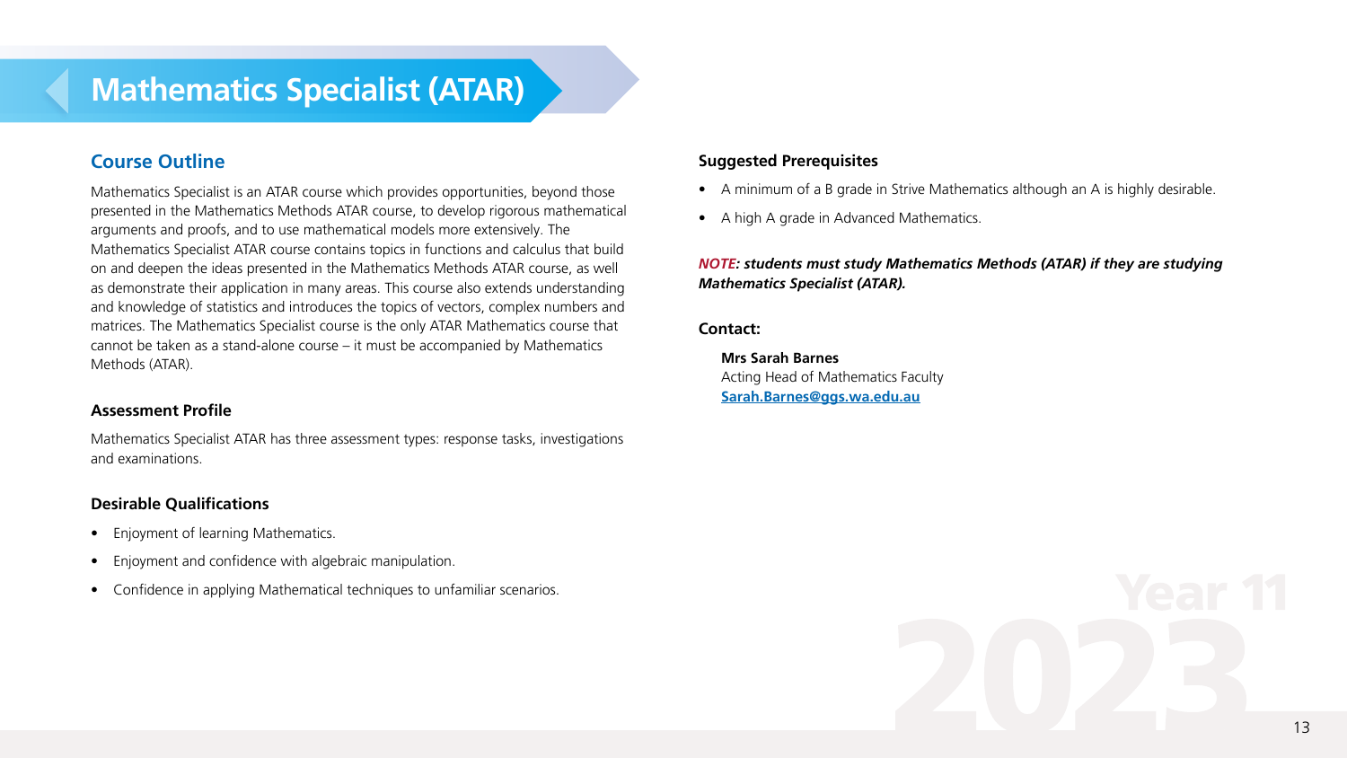# Mathematics Specialist (ATAR)

## Course Outline

Mathematics Specialist is an ATAR course which provides opportunities, beyond those presented in the Mathematics Methods ATAR course, to develop rigorous mathematical arguments and proofs, and to use mathematical models more extensively. The Mathematics Specialist ATAR course contains topics in functions and calculus that build on and deepen the ideas presented in the Mathematics Methods ATAR course, as well as demonstrate their application in many areas. This course also extends understanding and knowledge of statistics and introduces the topics of vectors, complex numbers and matrices. The Mathematics Specialist course is the only ATAR Mathematics course that cannot be taken as a stand-alone course – it must be accompanied by Mathematics Methods (ATAR).

### Assessment Profile

Mathematics Specialist ATAR has three assessment types: response tasks, investigations and examinations.

### Desirable Qualifications

- Enjoyment of learning Mathematics.
- Enjoyment and confidence with algebraic manipulation.
- Confidence in applying Mathematical techniques to unfamiliar scenarios.

### Suggested Prerequisites

- A minimum of a B grade in Strive Mathematics although an A is highly desirable.
- A high A grade in Advanced Mathematics.

***NOTE*: students must study Mathematics Methods (ATAR) if they are studying Mathematics Specialist (ATAR).**

### Contact:

**Mrs Sarah Barnes**
Acting Head of Mathematics Faculty
Sarah.Barnes@ggs.wa.edu.au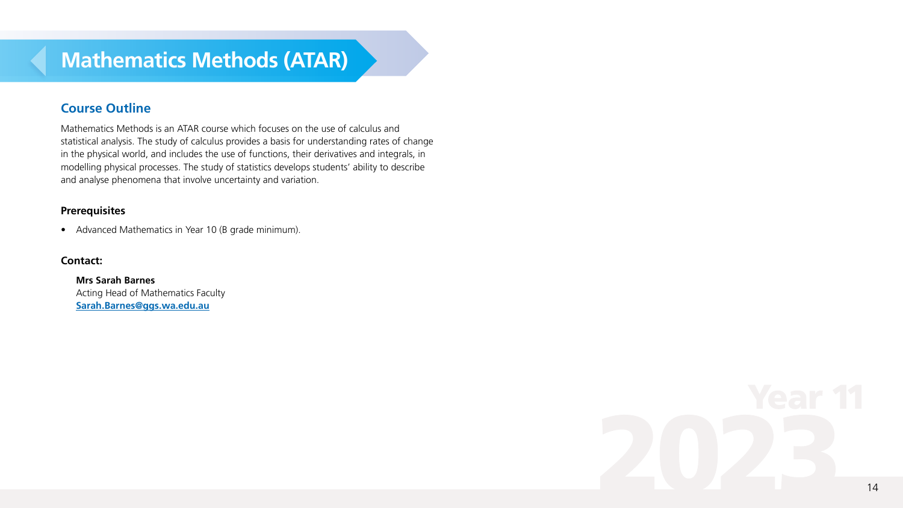# Mathematics Methods (ATAR)

## Course Outline

Mathematics Methods is an ATAR course which focuses on the use of calculus and statistical analysis. The study of calculus provides a basis for understanding rates of change in the physical world, and includes the use of functions, their derivatives and integrals, in modelling physical processes. The study of statistics develops students' ability to describe and analyse phenomena that involve uncertainty and variation.

### Prerequisites

- Advanced Mathematics in Year 10 (B grade minimum).

### Contact:

**Mrs Sarah Barnes**
Acting Head of Mathematics Faculty
**Sarah.Barnes@ggs.wa.edu.au**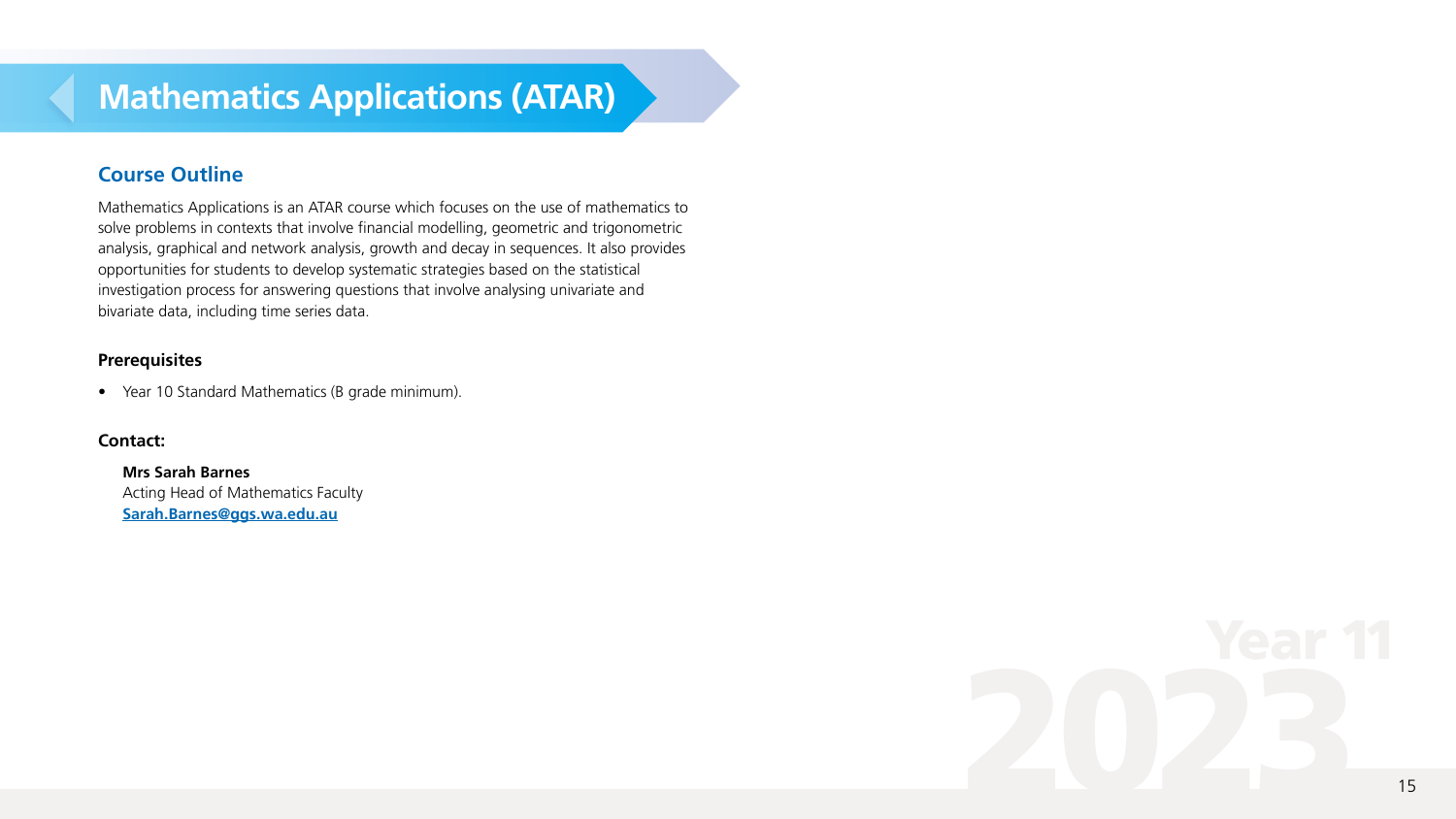# Mathematics Applications (ATAR)

## Course Outline

Mathematics Applications is an ATAR course which focuses on the use of mathematics to solve problems in contexts that involve financial modelling, geometric and trigonometric analysis, graphical and network analysis, growth and decay in sequences. It also provides opportunities for students to develop systematic strategies based on the statistical investigation process for answering questions that involve analysing univariate and bivariate data, including time series data.

**Prerequisites**

- Year 10 Standard Mathematics (B grade minimum).

**Contact:**

**Mrs Sarah Barnes**
Acting Head of Mathematics Faculty
[Sarah.Barnes@ggs.wa.edu.au](mailto:Sarah.Barnes@ggs.wa.edu.au)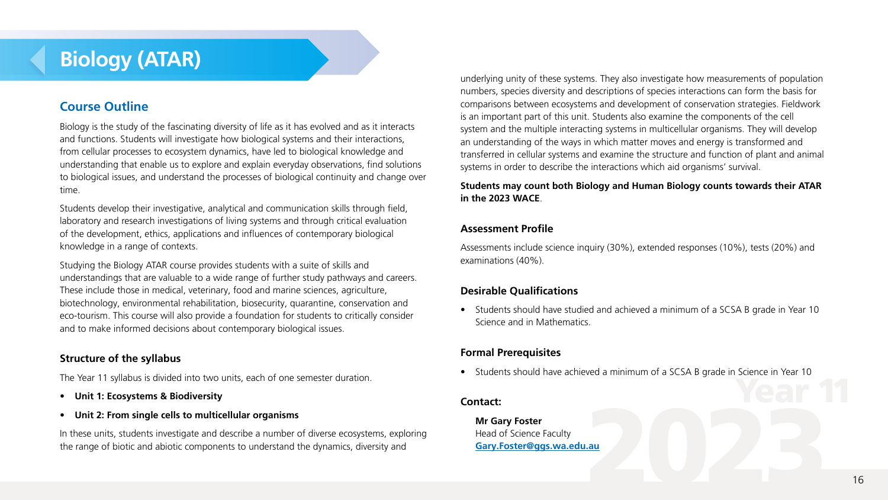# Biology (ATAR)

## Course Outline

Biology is the study of the fascinating diversity of life as it has evolved and as it interacts and functions. Students will investigate how biological systems and their interactions, from cellular processes to ecosystem dynamics, have led to biological knowledge and understanding that enable us to explore and explain everyday observations, find solutions to biological issues, and understand the processes of biological continuity and change over time.

Students develop their investigative, analytical and communication skills through field, laboratory and research investigations of living systems and through critical evaluation of the development, ethics, applications and influences of contemporary biological knowledge in a range of contexts.

Studying the Biology ATAR course provides students with a suite of skills and understandings that are valuable to a wide range of further study pathways and careers. These include those in medical, veterinary, food and marine sciences, agriculture, biotechnology, environmental rehabilitation, biosecurity, quarantine, conservation and eco-tourism. This course will also provide a foundation for students to critically consider and to make informed decisions about contemporary biological issues.

### Structure of the syllabus

The Year 11 syllabus is divided into two units, each of one semester duration.

- **Unit 1: Ecosystems & Biodiversity**
- **Unit 2: From single cells to multicellular organisms**

In these units, students investigate and describe a number of diverse ecosystems, exploring the range of biotic and abiotic components to understand the dynamics, diversity and underlying unity of these systems. They also investigate how measurements of population numbers, species diversity and descriptions of species interactions can form the basis for comparisons between ecosystems and development of conservation strategies. Fieldwork is an important part of this unit. Students also examine the components of the cell system and the multiple interacting systems in multicellular organisms. They will develop an understanding of the ways in which matter moves and energy is transformed and transferred in cellular systems and examine the structure and function of plant and animal systems in order to describe the interactions which aid organisms' survival.

**Students may count both Biology and Human Biology counts towards their ATAR in the 2023 WACE**.

### Assessment Profile

Assessments include science inquiry (30%), extended responses (10%), tests (20%) and examinations (40%).

### Desirable Qualifications

- Students should have studied and achieved a minimum of a SCSA B grade in Year 10 Science and in Mathematics.

### Formal Prerequisites

- Students should have achieved a minimum of a SCSA B grade in Science in Year 10

### Contact:

**Mr Gary Foster**
Head of Science Faculty
**Gary.Foster@ggs.wa.edu.au**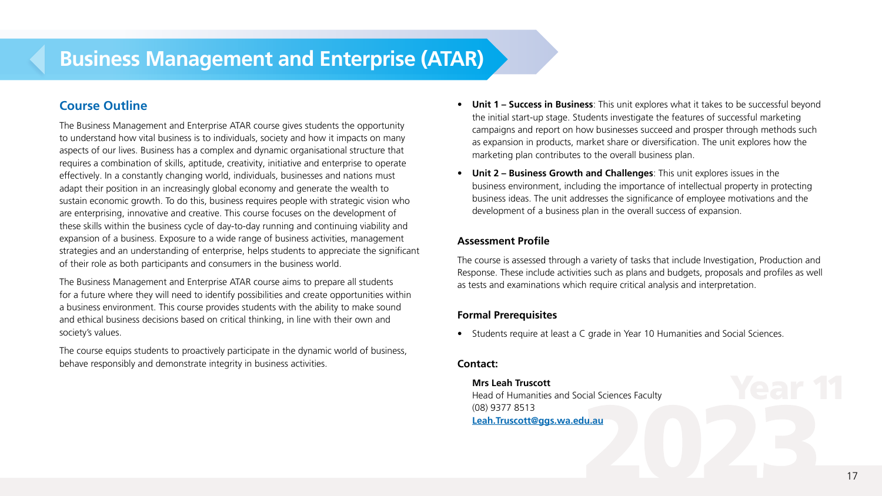# Business Management and Enterprise (ATAR)

## Course Outline

The Business Management and Enterprise ATAR course gives students the opportunity to understand how vital business is to individuals, society and how it impacts on many aspects of our lives. Business has a complex and dynamic organisational structure that requires a combination of skills, aptitude, creativity, initiative and enterprise to operate effectively. In a constantly changing world, individuals, businesses and nations must adapt their position in an increasingly global economy and generate the wealth to sustain economic growth. To do this, business requires people with strategic vision who are enterprising, innovative and creative. This course focuses on the development of these skills within the business cycle of day-to-day running and continuing viability and expansion of a business. Exposure to a wide range of business activities, management strategies and an understanding of enterprise, helps students to appreciate the significant of their role as both participants and consumers in the business world.

The Business Management and Enterprise ATAR course aims to prepare all students for a future where they will need to identify possibilities and create opportunities within a business environment. This course provides students with the ability to make sound and ethical business decisions based on critical thinking, in line with their own and society's values.

The course equips students to proactively participate in the dynamic world of business, behave responsibly and demonstrate integrity in business activities.

- **Unit 1 – Success in Business**: This unit explores what it takes to be successful beyond the initial start-up stage. Students investigate the features of successful marketing campaigns and report on how businesses succeed and prosper through methods such as expansion in products, market share or diversification. The unit explores how the marketing plan contributes to the overall business plan.
- **Unit 2 – Business Growth and Challenges**: This unit explores issues in the business environment, including the importance of intellectual property in protecting business ideas. The unit addresses the significance of employee motivations and the development of a business plan in the overall success of expansion.

### Assessment Profile

The course is assessed through a variety of tasks that include Investigation, Production and Response. These include activities such as plans and budgets, proposals and profiles as well as tests and examinations which require critical analysis and interpretation.

### Formal Prerequisites

- Students require at least a C grade in Year 10 Humanities and Social Sciences.

### Contact:

**Mrs Leah Truscott**
Head of Humanities and Social Sciences Faculty
(08) 9377 8513
Leah.Truscott@ggs.wa.edu.au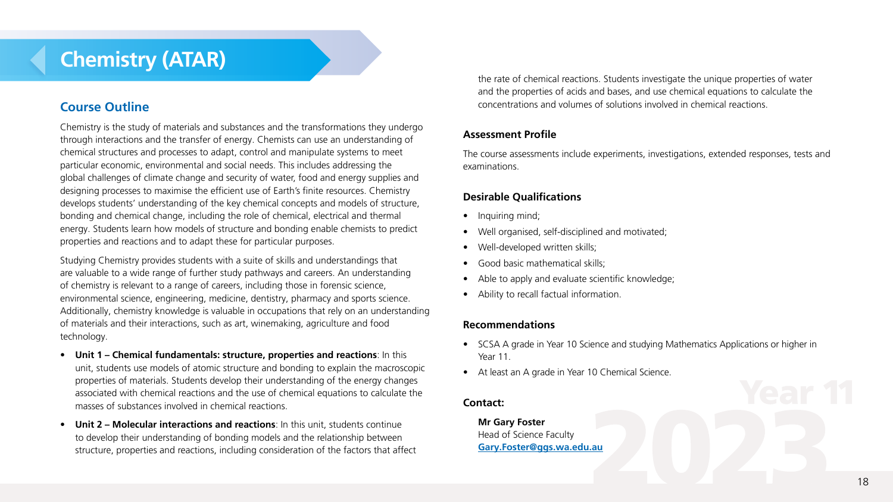# Chemistry (ATAR)

## Course Outline

Chemistry is the study of materials and substances and the transformations they undergo through interactions and the transfer of energy. Chemists can use an understanding of chemical structures and processes to adapt, control and manipulate systems to meet particular economic, environmental and social needs. This includes addressing the global challenges of climate change and security of water, food and energy supplies and designing processes to maximise the efficient use of Earth's finite resources. Chemistry develops students' understanding of the key chemical concepts and models of structure, bonding and chemical change, including the role of chemical, electrical and thermal energy. Students learn how models of structure and bonding enable chemists to predict properties and reactions and to adapt these for particular purposes.

Studying Chemistry provides students with a suite of skills and understandings that are valuable to a wide range of further study pathways and careers. An understanding of chemistry is relevant to a range of careers, including those in forensic science, environmental science, engineering, medicine, dentistry, pharmacy and sports science. Additionally, chemistry knowledge is valuable in occupations that rely on an understanding of materials and their interactions, such as art, winemaking, agriculture and food technology.

- **Unit 1 – Chemical fundamentals: structure, properties and reactions**: In this unit, students use models of atomic structure and bonding to explain the macroscopic properties of materials. Students develop their understanding of the energy changes associated with chemical reactions and the use of chemical equations to calculate the masses of substances involved in chemical reactions.
- **Unit 2 – Molecular interactions and reactions**: In this unit, students continue to develop their understanding of bonding models and the relationship between structure, properties and reactions, including consideration of the factors that affect the rate of chemical reactions. Students investigate the unique properties of water and the properties of acids and bases, and use chemical equations to calculate the concentrations and volumes of solutions involved in chemical reactions.

### Assessment Profile

The course assessments include experiments, investigations, extended responses, tests and examinations.

### Desirable Qualifications

- Inquiring mind;
- Well organised, self-disciplined and motivated;
- Well-developed written skills;
- Good basic mathematical skills;
- Able to apply and evaluate scientific knowledge;
- Ability to recall factual information.

### Recommendations

- SCSA A grade in Year 10 Science and studying Mathematics Applications or higher in Year 11.
- At least an A grade in Year 10 Chemical Science.

### Contact:

**Mr Gary Foster**
Head of Science Faculty
Gary.Foster@ggs.wa.edu.au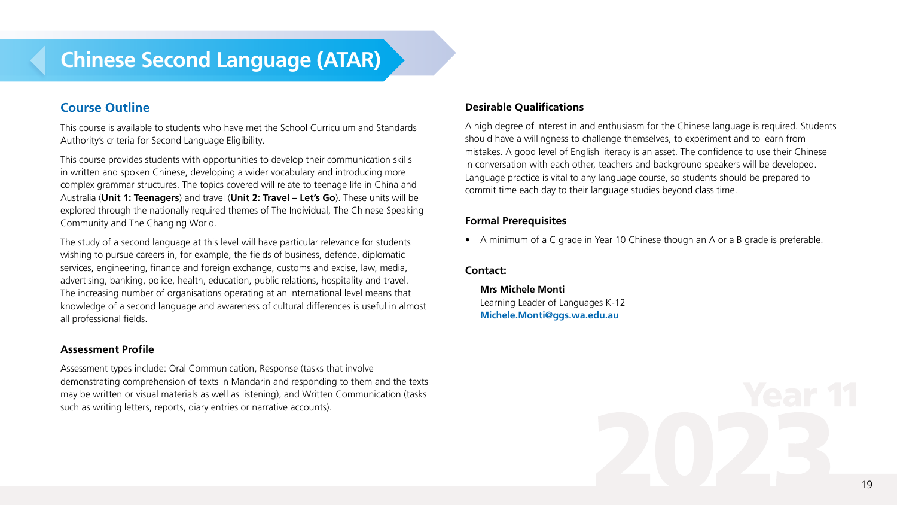# Chinese Second Language (ATAR)

## Course Outline

This course is available to students who have met the School Curriculum and Standards Authority's criteria for Second Language Eligibility.

This course provides students with opportunities to develop their communication skills in written and spoken Chinese, developing a wider vocabulary and introducing more complex grammar structures. The topics covered will relate to teenage life in China and Australia (**Unit 1: Teenagers**) and travel (**Unit 2: Travel – Let's Go**). These units will be explored through the nationally required themes of The Individual, The Chinese Speaking Community and The Changing World.

The study of a second language at this level will have particular relevance for students wishing to pursue careers in, for example, the fields of business, defence, diplomatic services, engineering, finance and foreign exchange, customs and excise, law, media, advertising, banking, police, health, education, public relations, hospitality and travel. The increasing number of organisations operating at an international level means that knowledge of a second language and awareness of cultural differences is useful in almost all professional fields.

### Assessment Profile

Assessment types include: Oral Communication, Response (tasks that involve demonstrating comprehension of texts in Mandarin and responding to them and the texts may be written or visual materials as well as listening), and Written Communication (tasks such as writing letters, reports, diary entries or narrative accounts).

### Desirable Qualifications

A high degree of interest in and enthusiasm for the Chinese language is required. Students should have a willingness to challenge themselves, to experiment and to learn from mistakes. A good level of English literacy is an asset. The confidence to use their Chinese in conversation with each other, teachers and background speakers will be developed. Language practice is vital to any language course, so students should be prepared to commit time each day to their language studies beyond class time.

### Formal Prerequisites

- A minimum of a C grade in Year 10 Chinese though an A or a B grade is preferable.

### Contact:

**Mrs Michele Monti**
Learning Leader of Languages K-12
**Michele.Monti@ggs.wa.edu.au**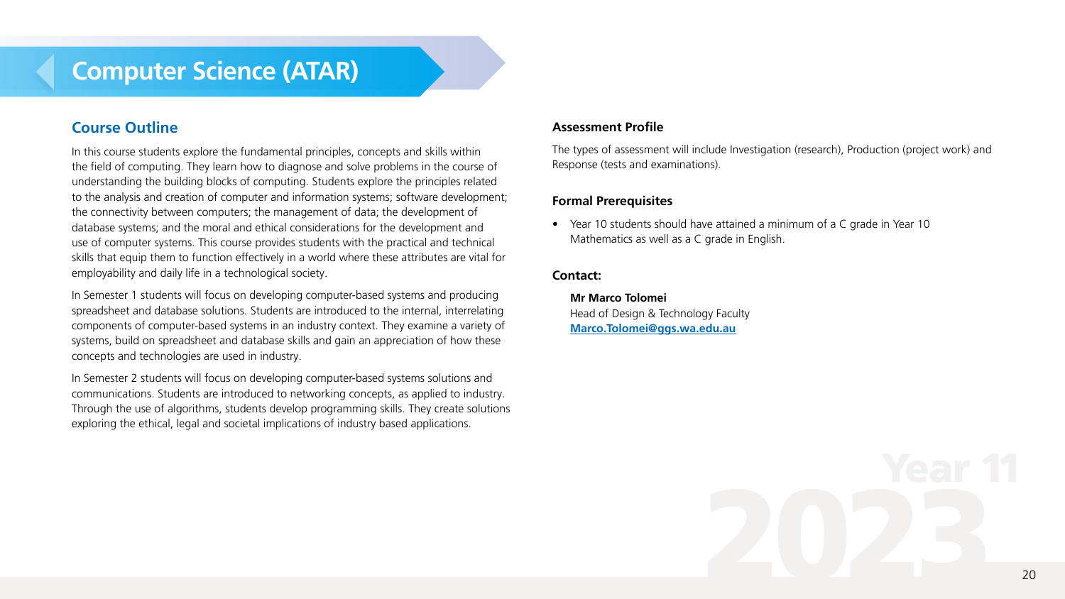# Computer Science (ATAR)

## Course Outline

In this course students explore the fundamental principles, concepts and skills within the field of computing. They learn how to diagnose and solve problems in the course of understanding the building blocks of computing. Students explore the principles related to the analysis and creation of computer and information systems; software development; the connectivity between computers; the management of data; the development of database systems; and the moral and ethical considerations for the development and use of computer systems. This course provides students with the practical and technical skills that equip them to function effectively in a world where these attributes are vital for employability and daily life in a technological society.

In Semester 1 students will focus on developing computer-based systems and producing spreadsheet and database solutions. Students are introduced to the internal, interrelating components of computer-based systems in an industry context. They examine a variety of systems, build on spreadsheet and database skills and gain an appreciation of how these concepts and technologies are used in industry.

In Semester 2 students will focus on developing computer-based systems solutions and communications. Students are introduced to networking concepts, as applied to industry. Through the use of algorithms, students develop programming skills. They create solutions exploring the ethical, legal and societal implications of industry based applications.

### Assessment Profile

The types of assessment will include Investigation (research), Production (project work) and Response (tests and examinations).

### Formal Prerequisites

- Year 10 students should have attained a minimum of a C grade in Year 10 Mathematics as well as a C grade in English.

### Contact:

**Mr Marco Tolomei**
Head of Design & Technology Faculty
**Marco.Tolomei@ggs.wa.edu.au**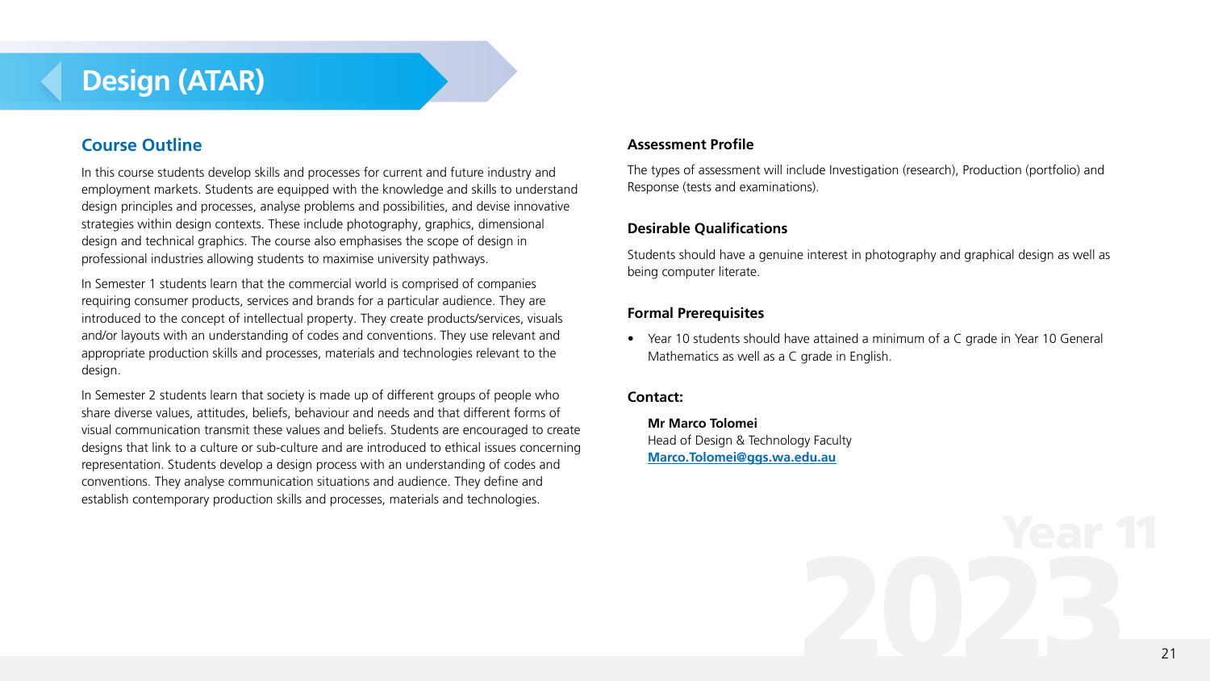# Design (ATAR)

## Course Outline

In this course students develop skills and processes for current and future industry and employment markets. Students are equipped with the knowledge and skills to understand design principles and processes, analyse problems and possibilities, and devise innovative strategies within design contexts. These include photography, graphics, dimensional design and technical graphics. The course also emphasises the scope of design in professional industries allowing students to maximise university pathways.

In Semester 1 students learn that the commercial world is comprised of companies requiring consumer products, services and brands for a particular audience. They are introduced to the concept of intellectual property. They create products/services, visuals and/or layouts with an understanding of codes and conventions. They use relevant and appropriate production skills and processes, materials and technologies relevant to the design.

In Semester 2 students learn that society is made up of different groups of people who share diverse values, attitudes, beliefs, behaviour and needs and that different forms of visual communication transmit these values and beliefs. Students are encouraged to create designs that link to a culture or sub-culture and are introduced to ethical issues concerning representation. Students develop a design process with an understanding of codes and conventions. They analyse communication situations and audience. They define and establish contemporary production skills and processes, materials and technologies.

### Assessment Profile

The types of assessment will include Investigation (research), Production (portfolio) and Response (tests and examinations).

### Desirable Qualifications

Students should have a genuine interest in photography and graphical design as well as being computer literate.

### Formal Prerequisites

- Year 10 students should have attained a minimum of a C grade in Year 10 General Mathematics as well as a C grade in English.

### Contact:

**Mr Marco Tolomei**
Head of Design & Technology Faculty
**Marco.Tolomei@ggs.wa.edu.au**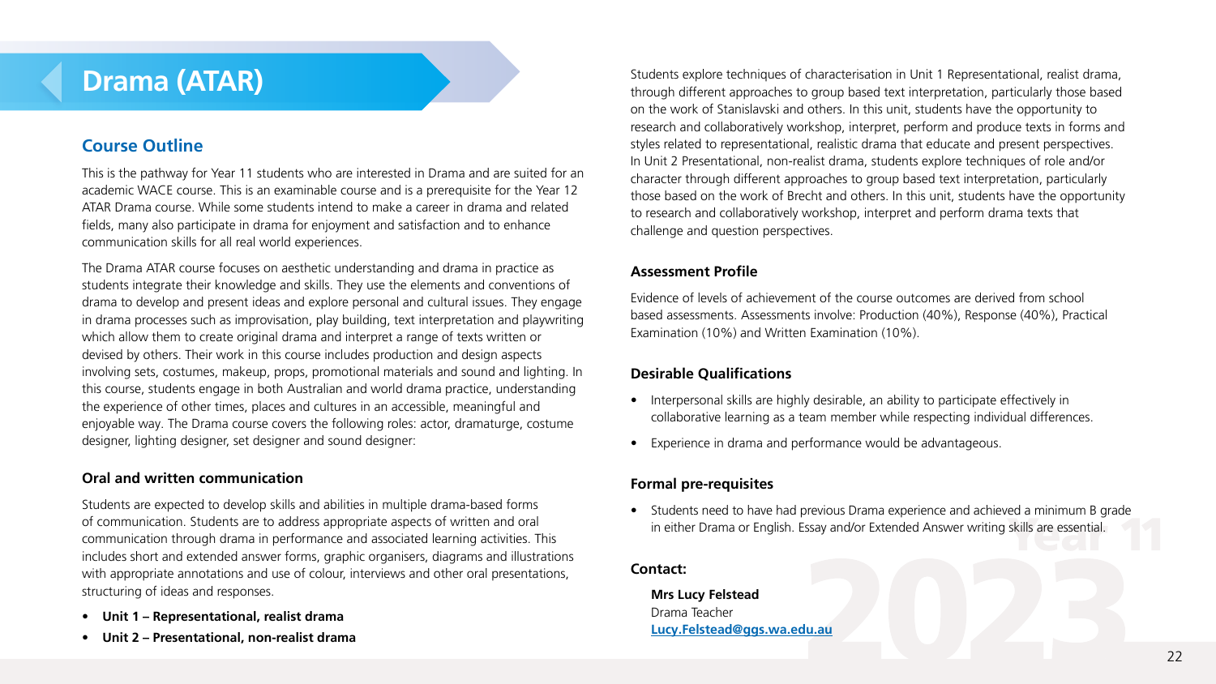# Drama (ATAR)

## Course Outline

This is the pathway for Year 11 students who are interested in Drama and are suited for an academic WACE course. This is an examinable course and is a prerequisite for the Year 12 ATAR Drama course. While some students intend to make a career in drama and related fields, many also participate in drama for enjoyment and satisfaction and to enhance communication skills for all real world experiences.

The Drama ATAR course focuses on aesthetic understanding and drama in practice as students integrate their knowledge and skills. They use the elements and conventions of drama to develop and present ideas and explore personal and cultural issues. They engage in drama processes such as improvisation, play building, text interpretation and playwriting which allow them to create original drama and interpret a range of texts written or devised by others. Their work in this course includes production and design aspects involving sets, costumes, makeup, props, promotional materials and sound and lighting. In this course, students engage in both Australian and world drama practice, understanding the experience of other times, places and cultures in an accessible, meaningful and enjoyable way. The Drama course covers the following roles: actor, dramaturge, costume designer, lighting designer, set designer and sound designer:

### Oral and written communication

Students are expected to develop skills and abilities in multiple drama-based forms of communication. Students are to address appropriate aspects of written and oral communication through drama in performance and associated learning activities. This includes short and extended answer forms, graphic organisers, diagrams and illustrations with appropriate annotations and use of colour, interviews and other oral presentations, structuring of ideas and responses.

- **Unit 1 – Representational, realist drama**
- **Unit 2 – Presentational, non-realist drama**

Students explore techniques of characterisation in Unit 1 Representational, realist drama, through different approaches to group based text interpretation, particularly those based on the work of Stanislavski and others. In this unit, students have the opportunity to research and collaboratively workshop, interpret, perform and produce texts in forms and styles related to representational, realistic drama that educate and present perspectives. In Unit 2 Presentational, non-realist drama, students explore techniques of role and/or character through different approaches to group based text interpretation, particularly those based on the work of Brecht and others. In this unit, students have the opportunity to research and collaboratively workshop, interpret and perform drama texts that challenge and question perspectives.

### Assessment Profile

Evidence of levels of achievement of the course outcomes are derived from school based assessments. Assessments involve: Production (40%), Response (40%), Practical Examination (10%) and Written Examination (10%).

### Desirable Qualifications

- Interpersonal skills are highly desirable, an ability to participate effectively in collaborative learning as a team member while respecting individual differences.
- Experience in drama and performance would be advantageous.

### Formal pre-requisites

- Students need to have had previous Drama experience and achieved a minimum B grade in either Drama or English. Essay and/or Extended Answer writing skills are essential.

### Contact:

**Mrs Lucy Felstead**
Drama Teacher
**Lucy.Felstead@ggs.wa.edu.au**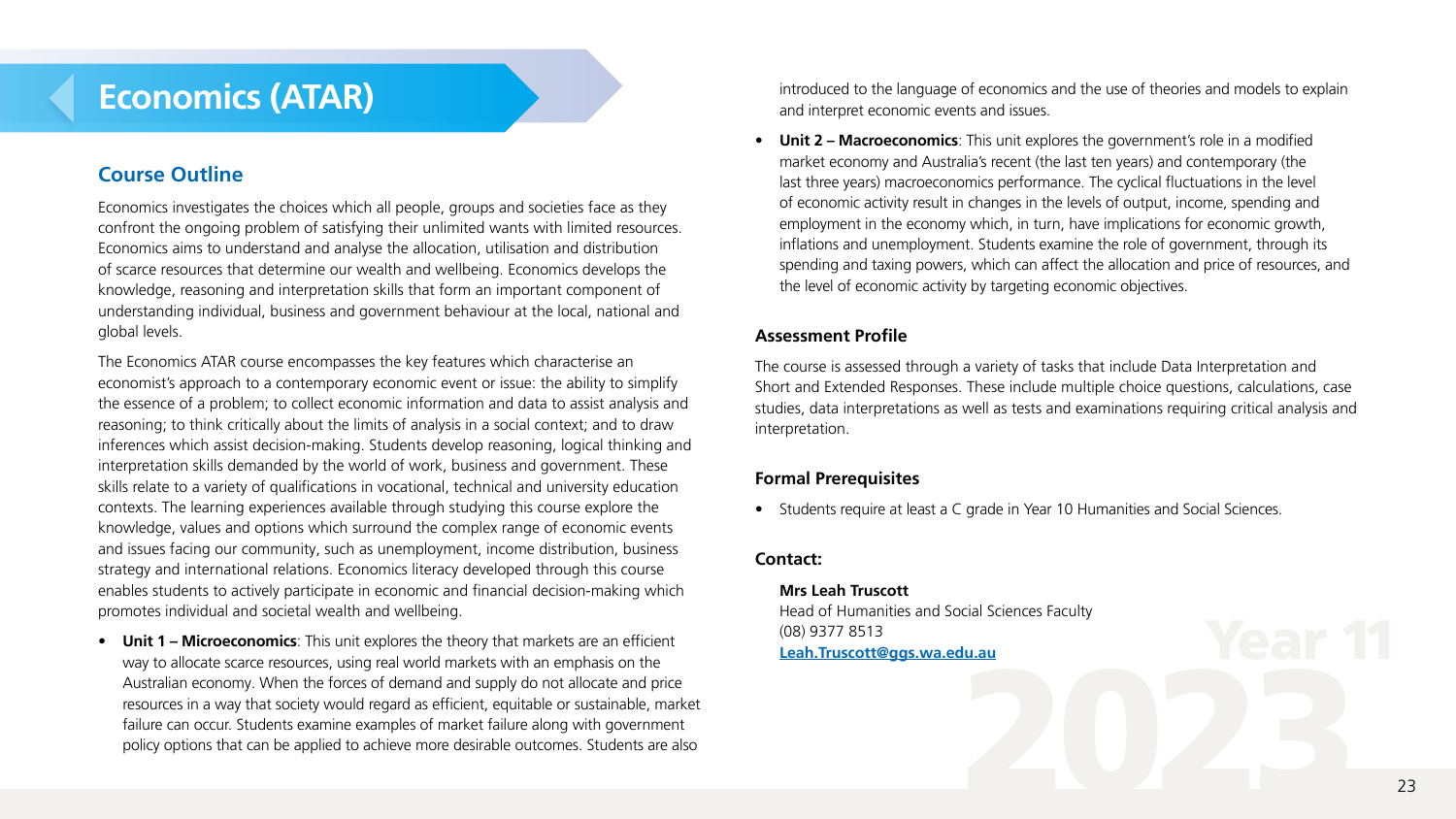# Economics (ATAR)

## Course Outline

Economics investigates the choices which all people, groups and societies face as they confront the ongoing problem of satisfying their unlimited wants with limited resources. Economics aims to understand and analyse the allocation, utilisation and distribution of scarce resources that determine our wealth and wellbeing. Economics develops the knowledge, reasoning and interpretation skills that form an important component of understanding individual, business and government behaviour at the local, national and global levels.

The Economics ATAR course encompasses the key features which characterise an economist's approach to a contemporary economic event or issue: the ability to simplify the essence of a problem; to collect economic information and data to assist analysis and reasoning; to think critically about the limits of analysis in a social context; and to draw inferences which assist decision-making. Students develop reasoning, logical thinking and interpretation skills demanded by the world of work, business and government. These skills relate to a variety of qualifications in vocational, technical and university education contexts. The learning experiences available through studying this course explore the knowledge, values and options which surround the complex range of economic events and issues facing our community, such as unemployment, income distribution, business strategy and international relations. Economics literacy developed through this course enables students to actively participate in economic and financial decision-making which promotes individual and societal wealth and wellbeing.

- **Unit 1 – Microeconomics**: This unit explores the theory that markets are an efficient way to allocate scarce resources, using real world markets with an emphasis on the Australian economy. When the forces of demand and supply do not allocate and price resources in a way that society would regard as efficient, equitable or sustainable, market failure can occur. Students examine examples of market failure along with government policy options that can be applied to achieve more desirable outcomes. Students are also introduced to the language of economics and the use of theories and models to explain and interpret economic events and issues.
- **Unit 2 – Macroeconomics**: This unit explores the government's role in a modified market economy and Australia's recent (the last ten years) and contemporary (the last three years) macroeconomics performance. The cyclical fluctuations in the level of economic activity result in changes in the levels of output, income, spending and employment in the economy which, in turn, have implications for economic growth, inflations and unemployment. Students examine the role of government, through its spending and taxing powers, which can affect the allocation and price of resources, and the level of economic activity by targeting economic objectives.

### Assessment Profile

The course is assessed through a variety of tasks that include Data Interpretation and Short and Extended Responses. These include multiple choice questions, calculations, case studies, data interpretations as well as tests and examinations requiring critical analysis and interpretation.

### Formal Prerequisites

- Students require at least a C grade in Year 10 Humanities and Social Sciences.

### Contact:

**Mrs Leah Truscott**
Head of Humanities and Social Sciences Faculty
(08) 9377 8513
**Leah.Truscott@ggs.wa.edu.au**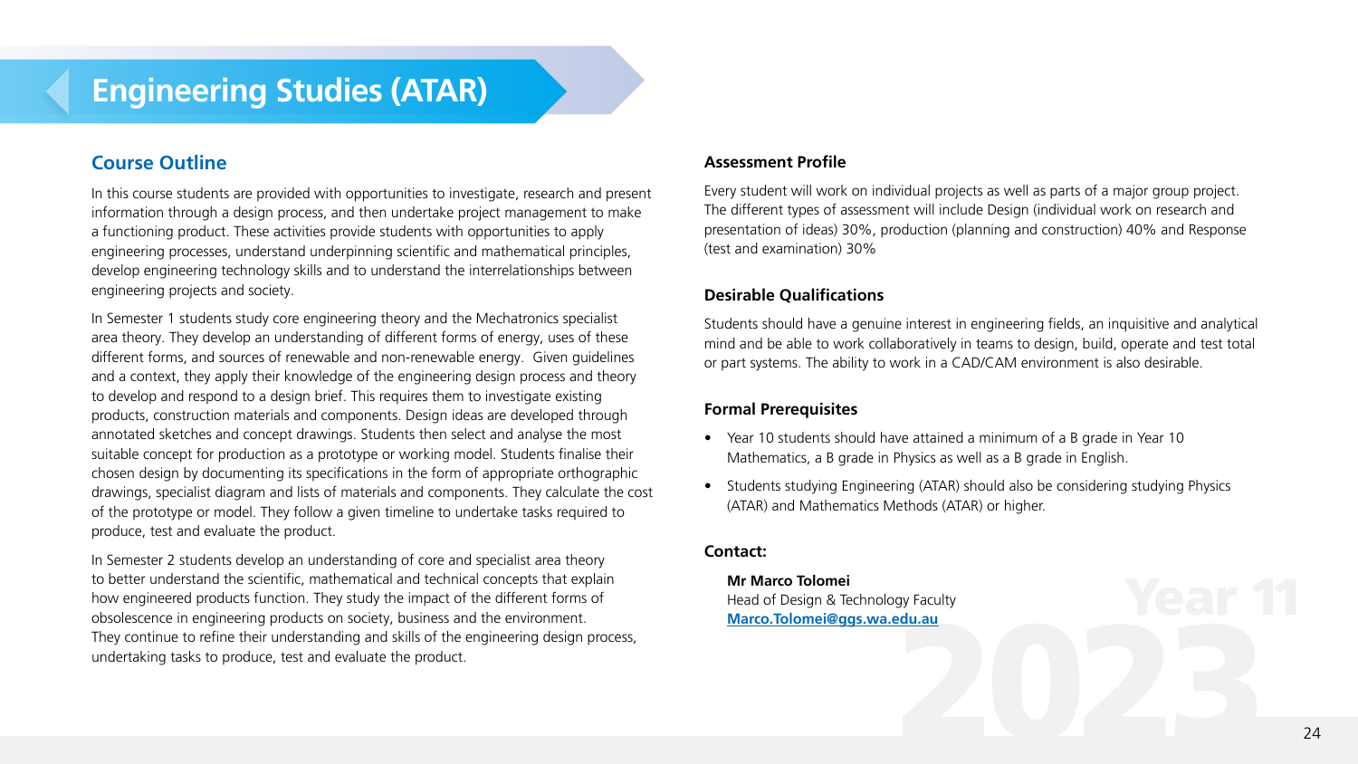# Engineering Studies (ATAR)

## Course Outline

In this course students are provided with opportunities to investigate, research and present information through a design process, and then undertake project management to make a functioning product. These activities provide students with opportunities to apply engineering processes, understand underpinning scientific and mathematical principles, develop engineering technology skills and to understand the interrelationships between engineering projects and society.

In Semester 1 students study core engineering theory and the Mechatronics specialist area theory. They develop an understanding of different forms of energy, uses of these different forms, and sources of renewable and non-renewable energy. Given guidelines and a context, they apply their knowledge of the engineering design process and theory to develop and respond to a design brief. This requires them to investigate existing products, construction materials and components. Design ideas are developed through annotated sketches and concept drawings. Students then select and analyse the most suitable concept for production as a prototype or working model. Students finalise their chosen design by documenting its specifications in the form of appropriate orthographic drawings, specialist diagram and lists of materials and components. They calculate the cost of the prototype or model. They follow a given timeline to undertake tasks required to produce, test and evaluate the product.

In Semester 2 students develop an understanding of core and specialist area theory to better understand the scientific, mathematical and technical concepts that explain how engineered products function. They study the impact of the different forms of obsolescence in engineering products on society, business and the environment. They continue to refine their understanding and skills of the engineering design process, undertaking tasks to produce, test and evaluate the product.

### Assessment Profile

Every student will work on individual projects as well as parts of a major group project. The different types of assessment will include Design (individual work on research and presentation of ideas) 30%, production (planning and construction) 40% and Response (test and examination) 30%

### Desirable Qualifications

Students should have a genuine interest in engineering fields, an inquisitive and analytical mind and be able to work collaboratively in teams to design, build, operate and test total or part systems. The ability to work in a CAD/CAM environment is also desirable.

### Formal Prerequisites

- Year 10 students should have attained a minimum of a B grade in Year 10 Mathematics, a B grade in Physics as well as a B grade in English.
- Students studying Engineering (ATAR) should also be considering studying Physics (ATAR) and Mathematics Methods (ATAR) or higher.

### Contact:

**Mr Marco Tolomei**
Head of Design & Technology Faculty
**Marco.Tolomei@ggs.wa.edu.au**

Year 11 2023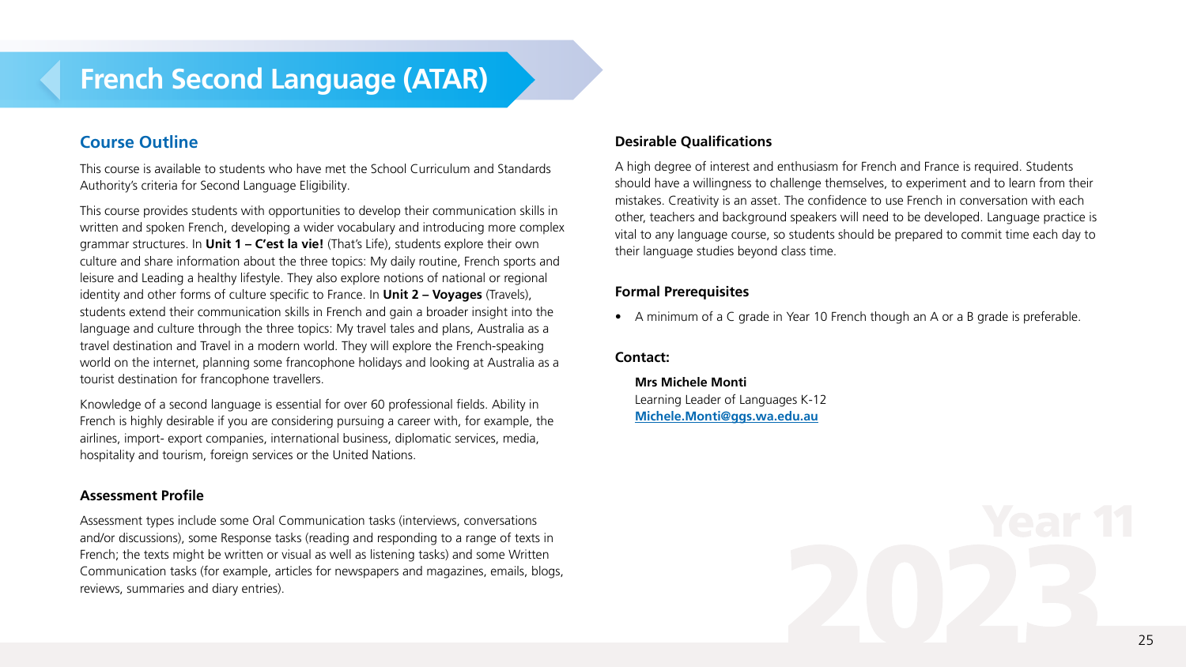# French Second Language (ATAR)

## Course Outline

This course is available to students who have met the School Curriculum and Standards Authority's criteria for Second Language Eligibility.

This course provides students with opportunities to develop their communication skills in written and spoken French, developing a wider vocabulary and introducing more complex grammar structures. In **Unit 1 – C'est la vie!** (That's Life), students explore their own culture and share information about the three topics: My daily routine, French sports and leisure and Leading a healthy lifestyle. They also explore notions of national or regional identity and other forms of culture specific to France. In **Unit 2 – Voyages** (Travels), students extend their communication skills in French and gain a broader insight into the language and culture through the three topics: My travel tales and plans, Australia as a travel destination and Travel in a modern world. They will explore the French-speaking world on the internet, planning some francophone holidays and looking at Australia as a tourist destination for francophone travellers.

Knowledge of a second language is essential for over 60 professional fields. Ability in French is highly desirable if you are considering pursuing a career with, for example, the airlines, import- export companies, international business, diplomatic services, media, hospitality and tourism, foreign services or the United Nations.

### Assessment Profile

Assessment types include some Oral Communication tasks (interviews, conversations and/or discussions), some Response tasks (reading and responding to a range of texts in French; the texts might be written or visual as well as listening tasks) and some Written Communication tasks (for example, articles for newspapers and magazines, emails, blogs, reviews, summaries and diary entries).

### Desirable Qualifications

A high degree of interest and enthusiasm for French and France is required. Students should have a willingness to challenge themselves, to experiment and to learn from their mistakes. Creativity is an asset. The confidence to use French in conversation with each other, teachers and background speakers will need to be developed. Language practice is vital to any language course, so students should be prepared to commit time each day to their language studies beyond class time.

### Formal Prerequisites

- A minimum of a C grade in Year 10 French though an A or a B grade is preferable.

### Contact:

**Mrs Michele Monti**
Learning Leader of Languages K-12
**Michele.Monti@ggs.wa.edu.au**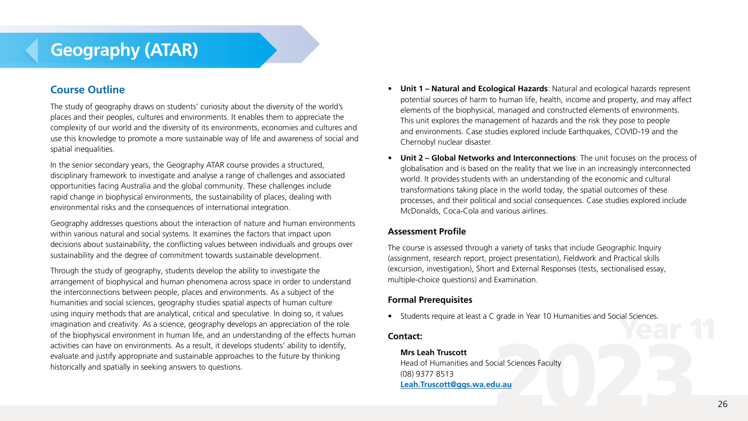# Geography (ATAR)

## Course Outline

The study of geography draws on students' curiosity about the diversity of the world's places and their peoples, cultures and environments. It enables them to appreciate the complexity of our world and the diversity of its environments, economies and cultures and use this knowledge to promote a more sustainable way of life and awareness of social and spatial inequalities.

In the senior secondary years, the Geography ATAR course provides a structured, disciplinary framework to investigate and analyse a range of challenges and associated opportunities facing Australia and the global community. These challenges include rapid change in biophysical environments, the sustainability of places, dealing with environmental risks and the consequences of international integration.

Geography addresses questions about the interaction of nature and human environments within various natural and social systems. It examines the factors that impact upon decisions about sustainability, the conflicting values between individuals and groups over sustainability and the degree of commitment towards sustainable development.

Through the study of geography, students develop the ability to investigate the arrangement of biophysical and human phenomena across space in order to understand the interconnections between people, places and environments. As a subject of the humanities and social sciences, geography studies spatial aspects of human culture using inquiry methods that are analytical, critical and speculative. In doing so, it values imagination and creativity. As a science, geography develops an appreciation of the role of the biophysical environment in human life, and an understanding of the effects human activities can have on environments. As a result, it develops students' ability to identify, evaluate and justify appropriate and sustainable approaches to the future by thinking historically and spatially in seeking answers to questions.

- **Unit 1 – Natural and Ecological Hazards**: Natural and ecological hazards represent potential sources of harm to human life, health, income and property, and may affect elements of the biophysical, managed and constructed elements of environments. This unit explores the management of hazards and the risk they pose to people and environments. Case studies explored include Earthquakes, COVID-19 and the Chernobyl nuclear disaster.
- **Unit 2 – Global Networks and Interconnections**: The unit focuses on the process of globalisation and is based on the reality that we live in an increasingly interconnected world. It provides students with an understanding of the economic and cultural transformations taking place in the world today, the spatial outcomes of these processes, and their political and social consequences. Case studies explored include McDonalds, Coca-Cola and various airlines.

### Assessment Profile

The course is assessed through a variety of tasks that include Geographic Inquiry (assignment, research report, project presentation), Fieldwork and Practical skills (excursion, investigation), Short and External Responses (tests, sectionalised essay, multiple-choice questions) and Examination.

### Formal Prerequisites

- Students require at least a C grade in Year 10 Humanities and Social Sciences.

### Contact:

**Mrs Leah Truscott**
Head of Humanities and Social Sciences Faculty
(08) 9377 8513
**Leah.Truscott@ggs.wa.edu.au**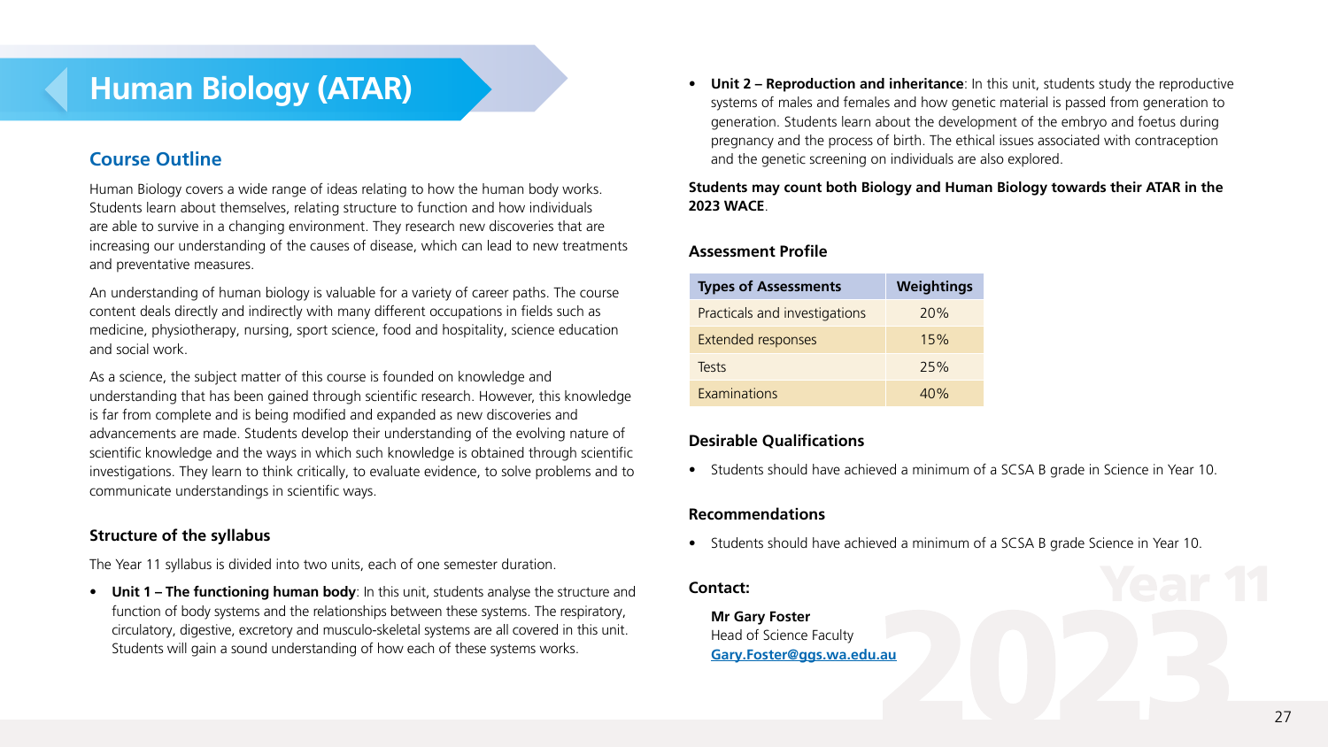# Human Biology (ATAR)

## Course Outline

Human Biology covers a wide range of ideas relating to how the human body works. Students learn about themselves, relating structure to function and how individuals are able to survive in a changing environment. They research new discoveries that are increasing our understanding of the causes of disease, which can lead to new treatments and preventative measures.

An understanding of human biology is valuable for a variety of career paths. The course content deals directly and indirectly with many different occupations in fields such as medicine, physiotherapy, nursing, sport science, food and hospitality, science education and social work.

As a science, the subject matter of this course is founded on knowledge and understanding that has been gained through scientific research. However, this knowledge is far from complete and is being modified and expanded as new discoveries and advancements are made. Students develop their understanding of the evolving nature of scientific knowledge and the ways in which such knowledge is obtained through scientific investigations. They learn to think critically, to evaluate evidence, to solve problems and to communicate understandings in scientific ways.

### Structure of the syllabus

The Year 11 syllabus is divided into two units, each of one semester duration.

- **Unit 1 – The functioning human body**: In this unit, students analyse the structure and function of body systems and the relationships between these systems. The respiratory, circulatory, digestive, excretory and musculo-skeletal systems are all covered in this unit. Students will gain a sound understanding of how each of these systems works.
- **Unit 2 – Reproduction and inheritance**: In this unit, students study the reproductive systems of males and females and how genetic material is passed from generation to generation. Students learn about the development of the embryo and foetus during pregnancy and the process of birth. The ethical issues associated with contraception and the genetic screening on individuals are also explored.

**Students may count both Biology and Human Biology towards their ATAR in the 2023 WACE**.

### Assessment Profile

| Types of Assessments | Weightings |
|---|---|
| Practicals and investigations | 20% |
| Extended responses | 15% |
| Tests | 25% |
| Examinations | 40% |

### Desirable Qualifications

- Students should have achieved a minimum of a SCSA B grade in Science in Year 10.

### Recommendations

- Students should have achieved a minimum of a SCSA B grade Science in Year 10.

### Contact:

**Mr Gary Foster**
Head of Science Faculty
**Gary.Foster@ggs.wa.edu.au**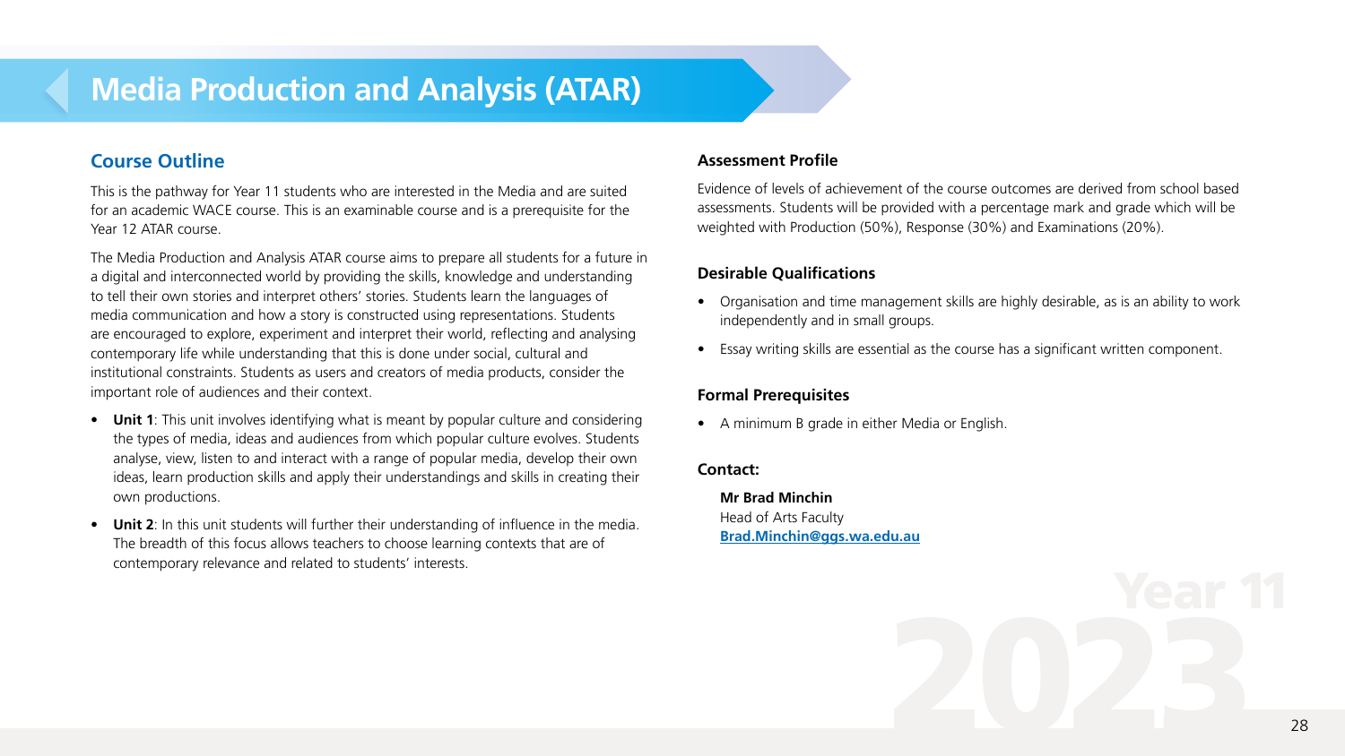# Media Production and Analysis (ATAR)

## Course Outline

This is the pathway for Year 11 students who are interested in the Media and are suited for an academic WACE course. This is an examinable course and is a prerequisite for the Year 12 ATAR course.

The Media Production and Analysis ATAR course aims to prepare all students for a future in a digital and interconnected world by providing the skills, knowledge and understanding to tell their own stories and interpret others' stories. Students learn the languages of media communication and how a story is constructed using representations. Students are encouraged to explore, experiment and interpret their world, reflecting and analysing contemporary life while understanding that this is done under social, cultural and institutional constraints. Students as users and creators of media products, consider the important role of audiences and their context.

- **Unit 1**: This unit involves identifying what is meant by popular culture and considering the types of media, ideas and audiences from which popular culture evolves. Students analyse, view, listen to and interact with a range of popular media, develop their own ideas, learn production skills and apply their understandings and skills in creating their own productions.
- **Unit 2**: In this unit students will further their understanding of influence in the media. The breadth of this focus allows teachers to choose learning contexts that are of contemporary relevance and related to students' interests.

### Assessment Profile

Evidence of levels of achievement of the course outcomes are derived from school based assessments. Students will be provided with a percentage mark and grade which will be weighted with Production (50%), Response (30%) and Examinations (20%).

### Desirable Qualifications

- Organisation and time management skills are highly desirable, as is an ability to work independently and in small groups.
- Essay writing skills are essential as the course has a significant written component.

### Formal Prerequisites

- A minimum B grade in either Media or English.

### Contact:

**Mr Brad Minchin**
Head of Arts Faculty
**Brad.Minchin@ggs.wa.edu.au**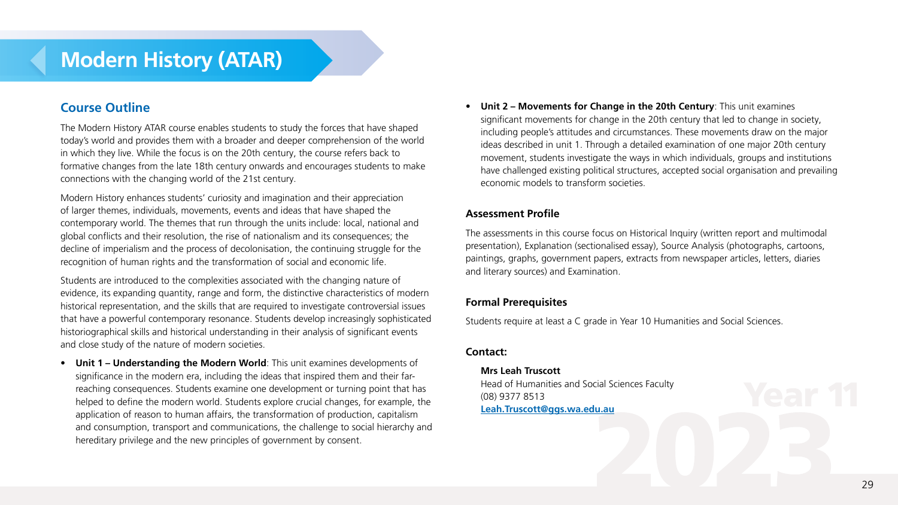# Modern History (ATAR)

## Course Outline

The Modern History ATAR course enables students to study the forces that have shaped today's world and provides them with a broader and deeper comprehension of the world in which they live. While the focus is on the 20th century, the course refers back to formative changes from the late 18th century onwards and encourages students to make connections with the changing world of the 21st century.

Modern History enhances students' curiosity and imagination and their appreciation of larger themes, individuals, movements, events and ideas that have shaped the contemporary world. The themes that run through the units include: local, national and global conflicts and their resolution, the rise of nationalism and its consequences; the decline of imperialism and the process of decolonisation, the continuing struggle for the recognition of human rights and the transformation of social and economic life.

Students are introduced to the complexities associated with the changing nature of evidence, its expanding quantity, range and form, the distinctive characteristics of modern historical representation, and the skills that are required to investigate controversial issues that have a powerful contemporary resonance. Students develop increasingly sophisticated historiographical skills and historical understanding in their analysis of significant events and close study of the nature of modern societies.

- **Unit 1 – Understanding the Modern World**: This unit examines developments of significance in the modern era, including the ideas that inspired them and their far-reaching consequences. Students examine one development or turning point that has helped to define the modern world. Students explore crucial changes, for example, the application of reason to human affairs, the transformation of production, capitalism and consumption, transport and communications, the challenge to social hierarchy and hereditary privilege and the new principles of government by consent.
- **Unit 2 – Movements for Change in the 20th Century**: This unit examines significant movements for change in the 20th century that led to change in society, including people's attitudes and circumstances. These movements draw on the major ideas described in unit 1. Through a detailed examination of one major 20th century movement, students investigate the ways in which individuals, groups and institutions have challenged existing political structures, accepted social organisation and prevailing economic models to transform societies.

### Assessment Profile

The assessments in this course focus on Historical Inquiry (written report and multimodal presentation), Explanation (sectionalised essay), Source Analysis (photographs, cartoons, paintings, graphs, government papers, extracts from newspaper articles, letters, diaries and literary sources) and Examination.

### Formal Prerequisites

Students require at least a C grade in Year 10 Humanities and Social Sciences.

### Contact:

**Mrs Leah Truscott**
Head of Humanities and Social Sciences Faculty
(08) 9377 8513
**Leah.Truscott@ggs.wa.edu.au**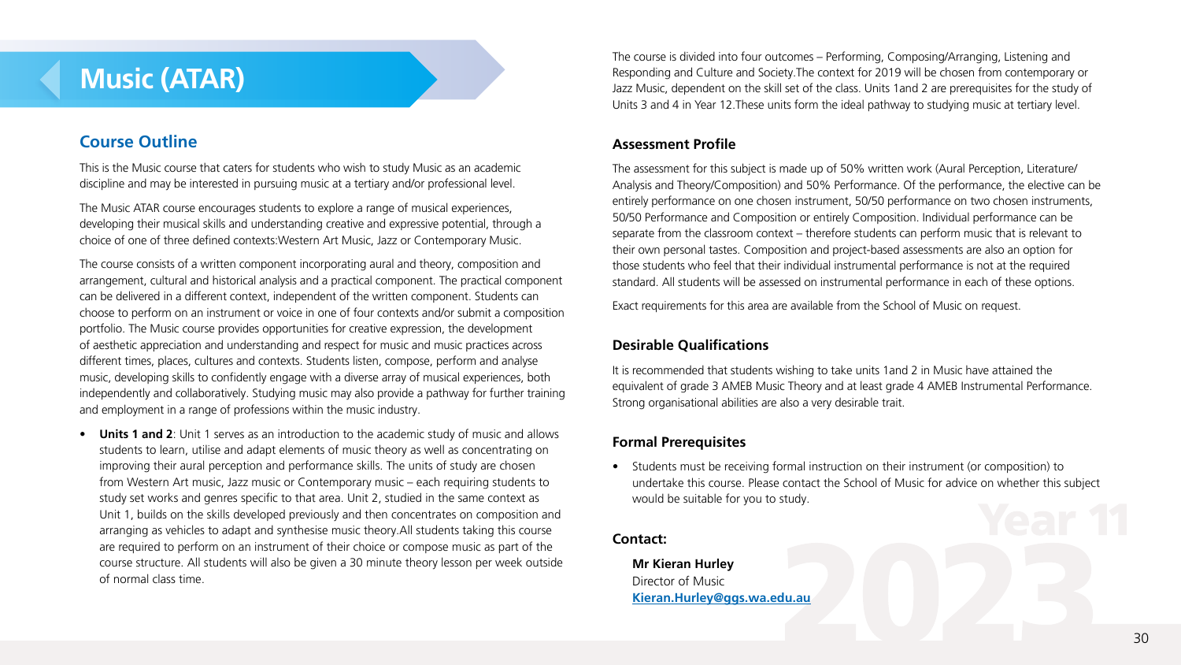# Music (ATAR)

## Course Outline

This is the Music course that caters for students who wish to study Music as an academic discipline and may be interested in pursuing music at a tertiary and/or professional level.

The Music ATAR course encourages students to explore a range of musical experiences, developing their musical skills and understanding creative and expressive potential, through a choice of one of three defined contexts:Western Art Music, Jazz or Contemporary Music.

The course consists of a written component incorporating aural and theory, composition and arrangement, cultural and historical analysis and a practical component. The practical component can be delivered in a different context, independent of the written component. Students can choose to perform on an instrument or voice in one of four contexts and/or submit a composition portfolio. The Music course provides opportunities for creative expression, the development of aesthetic appreciation and understanding and respect for music and music practices across different times, places, cultures and contexts. Students listen, compose, perform and analyse music, developing skills to confidently engage with a diverse array of musical experiences, both independently and collaboratively. Studying music may also provide a pathway for further training and employment in a range of professions within the music industry.

- **Units 1 and 2**: Unit 1 serves as an introduction to the academic study of music and allows students to learn, utilise and adapt elements of music theory as well as concentrating on improving their aural perception and performance skills. The units of study are chosen from Western Art music, Jazz music or Contemporary music – each requiring students to study set works and genres specific to that area. Unit 2, studied in the same context as Unit 1, builds on the skills developed previously and then concentrates on composition and arranging as vehicles to adapt and synthesise music theory.All students taking this course are required to perform on an instrument of their choice or compose music as part of the course structure. All students will also be given a 30 minute theory lesson per week outside of normal class time.

The course is divided into four outcomes – Performing, Composing/Arranging, Listening and Responding and Culture and Society.The context for 2019 will be chosen from contemporary or Jazz Music, dependent on the skill set of the class. Units 1and 2 are prerequisites for the study of Units 3 and 4 in Year 12.These units form the ideal pathway to studying music at tertiary level.

### Assessment Profile

The assessment for this subject is made up of 50% written work (Aural Perception, Literature/ Analysis and Theory/Composition) and 50% Performance. Of the performance, the elective can be entirely performance on one chosen instrument, 50/50 performance on two chosen instruments, 50/50 Performance and Composition or entirely Composition. Individual performance can be separate from the classroom context – therefore students can perform music that is relevant to their own personal tastes. Composition and project-based assessments are also an option for those students who feel that their individual instrumental performance is not at the required standard. All students will be assessed on instrumental performance in each of these options.

Exact requirements for this area are available from the School of Music on request.

### Desirable Qualifications

It is recommended that students wishing to take units 1and 2 in Music have attained the equivalent of grade 3 AMEB Music Theory and at least grade 4 AMEB Instrumental Performance. Strong organisational abilities are also a very desirable trait.

### Formal Prerequisites

- Students must be receiving formal instruction on their instrument (or composition) to undertake this course. Please contact the School of Music for advice on whether this subject would be suitable for you to study.

### Contact:

**Mr Kieran Hurley**
Director of Music
**Kieran.Hurley@ggs.wa.edu.au**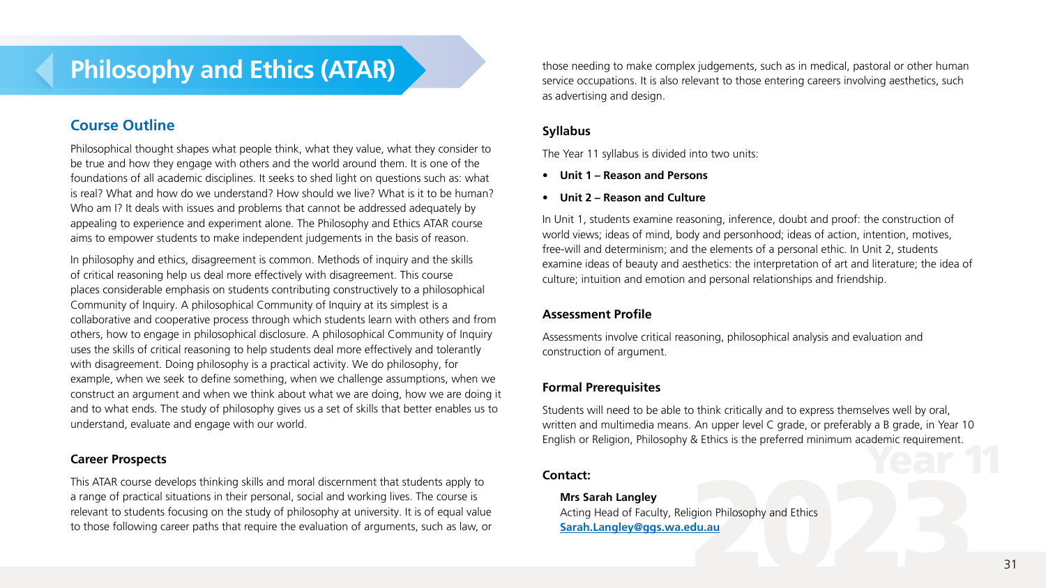# Philosophy and Ethics (ATAR)

## Course Outline

Philosophical thought shapes what people think, what they value, what they consider to be true and how they engage with others and the world around them. It is one of the foundations of all academic disciplines. It seeks to shed light on questions such as: what is real? What and how do we understand? How should we live? What is it to be human? Who am I? It deals with issues and problems that cannot be addressed adequately by appealing to experience and experiment alone. The Philosophy and Ethics ATAR course aims to empower students to make independent judgements in the basis of reason.

In philosophy and ethics, disagreement is common. Methods of inquiry and the skills of critical reasoning help us deal more effectively with disagreement. This course places considerable emphasis on students contributing constructively to a philosophical Community of Inquiry. A philosophical Community of Inquiry at its simplest is a collaborative and cooperative process through which students learn with others and from others, how to engage in philosophical disclosure. A philosophical Community of Inquiry uses the skills of critical reasoning to help students deal more effectively and tolerantly with disagreement. Doing philosophy is a practical activity. We do philosophy, for example, when we seek to define something, when we challenge assumptions, when we construct an argument and when we think about what we are doing, how we are doing it and to what ends. The study of philosophy gives us a set of skills that better enables us to understand, evaluate and engage with our world.

### Career Prospects

This ATAR course develops thinking skills and moral discernment that students apply to a range of practical situations in their personal, social and working lives. The course is relevant to students focusing on the study of philosophy at university. It is of equal value to those following career paths that require the evaluation of arguments, such as law, or those needing to make complex judgements, such as in medical, pastoral or other human service occupations. It is also relevant to those entering careers involving aesthetics, such as advertising and design.

### Syllabus

The Year 11 syllabus is divided into two units:

- **Unit 1 – Reason and Persons**
- **Unit 2 – Reason and Culture**

In Unit 1, students examine reasoning, inference, doubt and proof: the construction of world views; ideas of mind, body and personhood; ideas of action, intention, motives, free-will and determinism; and the elements of a personal ethic. In Unit 2, students examine ideas of beauty and aesthetics: the interpretation of art and literature; the idea of culture; intuition and emotion and personal relationships and friendship.

### Assessment Profile

Assessments involve critical reasoning, philosophical analysis and evaluation and construction of argument.

### Formal Prerequisites

Students will need to be able to think critically and to express themselves well by oral, written and multimedia means. An upper level C grade, or preferably a B grade, in Year 10 English or Religion, Philosophy & Ethics is the preferred minimum academic requirement.

### Contact:

**Mrs Sarah Langley**
Acting Head of Faculty, Religion Philosophy and Ethics
**Sarah.Langley@ggs.wa.edu.au**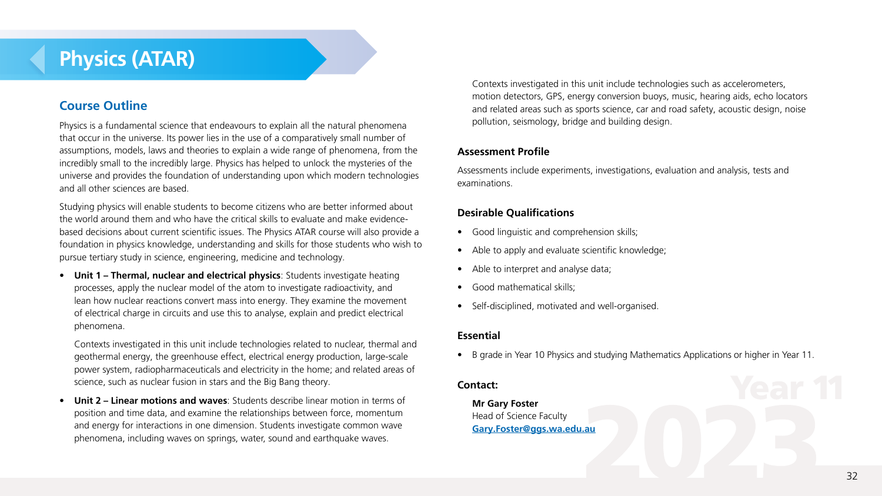# Physics (ATAR)

## Course Outline

Physics is a fundamental science that endeavours to explain all the natural phenomena that occur in the universe. Its power lies in the use of a comparatively small number of assumptions, models, laws and theories to explain a wide range of phenomena, from the incredibly small to the incredibly large. Physics has helped to unlock the mysteries of the universe and provides the foundation of understanding upon which modern technologies and all other sciences are based.

Studying physics will enable students to become citizens who are better informed about the world around them and who have the critical skills to evaluate and make evidence-based decisions about current scientific issues. The Physics ATAR course will also provide a foundation in physics knowledge, understanding and skills for those students who wish to pursue tertiary study in science, engineering, medicine and technology.

- **Unit 1 – Thermal, nuclear and electrical physics**: Students investigate heating processes, apply the nuclear model of the atom to investigate radioactivity, and lean how nuclear reactions convert mass into energy. They examine the movement of electrical charge in circuits and use this to analyse, explain and predict electrical phenomena.

  Contexts investigated in this unit include technologies related to nuclear, thermal and geothermal energy, the greenhouse effect, electrical energy production, large-scale power system, radiopharmaceuticals and electricity in the home; and related areas of science, such as nuclear fusion in stars and the Big Bang theory.

- **Unit 2 – Linear motions and waves**: Students describe linear motion in terms of position and time data, and examine the relationships between force, momentum and energy for interactions in one dimension. Students investigate common wave phenomena, including waves on springs, water, sound and earthquake waves.

  Contexts investigated in this unit include technologies such as accelerometers, motion detectors, GPS, energy conversion buoys, music, hearing aids, echo locators and related areas such as sports science, car and road safety, acoustic design, noise pollution, seismology, bridge and building design.

### Assessment Profile

Assessments include experiments, investigations, evaluation and analysis, tests and examinations.

### Desirable Qualifications

- Good linguistic and comprehension skills;
- Able to apply and evaluate scientific knowledge;
- Able to interpret and analyse data;
- Good mathematical skills;
- Self-disciplined, motivated and well-organised.

### Essential

- B grade in Year 10 Physics and studying Mathematics Applications or higher in Year 11.

### Contact:

**Mr Gary Foster**
Head of Science Faculty
**Gary.Foster@ggs.wa.edu.au**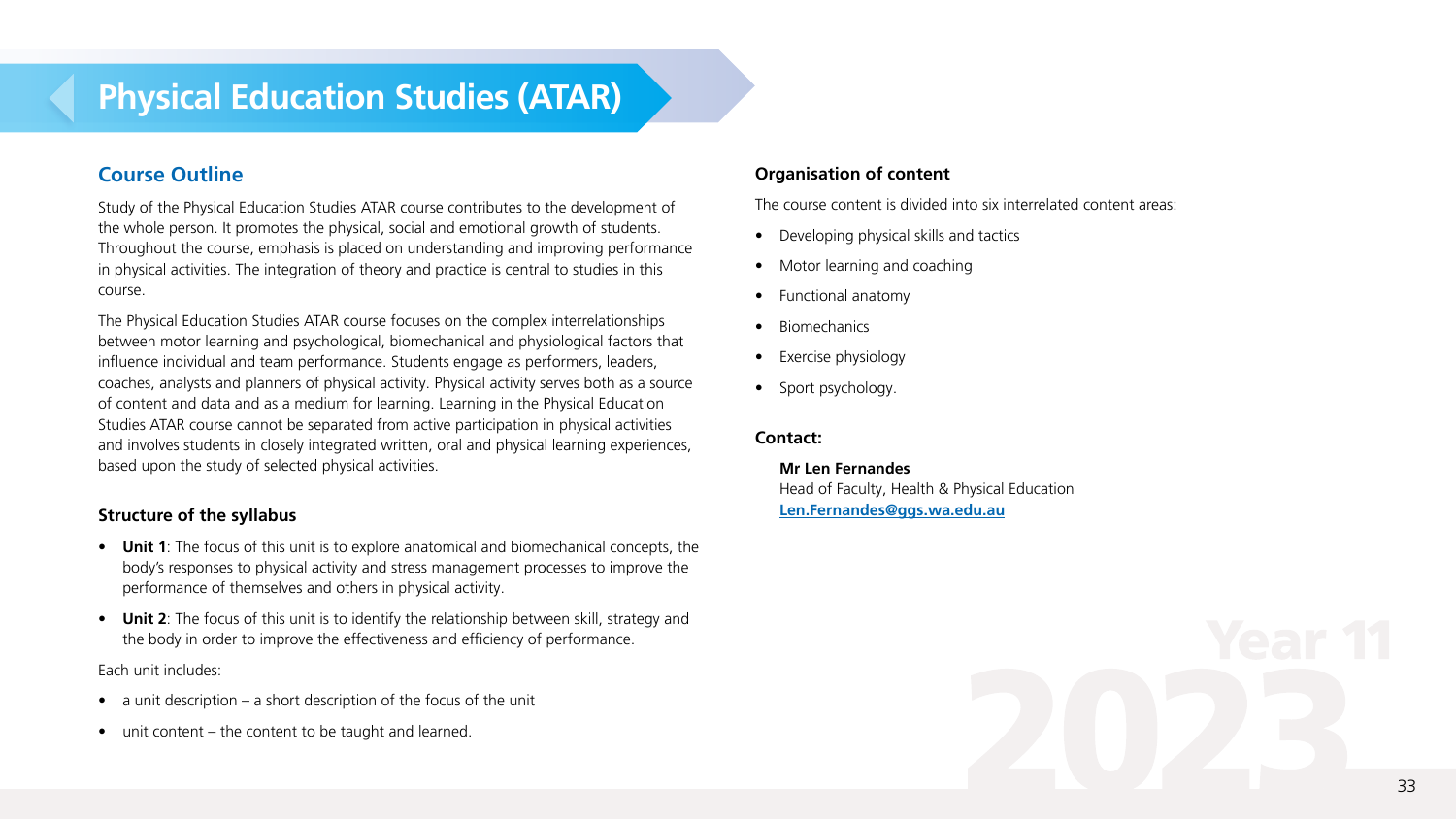# Physical Education Studies (ATAR)

## Course Outline

Study of the Physical Education Studies ATAR course contributes to the development of the whole person. It promotes the physical, social and emotional growth of students. Throughout the course, emphasis is placed on understanding and improving performance in physical activities. The integration of theory and practice is central to studies in this course.

The Physical Education Studies ATAR course focuses on the complex interrelationships between motor learning and psychological, biomechanical and physiological factors that influence individual and team performance. Students engage as performers, leaders, coaches, analysts and planners of physical activity. Physical activity serves both as a source of content and data and as a medium for learning. Learning in the Physical Education Studies ATAR course cannot be separated from active participation in physical activities and involves students in closely integrated written, oral and physical learning experiences, based upon the study of selected physical activities.

### Structure of the syllabus

- **Unit 1**: The focus of this unit is to explore anatomical and biomechanical concepts, the body's responses to physical activity and stress management processes to improve the performance of themselves and others in physical activity.
- **Unit 2**: The focus of this unit is to identify the relationship between skill, strategy and the body in order to improve the effectiveness and efficiency of performance.

Each unit includes:

- a unit description – a short description of the focus of the unit
- unit content – the content to be taught and learned.

### Organisation of content

The course content is divided into six interrelated content areas:

- Developing physical skills and tactics
- Motor learning and coaching
- Functional anatomy
- Biomechanics
- Exercise physiology
- Sport psychology.

### Contact:

**Mr Len Fernandes**
Head of Faculty, Health & Physical Education
**Len.Fernandes@ggs.wa.edu.au**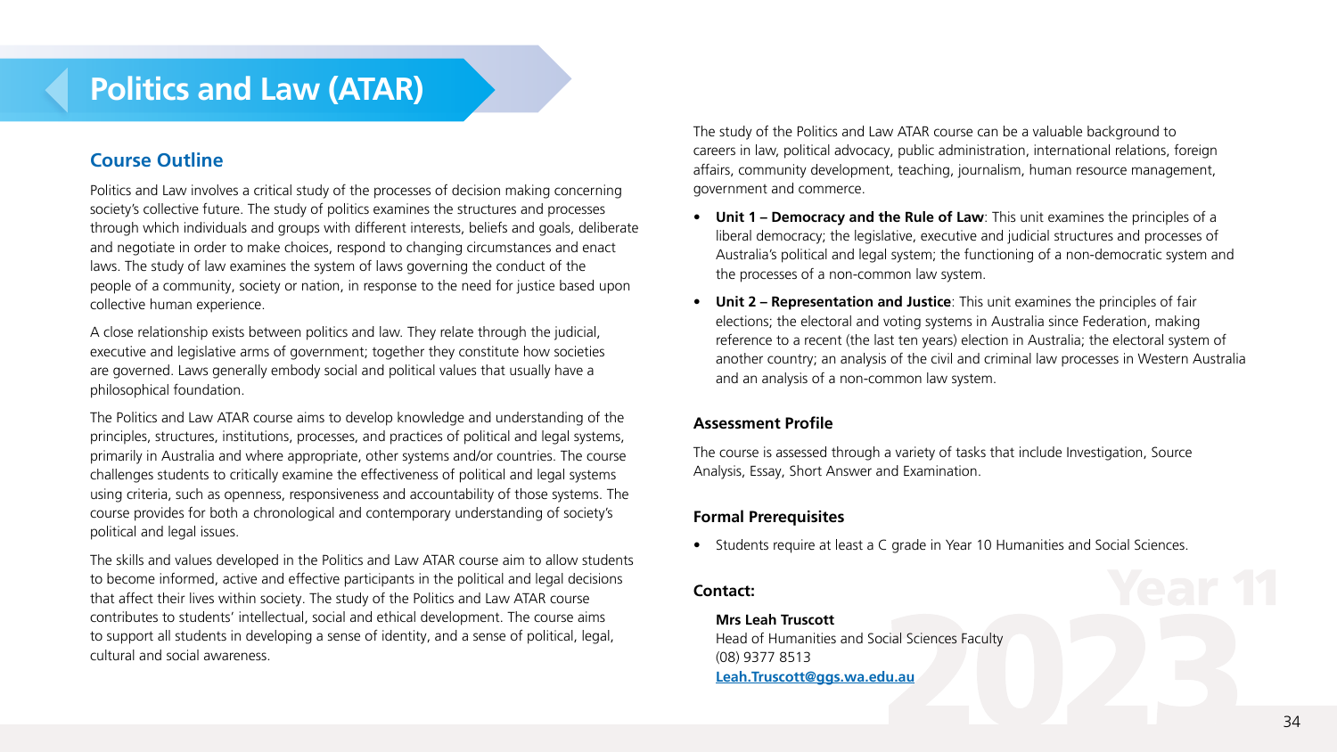# Politics and Law (ATAR)

## Course Outline

Politics and Law involves a critical study of the processes of decision making concerning society's collective future. The study of politics examines the structures and processes through which individuals and groups with different interests, beliefs and goals, deliberate and negotiate in order to make choices, respond to changing circumstances and enact laws. The study of law examines the system of laws governing the conduct of the people of a community, society or nation, in response to the need for justice based upon collective human experience.

A close relationship exists between politics and law. They relate through the judicial, executive and legislative arms of government; together they constitute how societies are governed. Laws generally embody social and political values that usually have a philosophical foundation.

The Politics and Law ATAR course aims to develop knowledge and understanding of the principles, structures, institutions, processes, and practices of political and legal systems, primarily in Australia and where appropriate, other systems and/or countries. The course challenges students to critically examine the effectiveness of political and legal systems using criteria, such as openness, responsiveness and accountability of those systems. The course provides for both a chronological and contemporary understanding of society's political and legal issues.

The skills and values developed in the Politics and Law ATAR course aim to allow students to become informed, active and effective participants in the political and legal decisions that affect their lives within society. The study of the Politics and Law ATAR course contributes to students' intellectual, social and ethical development. The course aims to support all students in developing a sense of identity, and a sense of political, legal, cultural and social awareness.

The study of the Politics and Law ATAR course can be a valuable background to careers in law, political advocacy, public administration, international relations, foreign affairs, community development, teaching, journalism, human resource management, government and commerce.

- **Unit 1 – Democracy and the Rule of Law**: This unit examines the principles of a liberal democracy; the legislative, executive and judicial structures and processes of Australia's political and legal system; the functioning of a non-democratic system and the processes of a non-common law system.
- **Unit 2 – Representation and Justice**: This unit examines the principles of fair elections; the electoral and voting systems in Australia since Federation, making reference to a recent (the last ten years) election in Australia; the electoral system of another country; an analysis of the civil and criminal law processes in Western Australia and an analysis of a non-common law system.

### Assessment Profile

The course is assessed through a variety of tasks that include Investigation, Source Analysis, Essay, Short Answer and Examination.

### Formal Prerequisites

- Students require at least a C grade in Year 10 Humanities and Social Sciences.

### Contact:

**Mrs Leah Truscott**
Head of Humanities and Social Sciences Faculty
(08) 9377 8513
**Leah.Truscott@ggs.wa.edu.au**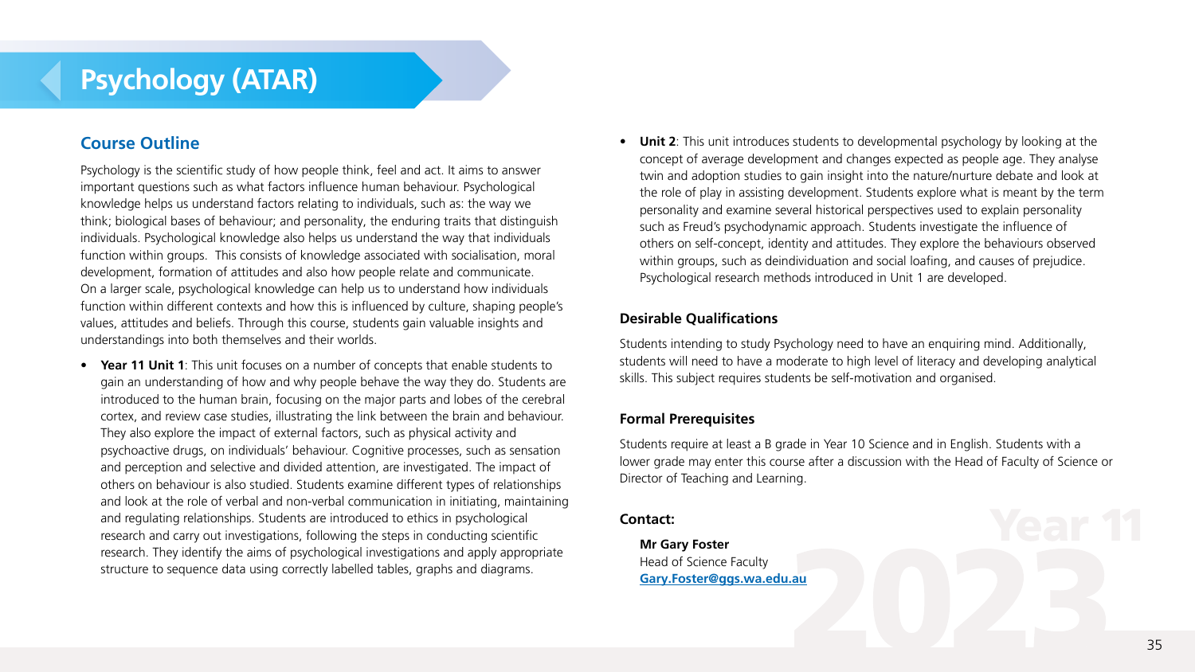# Psychology (ATAR)

## Course Outline

Psychology is the scientific study of how people think, feel and act. It aims to answer important questions such as what factors influence human behaviour. Psychological knowledge helps us understand factors relating to individuals, such as: the way we think; biological bases of behaviour; and personality, the enduring traits that distinguish individuals. Psychological knowledge also helps us understand the way that individuals function within groups. This consists of knowledge associated with socialisation, moral development, formation of attitudes and also how people relate and communicate. On a larger scale, psychological knowledge can help us to understand how individuals function within different contexts and how this is influenced by culture, shaping people's values, attitudes and beliefs. Through this course, students gain valuable insights and understandings into both themselves and their worlds.

- **Year 11 Unit 1**: This unit focuses on a number of concepts that enable students to gain an understanding of how and why people behave the way they do. Students are introduced to the human brain, focusing on the major parts and lobes of the cerebral cortex, and review case studies, illustrating the link between the brain and behaviour. They also explore the impact of external factors, such as physical activity and psychoactive drugs, on individuals' behaviour. Cognitive processes, such as sensation and perception and selective and divided attention, are investigated. The impact of others on behaviour is also studied. Students examine different types of relationships and look at the role of verbal and non-verbal communication in initiating, maintaining and regulating relationships. Students are introduced to ethics in psychological research and carry out investigations, following the steps in conducting scientific research. They identify the aims of psychological investigations and apply appropriate structure to sequence data using correctly labelled tables, graphs and diagrams.
- **Unit 2**: This unit introduces students to developmental psychology by looking at the concept of average development and changes expected as people age. They analyse twin and adoption studies to gain insight into the nature/nurture debate and look at the role of play in assisting development. Students explore what is meant by the term personality and examine several historical perspectives used to explain personality such as Freud's psychodynamic approach. Students investigate the influence of others on self-concept, identity and attitudes. They explore the behaviours observed within groups, such as deindividuation and social loafing, and causes of prejudice. Psychological research methods introduced in Unit 1 are developed.

### Desirable Qualifications

Students intending to study Psychology need to have an enquiring mind. Additionally, students will need to have a moderate to high level of literacy and developing analytical skills. This subject requires students be self-motivation and organised.

### Formal Prerequisites

Students require at least a B grade in Year 10 Science and in English. Students with a lower grade may enter this course after a discussion with the Head of Faculty of Science or Director of Teaching and Learning.

### Contact:

**Mr Gary Foster**
Head of Science Faculty
**Gary.Foster@ggs.wa.edu.au**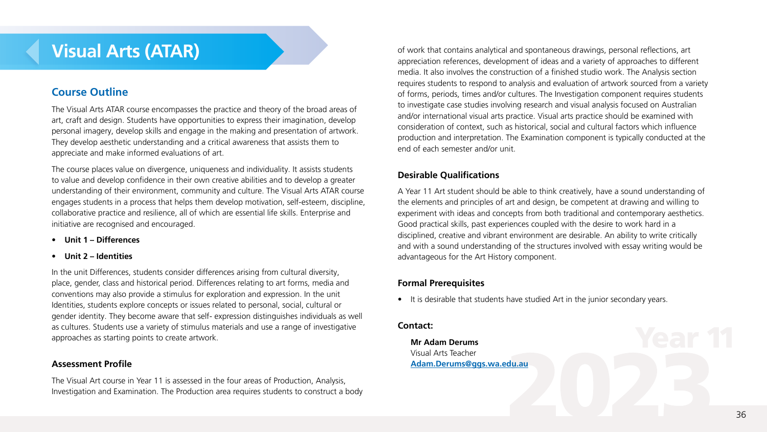# Visual Arts (ATAR)

## Course Outline

The Visual Arts ATAR course encompasses the practice and theory of the broad areas of art, craft and design. Students have opportunities to express their imagination, develop personal imagery, develop skills and engage in the making and presentation of artwork. They develop aesthetic understanding and a critical awareness that assists them to appreciate and make informed evaluations of art.

The course places value on divergence, uniqueness and individuality. It assists students to value and develop confidence in their own creative abilities and to develop a greater understanding of their environment, community and culture. The Visual Arts ATAR course engages students in a process that helps them develop motivation, self-esteem, discipline, collaborative practice and resilience, all of which are essential life skills. Enterprise and initiative are recognised and encouraged.

- **Unit 1 – Differences**
- **Unit 2 – Identities**

In the unit Differences, students consider differences arising from cultural diversity, place, gender, class and historical period. Differences relating to art forms, media and conventions may also provide a stimulus for exploration and expression. In the unit Identities, students explore concepts or issues related to personal, social, cultural or gender identity. They become aware that self- expression distinguishes individuals as well as cultures. Students use a variety of stimulus materials and use a range of investigative approaches as starting points to create artwork.

### Assessment Profile

The Visual Art course in Year 11 is assessed in the four areas of Production, Analysis, Investigation and Examination. The Production area requires students to construct a body of work that contains analytical and spontaneous drawings, personal reflections, art appreciation references, development of ideas and a variety of approaches to different media. It also involves the construction of a finished studio work. The Analysis section requires students to respond to analysis and evaluation of artwork sourced from a variety of forms, periods, times and/or cultures. The Investigation component requires students to investigate case studies involving research and visual analysis focused on Australian and/or international visual arts practice. Visual arts practice should be examined with consideration of context, such as historical, social and cultural factors which influence production and interpretation. The Examination component is typically conducted at the end of each semester and/or unit.

### Desirable Qualifications

A Year 11 Art student should be able to think creatively, have a sound understanding of the elements and principles of art and design, be competent at drawing and willing to experiment with ideas and concepts from both traditional and contemporary aesthetics. Good practical skills, past experiences coupled with the desire to work hard in a disciplined, creative and vibrant environment are desirable. An ability to write critically and with a sound understanding of the structures involved with essay writing would be advantageous for the Art History component.

### Formal Prerequisites

- It is desirable that students have studied Art in the junior secondary years.

### Contact:

**Mr Adam Derums**
Visual Arts Teacher
**Adam.Derums@ggs.wa.edu.au**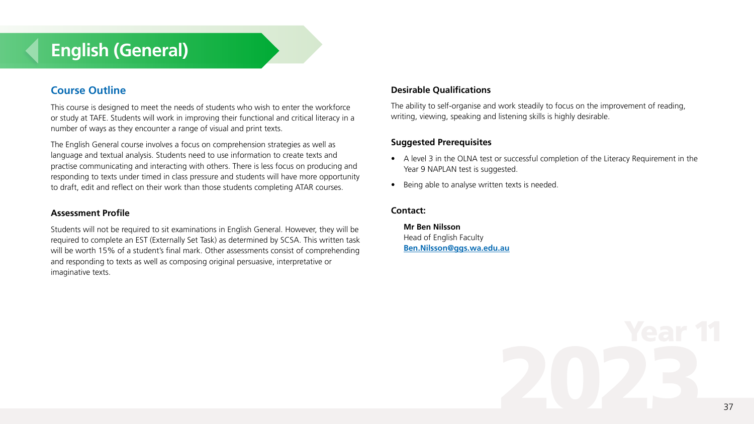# English (General)

## Course Outline

This course is designed to meet the needs of students who wish to enter the workforce or study at TAFE. Students will work in improving their functional and critical literacy in a number of ways as they encounter a range of visual and print texts.

The English General course involves a focus on comprehension strategies as well as language and textual analysis. Students need to use information to create texts and practise communicating and interacting with others. There is less focus on producing and responding to texts under timed in class pressure and students will have more opportunity to draft, edit and reflect on their work than those students completing ATAR courses.

### Assessment Profile

Students will not be required to sit examinations in English General. However, they will be required to complete an EST (Externally Set Task) as determined by SCSA. This written task will be worth 15% of a student's final mark. Other assessments consist of comprehending and responding to texts as well as composing original persuasive, interpretative or imaginative texts.

### Desirable Qualifications

The ability to self-organise and work steadily to focus on the improvement of reading, writing, viewing, speaking and listening skills is highly desirable.

### Suggested Prerequisites

- A level 3 in the OLNA test or successful completion of the Literacy Requirement in the Year 9 NAPLAN test is suggested.
- Being able to analyse written texts is needed.

### Contact:

**Mr Ben Nilsson**
Head of English Faculty
**Ben.Nilsson@ggs.wa.edu.au**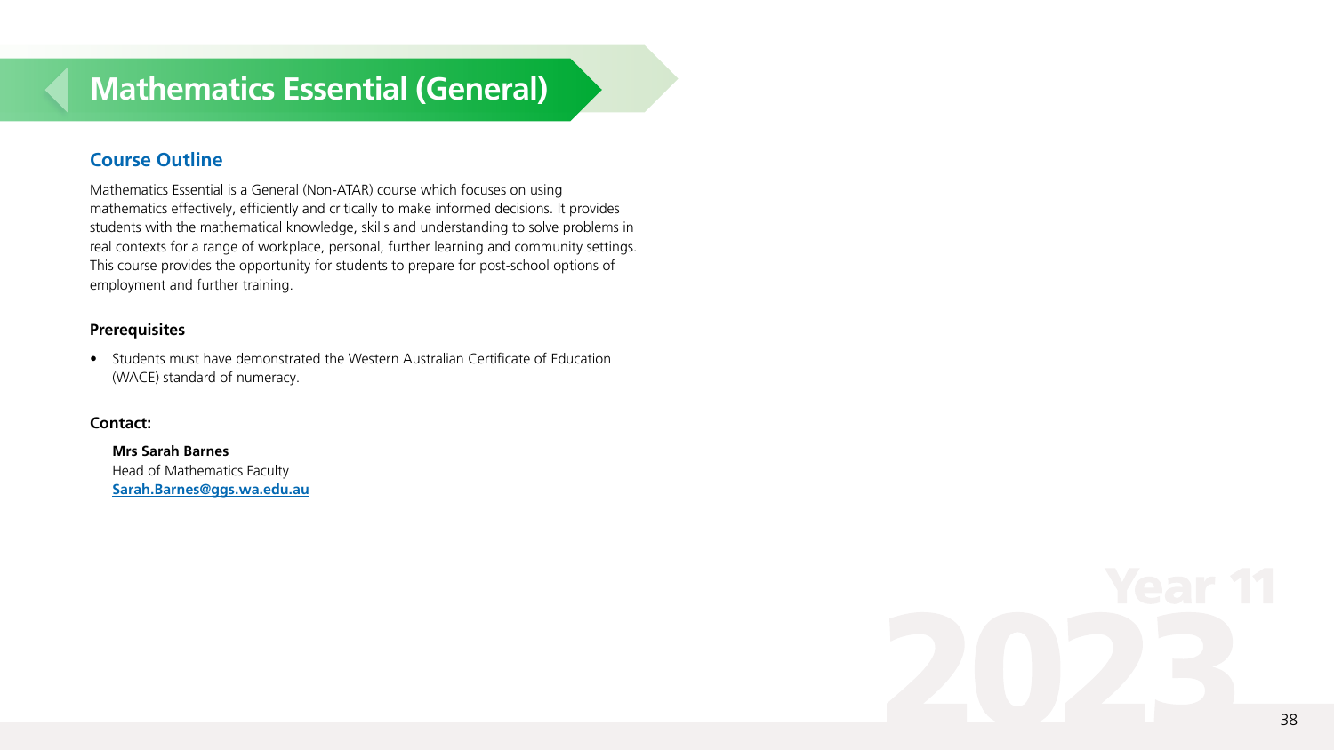# Mathematics Essential (General)

## Course Outline

Mathematics Essential is a General (Non-ATAR) course which focuses on using mathematics effectively, efficiently and critically to make informed decisions. It provides students with the mathematical knowledge, skills and understanding to solve problems in real contexts for a range of workplace, personal, further learning and community settings. This course provides the opportunity for students to prepare for post-school options of employment and further training.

### Prerequisites

- Students must have demonstrated the Western Australian Certificate of Education (WACE) standard of numeracy.

### Contact:

**Mrs Sarah Barnes**
Head of Mathematics Faculty
**Sarah.Barnes@ggs.wa.edu.au**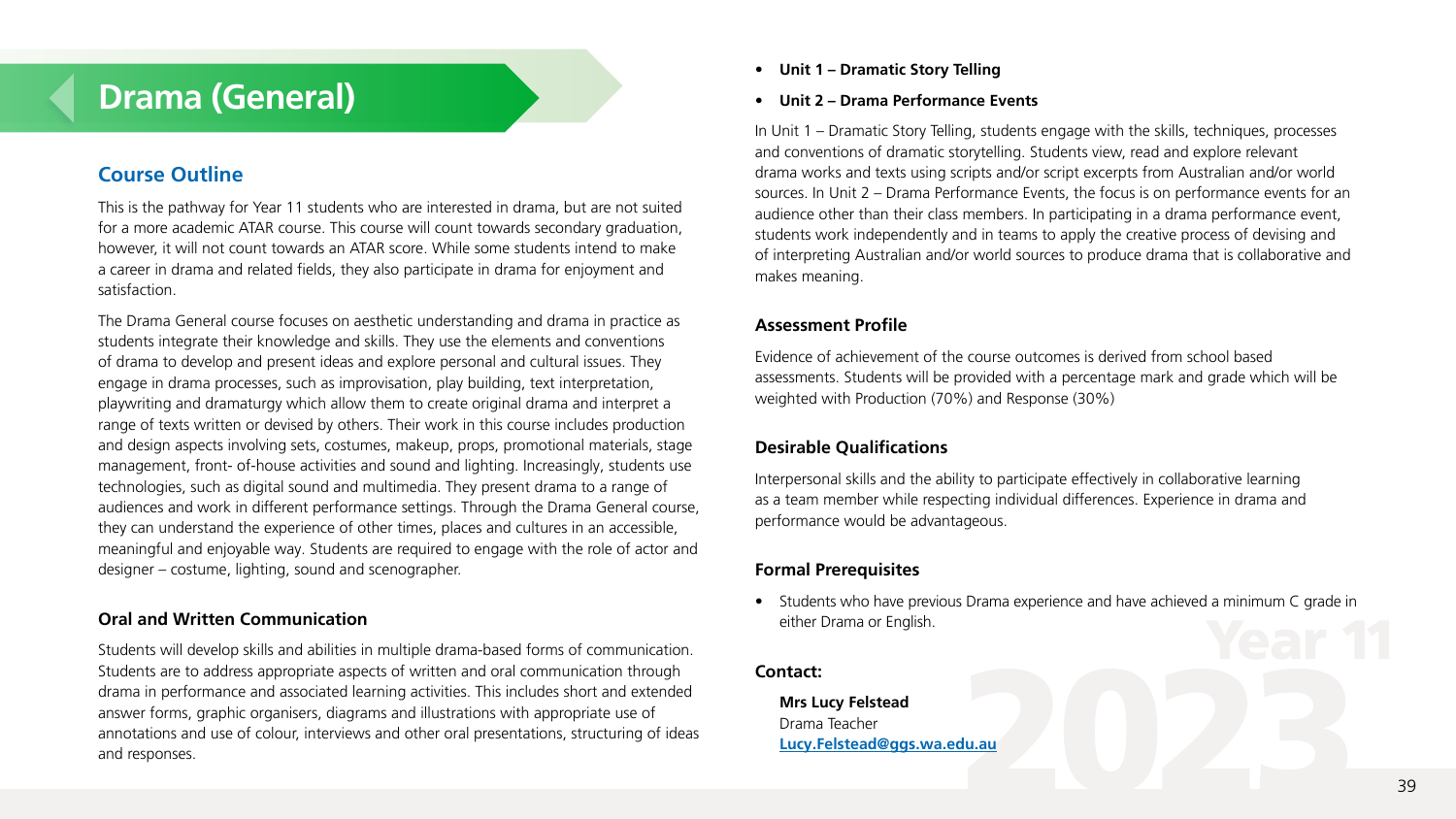# Drama (General)

## Course Outline

This is the pathway for Year 11 students who are interested in drama, but are not suited for a more academic ATAR course. This course will count towards secondary graduation, however, it will not count towards an ATAR score. While some students intend to make a career in drama and related fields, they also participate in drama for enjoyment and satisfaction.

The Drama General course focuses on aesthetic understanding and drama in practice as students integrate their knowledge and skills. They use the elements and conventions of drama to develop and present ideas and explore personal and cultural issues. They engage in drama processes, such as improvisation, play building, text interpretation, playwriting and dramaturgy which allow them to create original drama and interpret a range of texts written or devised by others. Their work in this course includes production and design aspects involving sets, costumes, makeup, props, promotional materials, stage management, front- of-house activities and sound and lighting. Increasingly, students use technologies, such as digital sound and multimedia. They present drama to a range of audiences and work in different performance settings. Through the Drama General course, they can understand the experience of other times, places and cultures in an accessible, meaningful and enjoyable way. Students are required to engage with the role of actor and designer – costume, lighting, sound and scenographer.

### Oral and Written Communication

Students will develop skills and abilities in multiple drama-based forms of communication. Students are to address appropriate aspects of written and oral communication through drama in performance and associated learning activities. This includes short and extended answer forms, graphic organisers, diagrams and illustrations with appropriate use of annotations and use of colour, interviews and other oral presentations, structuring of ideas and responses.

- **Unit 1 – Dramatic Story Telling**
- **Unit 2 – Drama Performance Events**

In Unit 1 – Dramatic Story Telling, students engage with the skills, techniques, processes and conventions of dramatic storytelling. Students view, read and explore relevant drama works and texts using scripts and/or script excerpts from Australian and/or world sources. In Unit 2 – Drama Performance Events, the focus is on performance events for an audience other than their class members. In participating in a drama performance event, students work independently and in teams to apply the creative process of devising and of interpreting Australian and/or world sources to produce drama that is collaborative and makes meaning.

### Assessment Profile

Evidence of achievement of the course outcomes is derived from school based assessments. Students will be provided with a percentage mark and grade which will be weighted with Production (70%) and Response (30%)

### Desirable Qualifications

Interpersonal skills and the ability to participate effectively in collaborative learning as a team member while respecting individual differences. Experience in drama and performance would be advantageous.

### Formal Prerequisites

- Students who have previous Drama experience and have achieved a minimum C grade in either Drama or English.

### Contact:

**Mrs Lucy Felstead**
Drama Teacher
**Lucy.Felstead@ggs.wa.edu.au**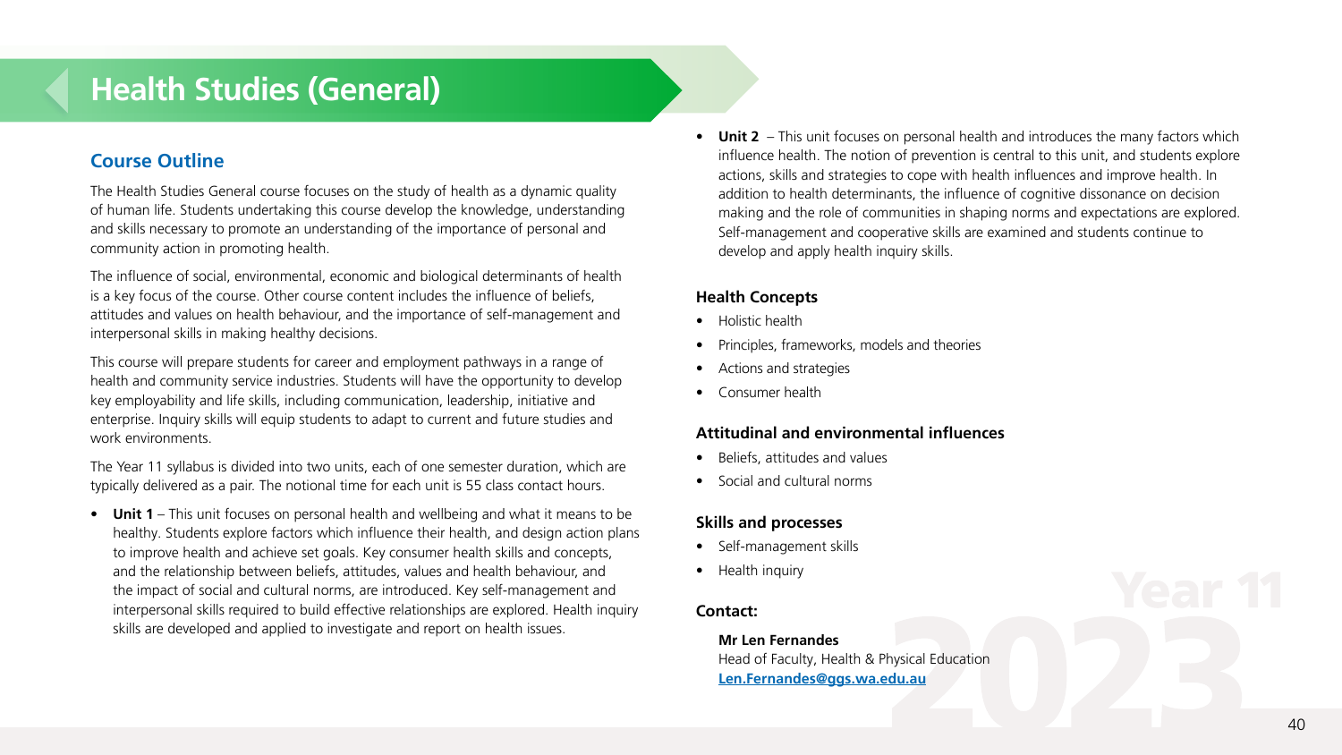# Health Studies (General)

## Course Outline

The Health Studies General course focuses on the study of health as a dynamic quality of human life. Students undertaking this course develop the knowledge, understanding and skills necessary to promote an understanding of the importance of personal and community action in promoting health.

The influence of social, environmental, economic and biological determinants of health is a key focus of the course. Other course content includes the influence of beliefs, attitudes and values on health behaviour, and the importance of self-management and interpersonal skills in making healthy decisions.

This course will prepare students for career and employment pathways in a range of health and community service industries. Students will have the opportunity to develop key employability and life skills, including communication, leadership, initiative and enterprise. Inquiry skills will equip students to adapt to current and future studies and work environments.

The Year 11 syllabus is divided into two units, each of one semester duration, which are typically delivered as a pair. The notional time for each unit is 55 class contact hours.

- **Unit 1** – This unit focuses on personal health and wellbeing and what it means to be healthy. Students explore factors which influence their health, and design action plans to improve health and achieve set goals. Key consumer health skills and concepts, and the relationship between beliefs, attitudes, values and health behaviour, and the impact of social and cultural norms, are introduced. Key self-management and interpersonal skills required to build effective relationships are explored. Health inquiry skills are developed and applied to investigate and report on health issues.
- **Unit 2** – This unit focuses on personal health and introduces the many factors which influence health. The notion of prevention is central to this unit, and students explore actions, skills and strategies to cope with health influences and improve health. In addition to health determinants, the influence of cognitive dissonance on decision making and the role of communities in shaping norms and expectations are explored. Self-management and cooperative skills are examined and students continue to develop and apply health inquiry skills.

### Health Concepts

- Holistic health
- Principles, frameworks, models and theories
- Actions and strategies
- Consumer health

### Attitudinal and environmental influences

- Beliefs, attitudes and values
- Social and cultural norms

### Skills and processes

- Self-management skills
- Health inquiry

### Contact:

**Mr Len Fernandes**
Head of Faculty, Health & Physical Education
**Len.Fernandes@ggs.wa.edu.au**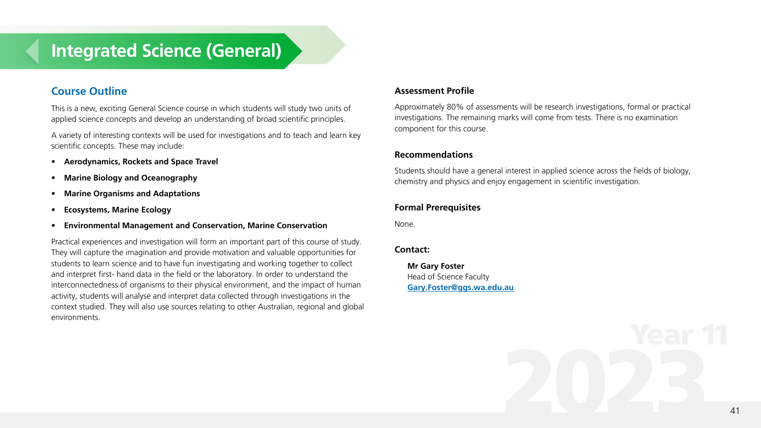# Integrated Science (General)

## Course Outline

This is a new, exciting General Science course in which students will study two units of applied science concepts and develop an understanding of broad scientific principles.

A variety of interesting contexts will be used for investigations and to teach and learn key scientific concepts. These may include:

- **Aerodynamics, Rockets and Space Travel**
- **Marine Biology and Oceanography**
- **Marine Organisms and Adaptations**
- **Ecosystems, Marine Ecology**
- **Environmental Management and Conservation, Marine Conservation**

Practical experiences and investigation will form an important part of this course of study. They will capture the imagination and provide motivation and valuable opportunities for students to learn science and to have fun investigating and working together to collect and interpret first- hand data in the field or the laboratory. In order to understand the interconnectedness of organisms to their physical environment, and the impact of human activity, students will analyse and interpret data collected through investigations in the context studied. They will also use sources relating to other Australian, regional and global environments.

### Assessment Profile

Approximately 80% of assessments will be research investigations, formal or practical investigations. The remaining marks will come from tests. There is no examination component for this course.

### Recommendations

Students should have a general interest in applied science across the fields of biology, chemistry and physics and enjoy engagement in scientific investigation.

### Formal Prerequisites

None.

### Contact:

**Mr Gary Foster**
Head of Science Faculty
**Gary.Foster@ggs.wa.edu.au**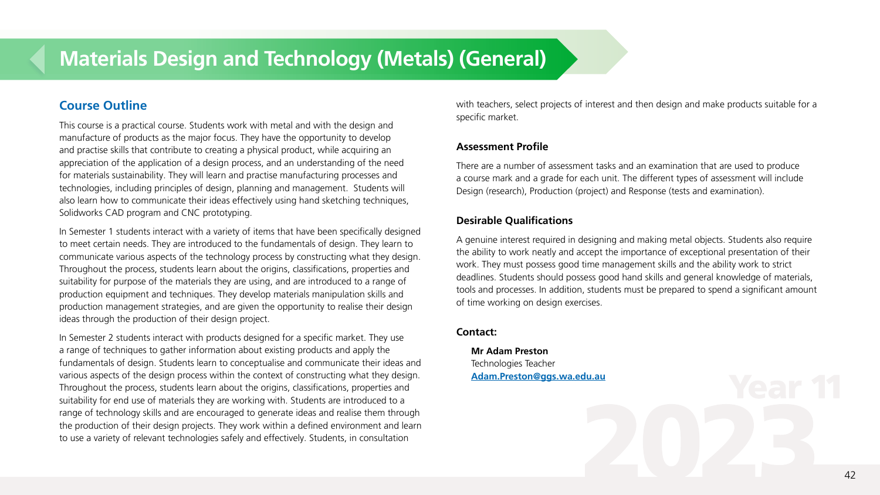# Materials Design and Technology (Metals) (General)

## Course Outline

This course is a practical course. Students work with metal and with the design and manufacture of products as the major focus. They have the opportunity to develop and practise skills that contribute to creating a physical product, while acquiring an appreciation of the application of a design process, and an understanding of the need for materials sustainability. They will learn and practise manufacturing processes and technologies, including principles of design, planning and management.  Students will also learn how to communicate their ideas effectively using hand sketching techniques, Solidworks CAD program and CNC prototyping.

In Semester 1 students interact with a variety of items that have been specifically designed to meet certain needs. They are introduced to the fundamentals of design. They learn to communicate various aspects of the technology process by constructing what they design. Throughout the process, students learn about the origins, classifications, properties and suitability for purpose of the materials they are using, and are introduced to a range of production equipment and techniques. They develop materials manipulation skills and production management strategies, and are given the opportunity to realise their design ideas through the production of their design project.

In Semester 2 students interact with products designed for a specific market. They use a range of techniques to gather information about existing products and apply the fundamentals of design. Students learn to conceptualise and communicate their ideas and various aspects of the design process within the context of constructing what they design. Throughout the process, students learn about the origins, classifications, properties and suitability for end use of materials they are working with. Students are introduced to a range of technology skills and are encouraged to generate ideas and realise them through the production of their design projects. They work within a defined environment and learn to use a variety of relevant technologies safely and effectively. Students, in consultation with teachers, select projects of interest and then design and make products suitable for a specific market.

### Assessment Profile

There are a number of assessment tasks and an examination that are used to produce a course mark and a grade for each unit. The different types of assessment will include Design (research), Production (project) and Response (tests and examination).

### Desirable Qualifications

A genuine interest required in designing and making metal objects. Students also require the ability to work neatly and accept the importance of exceptional presentation of their work. They must possess good time management skills and the ability work to strict deadlines. Students should possess good hand skills and general knowledge of materials, tools and processes. In addition, students must be prepared to spend a significant amount of time working on design exercises.

### Contact:

**Mr Adam Preston**
Technologies Teacher
**Adam.Preston@ggs.wa.edu.au**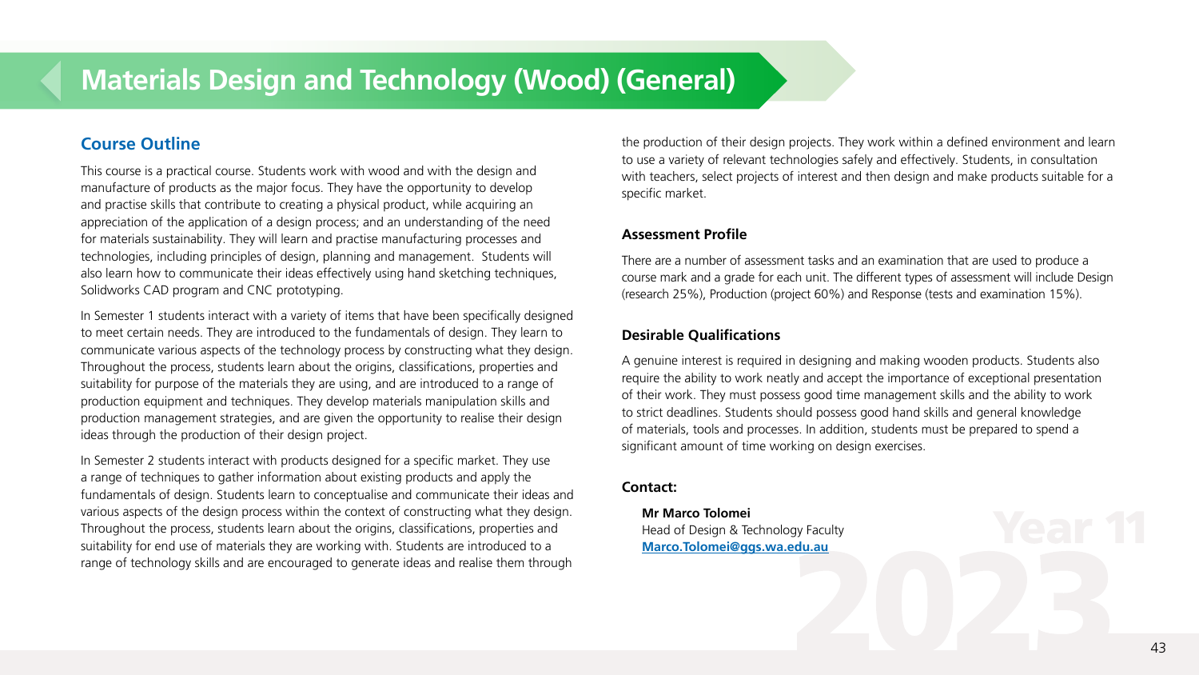# Materials Design and Technology (Wood) (General)

## Course Outline

This course is a practical course. Students work with wood and with the design and manufacture of products as the major focus. They have the opportunity to develop and practise skills that contribute to creating a physical product, while acquiring an appreciation of the application of a design process; and an understanding of the need for materials sustainability. They will learn and practise manufacturing processes and technologies, including principles of design, planning and management. Students will also learn how to communicate their ideas effectively using hand sketching techniques, Solidworks CAD program and CNC prototyping.

In Semester 1 students interact with a variety of items that have been specifically designed to meet certain needs. They are introduced to the fundamentals of design. They learn to communicate various aspects of the technology process by constructing what they design. Throughout the process, students learn about the origins, classifications, properties and suitability for purpose of the materials they are using, and are introduced to a range of production equipment and techniques. They develop materials manipulation skills and production management strategies, and are given the opportunity to realise their design ideas through the production of their design project.

In Semester 2 students interact with products designed for a specific market. They use a range of techniques to gather information about existing products and apply the fundamentals of design. Students learn to conceptualise and communicate their ideas and various aspects of the design process within the context of constructing what they design. Throughout the process, students learn about the origins, classifications, properties and suitability for end use of materials they are working with. Students are introduced to a range of technology skills and are encouraged to generate ideas and realise them through the production of their design projects. They work within a defined environment and learn to use a variety of relevant technologies safely and effectively. Students, in consultation with teachers, select projects of interest and then design and make products suitable for a specific market.

### Assessment Profile

There are a number of assessment tasks and an examination that are used to produce a course mark and a grade for each unit. The different types of assessment will include Design (research 25%), Production (project 60%) and Response (tests and examination 15%).

### Desirable Qualifications

A genuine interest is required in designing and making wooden products. Students also require the ability to work neatly and accept the importance of exceptional presentation of their work. They must possess good time management skills and the ability to work to strict deadlines. Students should possess good hand skills and general knowledge of materials, tools and processes. In addition, students must be prepared to spend a significant amount of time working on design exercises.

### Contact:

**Mr Marco Tolomei**
Head of Design & Technology Faculty
Marco.Tolomei@ggs.wa.edu.au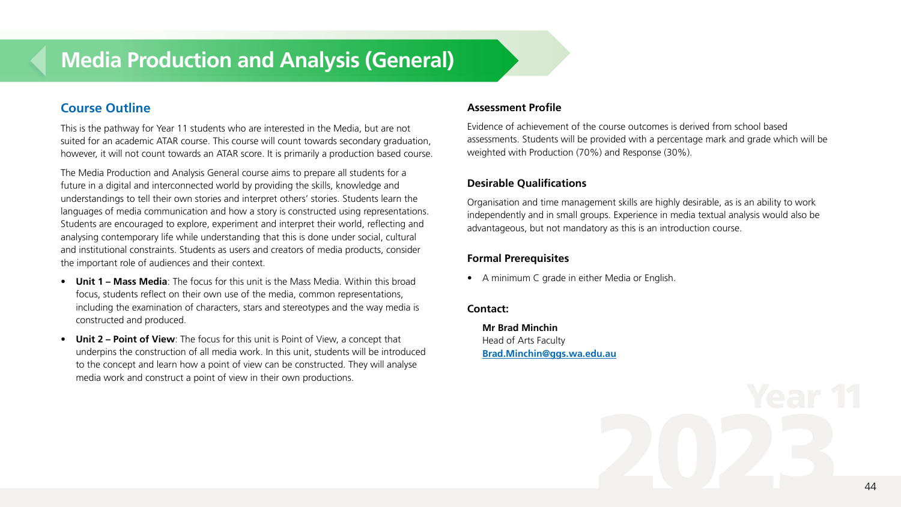# Media Production and Analysis (General)

## Course Outline

This is the pathway for Year 11 students who are interested in the Media, but are not suited for an academic ATAR course. This course will count towards secondary graduation, however, it will not count towards an ATAR score. It is primarily a production based course.

The Media Production and Analysis General course aims to prepare all students for a future in a digital and interconnected world by providing the skills, knowledge and understandings to tell their own stories and interpret others' stories. Students learn the languages of media communication and how a story is constructed using representations. Students are encouraged to explore, experiment and interpret their world, reflecting and analysing contemporary life while understanding that this is done under social, cultural and institutional constraints. Students as users and creators of media products, consider the important role of audiences and their context.

- **Unit 1 – Mass Media**: The focus for this unit is the Mass Media. Within this broad focus, students reflect on their own use of the media, common representations, including the examination of characters, stars and stereotypes and the way media is constructed and produced.
- **Unit 2 – Point of View**: The focus for this unit is Point of View, a concept that underpins the construction of all media work. In this unit, students will be introduced to the concept and learn how a point of view can be constructed. They will analyse media work and construct a point of view in their own productions.

### Assessment Profile

Evidence of achievement of the course outcomes is derived from school based assessments. Students will be provided with a percentage mark and grade which will be weighted with Production (70%) and Response (30%).

### Desirable Qualifications

Organisation and time management skills are highly desirable, as is an ability to work independently and in small groups. Experience in media textual analysis would also be advantageous, but not mandatory as this is an introduction course.

### Formal Prerequisites

- A minimum C grade in either Media or English.

### Contact:

**Mr Brad Minchin**
Head of Arts Faculty
**Brad.Minchin@ggs.wa.edu.au**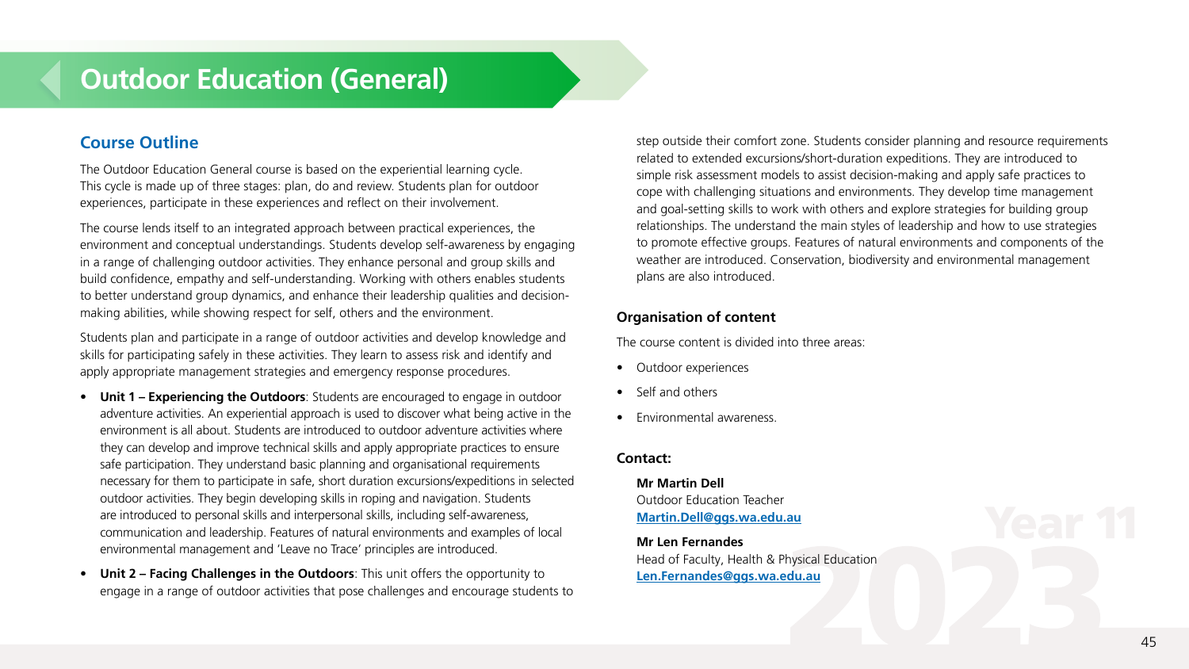# Outdoor Education (General)

## Course Outline

The Outdoor Education General course is based on the experiential learning cycle. This cycle is made up of three stages: plan, do and review. Students plan for outdoor experiences, participate in these experiences and reflect on their involvement.

The course lends itself to an integrated approach between practical experiences, the environment and conceptual understandings. Students develop self-awareness by engaging in a range of challenging outdoor activities. They enhance personal and group skills and build confidence, empathy and self-understanding. Working with others enables students to better understand group dynamics, and enhance their leadership qualities and decision-making abilities, while showing respect for self, others and the environment.

Students plan and participate in a range of outdoor activities and develop knowledge and skills for participating safely in these activities. They learn to assess risk and identify and apply appropriate management strategies and emergency response procedures.

- **Unit 1 – Experiencing the Outdoors**: Students are encouraged to engage in outdoor adventure activities. An experiential approach is used to discover what being active in the environment is all about. Students are introduced to outdoor adventure activities where they can develop and improve technical skills and apply appropriate practices to ensure safe participation. They understand basic planning and organisational requirements necessary for them to participate in safe, short duration excursions/expeditions in selected outdoor activities. They begin developing skills in roping and navigation. Students are introduced to personal skills and interpersonal skills, including self-awareness, communication and leadership. Features of natural environments and examples of local environmental management and 'Leave no Trace' principles are introduced.
- **Unit 2 – Facing Challenges in the Outdoors**: This unit offers the opportunity to engage in a range of outdoor activities that pose challenges and encourage students to step outside their comfort zone. Students consider planning and resource requirements related to extended excursions/short-duration expeditions. They are introduced to simple risk assessment models to assist decision-making and apply safe practices to cope with challenging situations and environments. They develop time management and goal-setting skills to work with others and explore strategies for building group relationships. The understand the main styles of leadership and how to use strategies to promote effective groups. Features of natural environments and components of the weather are introduced. Conservation, biodiversity and environmental management plans are also introduced.

### Organisation of content

The course content is divided into three areas:

- Outdoor experiences
- Self and others
- Environmental awareness.

### Contact:

**Mr Martin Dell**
Outdoor Education Teacher
**Martin.Dell@ggs.wa.edu.au**

**Mr Len Fernandes**
Head of Faculty, Health & Physical Education
**Len.Fernandes@ggs.wa.edu.au**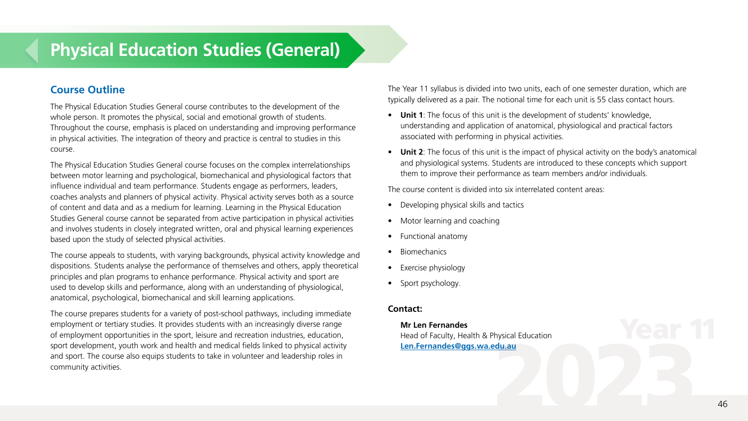# Physical Education Studies (General)

## Course Outline

The Physical Education Studies General course contributes to the development of the whole person. It promotes the physical, social and emotional growth of students. Throughout the course, emphasis is placed on understanding and improving performance in physical activities. The integration of theory and practice is central to studies in this course.

The Physical Education Studies General course focuses on the complex interrelationships between motor learning and psychological, biomechanical and physiological factors that influence individual and team performance. Students engage as performers, leaders, coaches analysts and planners of physical activity. Physical activity serves both as a source of content and data and as a medium for learning. Learning in the Physical Education Studies General course cannot be separated from active participation in physical activities and involves students in closely integrated written, oral and physical learning experiences based upon the study of selected physical activities.

The course appeals to students, with varying backgrounds, physical activity knowledge and dispositions. Students analyse the performance of themselves and others, apply theoretical principles and plan programs to enhance performance. Physical activity and sport are used to develop skills and performance, along with an understanding of physiological, anatomical, psychological, biomechanical and skill learning applications.

The course prepares students for a variety of post-school pathways, including immediate employment or tertiary studies. It provides students with an increasingly diverse range of employment opportunities in the sport, leisure and recreation industries, education, sport development, youth work and health and medical fields linked to physical activity and sport. The course also equips students to take in volunteer and leadership roles in community activities.

The Year 11 syllabus is divided into two units, each of one semester duration, which are typically delivered as a pair. The notional time for each unit is 55 class contact hours.

- **Unit 1**: The focus of this unit is the development of students' knowledge, understanding and application of anatomical, physiological and practical factors associated with performing in physical activities.
- **Unit 2**: The focus of this unit is the impact of physical activity on the body's anatomical and physiological systems. Students are introduced to these concepts which support them to improve their performance as team members and/or individuals.

The course content is divided into six interrelated content areas:

- Developing physical skills and tactics
- Motor learning and coaching
- Functional anatomy
- Biomechanics
- Exercise physiology
- Sport psychology.

**Contact:**

**Mr Len Fernandes**
Head of Faculty, Health & Physical Education
Len.Fernandes@ggs.wa.edu.au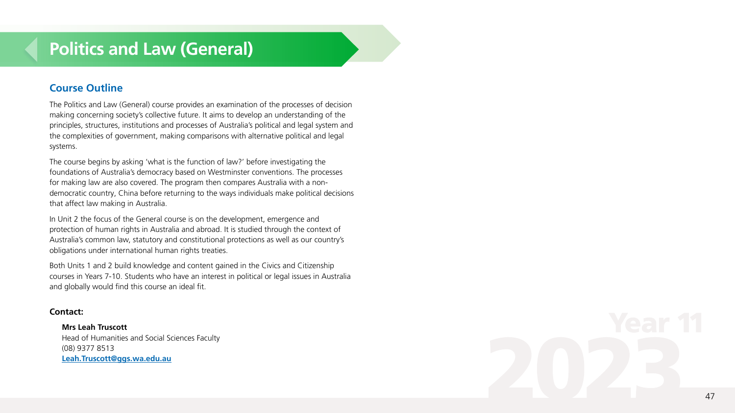# Politics and Law (General)

## Course Outline

The Politics and Law (General) course provides an examination of the processes of decision making concerning society's collective future. It aims to develop an understanding of the principles, structures, institutions and processes of Australia's political and legal system and the complexities of government, making comparisons with alternative political and legal systems.

The course begins by asking 'what is the function of law?' before investigating the foundations of Australia's democracy based on Westminster conventions. The processes for making law are also covered. The program then compares Australia with a non-democratic country, China before returning to the ways individuals make political decisions that affect law making in Australia.

In Unit 2 the focus of the General course is on the development, emergence and protection of human rights in Australia and abroad. It is studied through the context of Australia's common law, statutory and constitutional protections as well as our country's obligations under international human rights treaties.

Both Units 1 and 2 build knowledge and content gained in the Civics and Citizenship courses in Years 7-10. Students who have an interest in political or legal issues in Australia and globally would find this course an ideal fit.

**Contact:**

**Mrs Leah Truscott**
Head of Humanities and Social Sciences Faculty
(08) 9377 8513
**Leah.Truscott@ggs.wa.edu.au**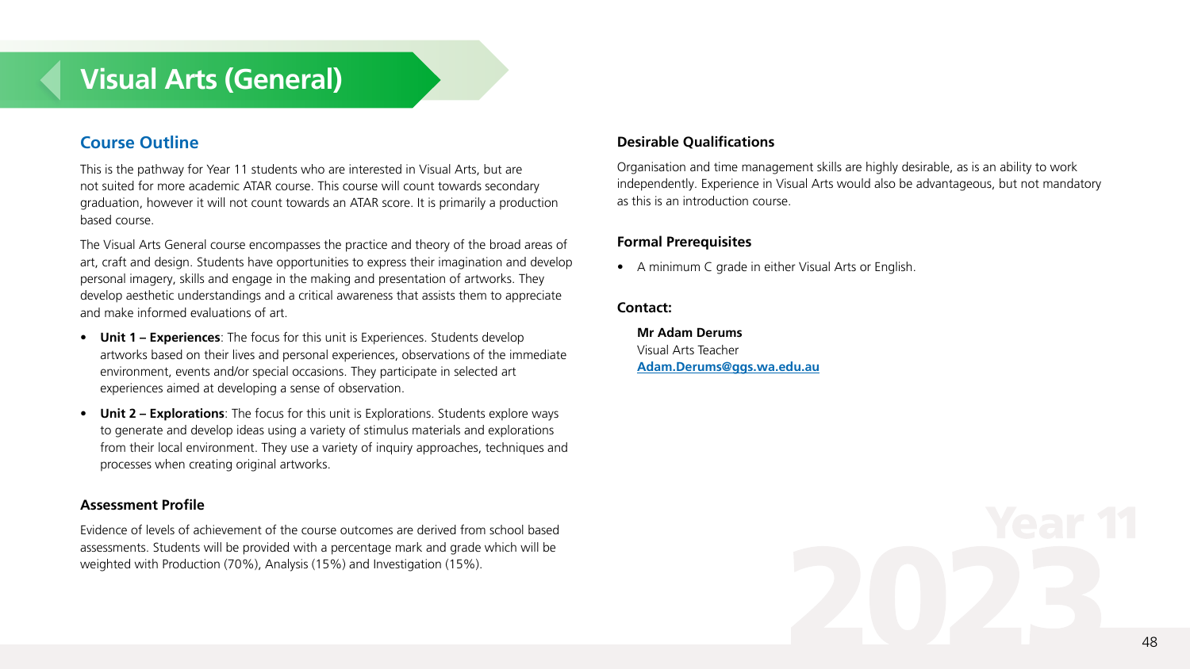# Visual Arts (General)

## Course Outline

This is the pathway for Year 11 students who are interested in Visual Arts, but are not suited for more academic ATAR course. This course will count towards secondary graduation, however it will not count towards an ATAR score. It is primarily a production based course.

The Visual Arts General course encompasses the practice and theory of the broad areas of art, craft and design. Students have opportunities to express their imagination and develop personal imagery, skills and engage in the making and presentation of artworks. They develop aesthetic understandings and a critical awareness that assists them to appreciate and make informed evaluations of art.

- **Unit 1 – Experiences**: The focus for this unit is Experiences. Students develop artworks based on their lives and personal experiences, observations of the immediate environment, events and/or special occasions. They participate in selected art experiences aimed at developing a sense of observation.
- **Unit 2 – Explorations**: The focus for this unit is Explorations. Students explore ways to generate and develop ideas using a variety of stimulus materials and explorations from their local environment. They use a variety of inquiry approaches, techniques and processes when creating original artworks.

### Assessment Profile

Evidence of levels of achievement of the course outcomes are derived from school based assessments. Students will be provided with a percentage mark and grade which will be weighted with Production (70%), Analysis (15%) and Investigation (15%).

### Desirable Qualifications

Organisation and time management skills are highly desirable, as is an ability to work independently. Experience in Visual Arts would also be advantageous, but not mandatory as this is an introduction course.

### Formal Prerequisites

- A minimum C grade in either Visual Arts or English.

### Contact:

**Mr Adam Derums**
Visual Arts Teacher
Adam.Derums@ggs.wa.edu.au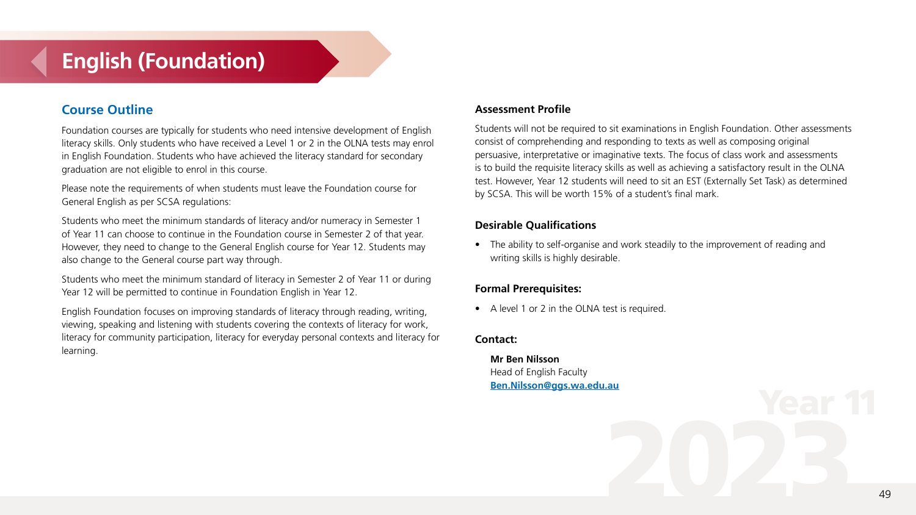# English (Foundation)

## Course Outline

Foundation courses are typically for students who need intensive development of English literacy skills. Only students who have received a Level 1 or 2 in the OLNA tests may enrol in English Foundation. Students who have achieved the literacy standard for secondary graduation are not eligible to enrol in this course.

Please note the requirements of when students must leave the Foundation course for General English as per SCSA regulations:

Students who meet the minimum standards of literacy and/or numeracy in Semester 1 of Year 11 can choose to continue in the Foundation course in Semester 2 of that year. However, they need to change to the General English course for Year 12. Students may also change to the General course part way through.

Students who meet the minimum standard of literacy in Semester 2 of Year 11 or during Year 12 will be permitted to continue in Foundation English in Year 12.

English Foundation focuses on improving standards of literacy through reading, writing, viewing, speaking and listening with students covering the contexts of literacy for work, literacy for community participation, literacy for everyday personal contexts and literacy for learning.

### Assessment Profile

Students will not be required to sit examinations in English Foundation. Other assessments consist of comprehending and responding to texts as well as composing original persuasive, interpretative or imaginative texts. The focus of class work and assessments is to build the requisite literacy skills as well as achieving a satisfactory result in the OLNA test. However, Year 12 students will need to sit an EST (Externally Set Task) as determined by SCSA. This will be worth 15% of a student's final mark.

### Desirable Qualifications

- The ability to self-organise and work steadily to the improvement of reading and writing skills is highly desirable.

### Formal Prerequisites:

- A level 1 or 2 in the OLNA test is required.

### Contact:

**Mr Ben Nilsson**
Head of English Faculty
**Ben.Nilsson@ggs.wa.edu.au**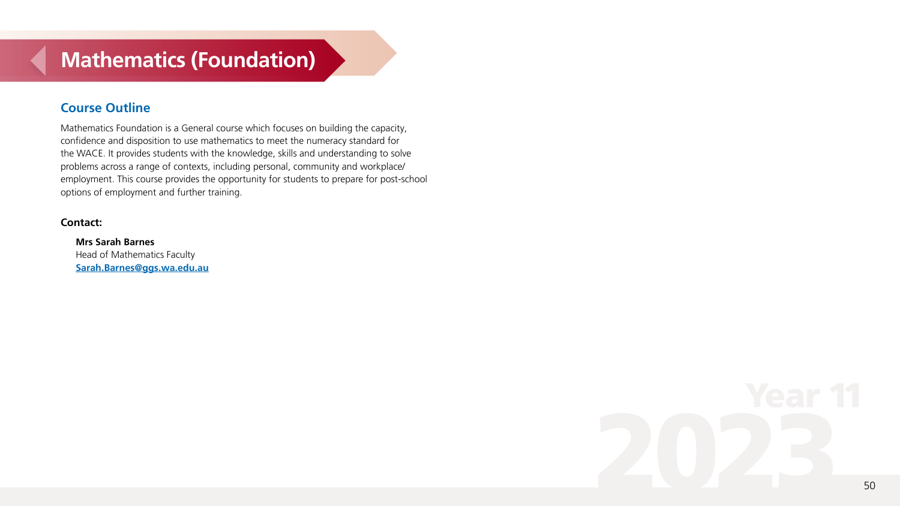# Mathematics (Foundation)

## Course Outline

Mathematics Foundation is a General course which focuses on building the capacity, confidence and disposition to use mathematics to meet the numeracy standard for the WACE. It provides students with the knowledge, skills and understanding to solve problems across a range of contexts, including personal, community and workplace/employment. This course provides the opportunity for students to prepare for post-school options of employment and further training.

**Contact:**

**Mrs Sarah Barnes**
Head of Mathematics Faculty
[Sarah.Barnes@ggs.wa.edu.au](mailto:Sarah.Barnes@ggs.wa.edu.au)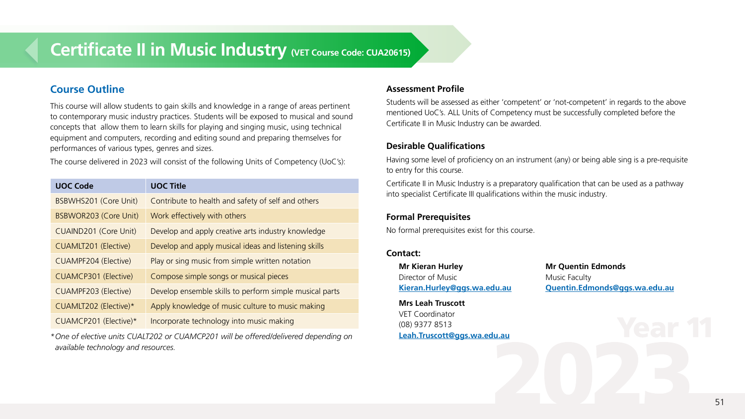# Certificate II in Music Industry (VET Course Code: CUA20615)

## Course Outline

This course will allow students to gain skills and knowledge in a range of areas pertinent to contemporary music industry practices. Students will be exposed to musical and sound concepts that allow them to learn skills for playing and singing music, using technical equipment and computers, recording and editing sound and preparing themselves for performances of various types, genres and sizes.

The course delivered in 2023 will consist of the following Units of Competency (UoC's):

| UOC Code | UOC Title |
|---|---|
| BSBWHS201 (Core Unit) | Contribute to health and safety of self and others |
| BSBWOR203 (Core Unit) | Work effectively with others |
| CUAIND201 (Core Unit) | Develop and apply creative arts industry knowledge |
| CUAMLT201 (Elective) | Develop and apply musical ideas and listening skills |
| CUAMPF204 (Elective) | Play or sing music from simple written notation |
| CUAMCP301 (Elective) | Compose simple songs or musical pieces |
| CUAMPF203 (Elective) | Develop ensemble skills to perform simple musical parts |
| CUAMLT202 (Elective)* | Apply knowledge of music culture to music making |
| CUAMCP201 (Elective)* | Incorporate technology into music making |

*\*One of elective units CUALT202 or CUAMCP201 will be offered/delivered depending on available technology and resources.*

### Assessment Profile

Students will be assessed as either 'competent' or 'not-competent' in regards to the above mentioned UoC's. ALL Units of Competency must be successfully completed before the Certificate II in Music Industry can be awarded.

### Desirable Qualifications

Having some level of proficiency on an instrument (any) or being able sing is a pre-requisite to entry for this course.

Certificate II in Music Industry is a preparatory qualification that can be used as a pathway into specialist Certificate III qualifications within the music industry.

### Formal Prerequisites

No formal prerequisites exist for this course.

### Contact:

**Mr Kieran Hurley**
Director of Music
Kieran.Hurley@ggs.wa.edu.au

**Mrs Leah Truscott**
VET Coordinator
(08) 9377 8513
Leah.Truscott@ggs.wa.edu.au

**Mr Quentin Edmonds**
Music Faculty
Quentin.Edmonds@ggs.wa.edu.au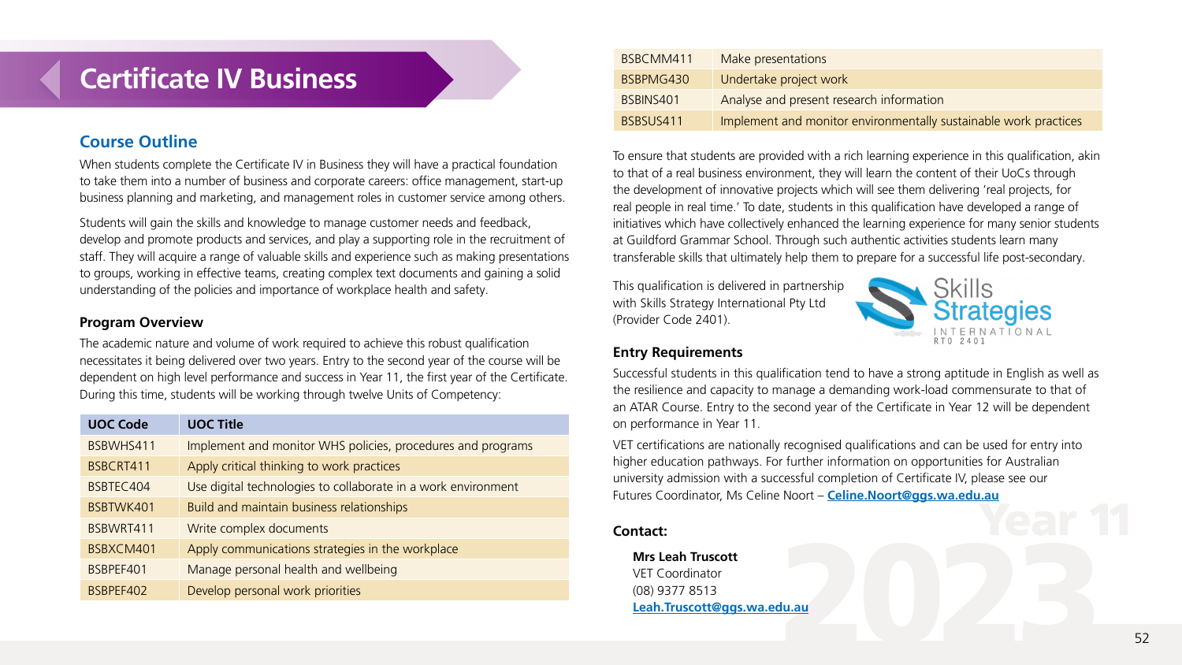# Certificate IV Business

## Course Outline

When students complete the Certificate IV in Business they will have a practical foundation to take them into a number of business and corporate careers: office management, start-up business planning and marketing, and management roles in customer service among others.

Students will gain the skills and knowledge to manage customer needs and feedback, develop and promote products and services, and play a supporting role in the recruitment of staff. They will acquire a range of valuable skills and experience such as making presentations to groups, working in effective teams, creating complex text documents and gaining a solid understanding of the policies and importance of workplace health and safety.

### Program Overview

The academic nature and volume of work required to achieve this robust qualification necessitates it being delivered over two years. Entry to the second year of the course will be dependent on high level performance and success in Year 11, the first year of the Certificate. During this time, students will be working through twelve Units of Competency:

| UOC Code | UOC Title |
|---|---|
| BSBWHS411 | Implement and monitor WHS policies, procedures and programs |
| BSBCRT411 | Apply critical thinking to work practices |
| BSBTEC404 | Use digital technologies to collaborate in a work environment |
| BSBTWK401 | Build and maintain business relationships |
| BSBWRT411 | Write complex documents |
| BSBXCM401 | Apply communications strategies in the workplace |
| BSBPEF401 | Manage personal health and wellbeing |
| BSBPEF402 | Develop personal work priorities |
| BSBCMM411 | Make presentations |
| BSBPMG430 | Undertake project work |
| BSBINS401 | Analyse and present research information |
| BSBSUS411 | Implement and monitor environmentally sustainable work practices |

To ensure that students are provided with a rich learning experience in this qualification, akin to that of a real business environment, they will learn the content of their UoCs through the development of innovative projects which will see them delivering 'real projects, for real people in real time.' To date, students in this qualification have developed a range of initiatives which have collectively enhanced the learning experience for many senior students at Guildford Grammar School. Through such authentic activities students learn many transferable skills that ultimately help them to prepare for a successful life post-secondary.

This qualification is delivered in partnership with Skills Strategy International Pty Ltd (Provider Code 2401).

### Entry Requirements

Successful students in this qualification tend to have a strong aptitude in English as well as the resilience and capacity to manage a demanding work-load commensurate to that of an ATAR Course. Entry to the second year of the Certificate in Year 12 will be dependent on performance in Year 11.

VET certifications are nationally recognised qualifications and can be used for entry into higher education pathways. For further information on opportunities for Australian university admission with a successful completion of Certificate IV, please see our Futures Coordinator, Ms Celine Noort – **Celine.Noort@ggs.wa.edu.au**

### Contact:

**Mrs Leah Truscott**
VET Coordinator
(08) 9377 8513
**Leah.Truscott@ggs.wa.edu.au**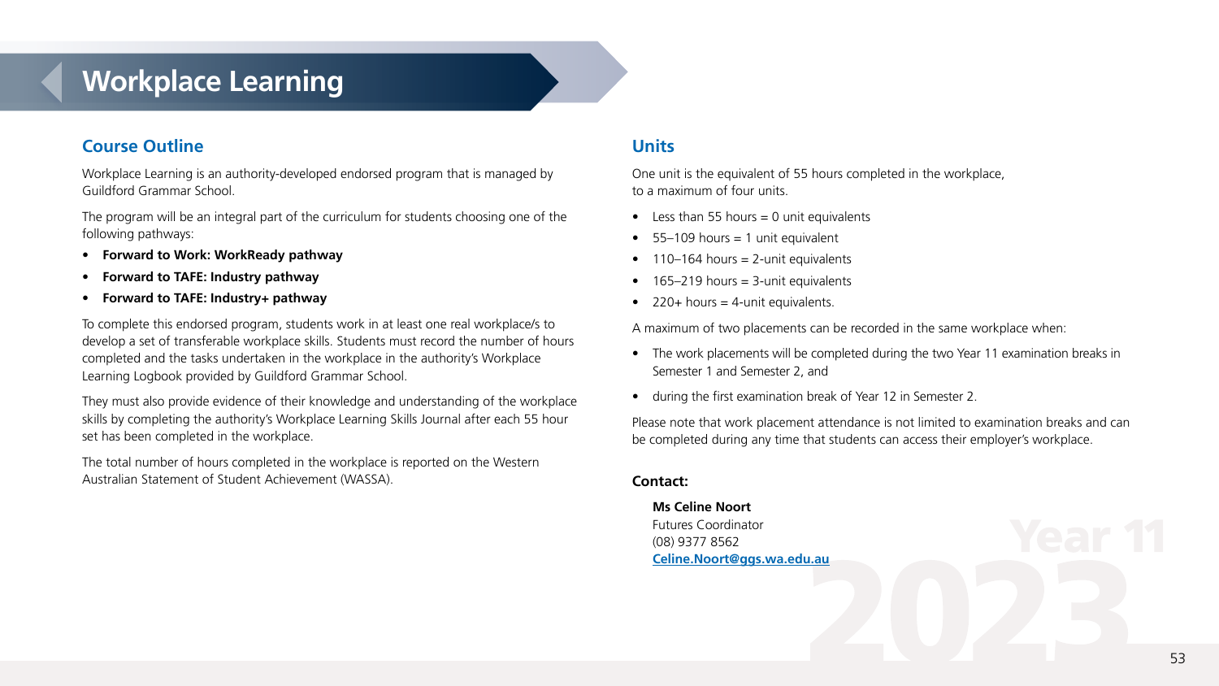# Workplace Learning

## Course Outline

Workplace Learning is an authority-developed endorsed program that is managed by Guildford Grammar School.

The program will be an integral part of the curriculum for students choosing one of the following pathways:

- **Forward to Work: WorkReady pathway**
- **Forward to TAFE: Industry pathway**
- **Forward to TAFE: Industry+ pathway**

To complete this endorsed program, students work in at least one real workplace/s to develop a set of transferable workplace skills. Students must record the number of hours completed and the tasks undertaken in the workplace in the authority's Workplace Learning Logbook provided by Guildford Grammar School.

They must also provide evidence of their knowledge and understanding of the workplace skills by completing the authority's Workplace Learning Skills Journal after each 55 hour set has been completed in the workplace.

The total number of hours completed in the workplace is reported on the Western Australian Statement of Student Achievement (WASSA).

## Units

One unit is the equivalent of 55 hours completed in the workplace, to a maximum of four units.

- Less than 55 hours = 0 unit equivalents
- 55–109 hours = 1 unit equivalent
- 110–164 hours = 2-unit equivalents
- 165–219 hours = 3-unit equivalents
- 220+ hours = 4-unit equivalents.

A maximum of two placements can be recorded in the same workplace when:

- The work placements will be completed during the two Year 11 examination breaks in Semester 1 and Semester 2, and
- during the first examination break of Year 12 in Semester 2.

Please note that work placement attendance is not limited to examination breaks and can be completed during any time that students can access their employer's workplace.

**Contact:**

**Ms Celine Noort**
Futures Coordinator
(08) 9377 8562
Celine.Noort@ggs.wa.edu.au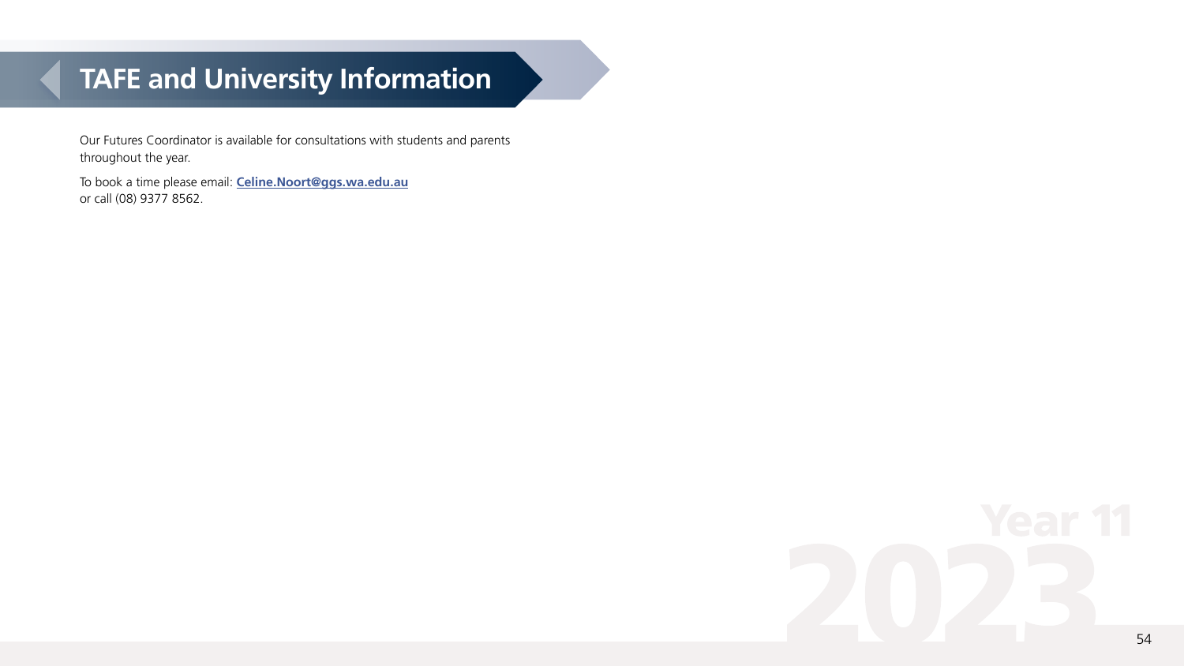# TAFE and University Information

Our Futures Coordinator is available for consultations with students and parents throughout the year.

To book a time please email: **Celine.Noort@ggs.wa.edu.au**
or call (08) 9377 8562.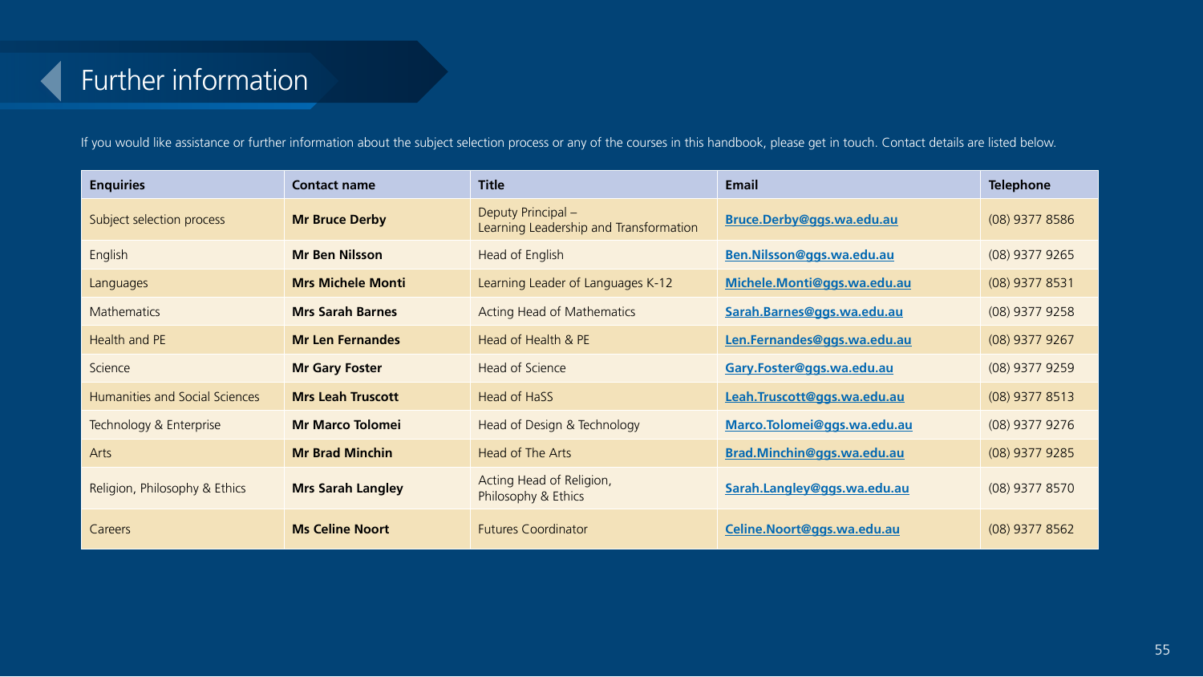# Further information

If you would like assistance or further information about the subject selection process or any of the courses in this handbook, please get in touch. Contact details are listed below.

| Enquiries | Contact name | Title | Email | Telephone |
|---|---|---|---|---|
| Subject selection process | **Mr Bruce Derby** | Deputy Principal – Learning Leadership and Transformation | **Bruce.Derby@ggs.wa.edu.au** | (08) 9377 8586 |
| English | **Mr Ben Nilsson** | Head of English | **Ben.Nilsson@ggs.wa.edu.au** | (08) 9377 9265 |
| Languages | **Mrs Michele Monti** | Learning Leader of Languages K-12 | **Michele.Monti@ggs.wa.edu.au** | (08) 9377 8531 |
| Mathematics | **Mrs Sarah Barnes** | Acting Head of Mathematics | **Sarah.Barnes@ggs.wa.edu.au** | (08) 9377 9258 |
| Health and PE | **Mr Len Fernandes** | Head of Health & PE | **Len.Fernandes@ggs.wa.edu.au** | (08) 9377 9267 |
| Science | **Mr Gary Foster** | Head of Science | **Gary.Foster@ggs.wa.edu.au** | (08) 9377 9259 |
| Humanities and Social Sciences | **Mrs Leah Truscott** | Head of HaSS | **Leah.Truscott@ggs.wa.edu.au** | (08) 9377 8513 |
| Technology & Enterprise | **Mr Marco Tolomei** | Head of Design & Technology | **Marco.Tolomei@ggs.wa.edu.au** | (08) 9377 9276 |
| Arts | **Mr Brad Minchin** | Head of The Arts | **Brad.Minchin@ggs.wa.edu.au** | (08) 9377 9285 |
| Religion, Philosophy & Ethics | **Mrs Sarah Langley** | Acting Head of Religion, Philosophy & Ethics | **Sarah.Langley@ggs.wa.edu.au** | (08) 9377 8570 |
| Careers | **Ms Celine Noort** | Futures Coordinator | **Celine.Noort@ggs.wa.edu.au** | (08) 9377 8562 |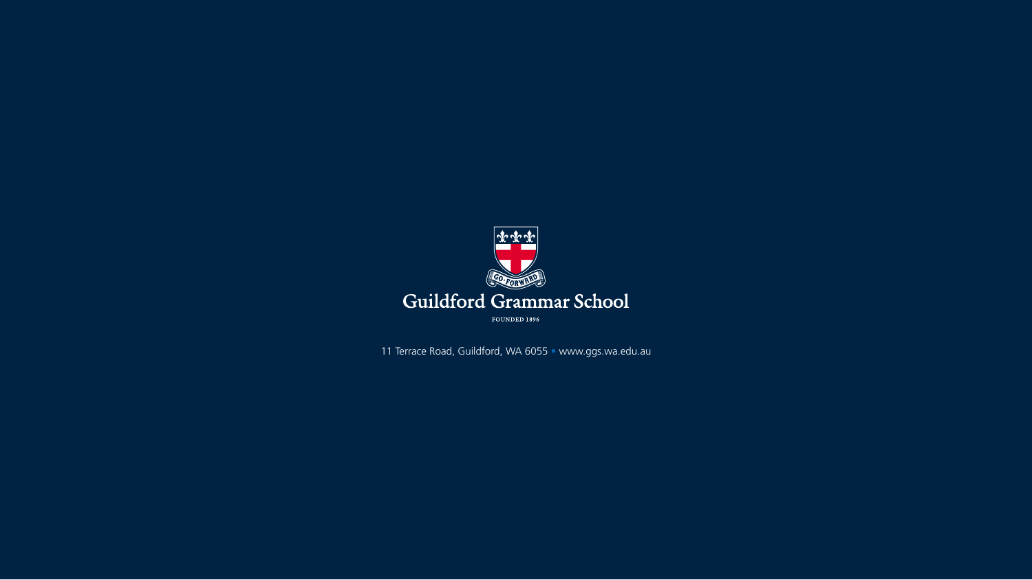GO FORWARD

Guildford Grammar School

FOUNDED 1896

11 Terrace Road, Guildford, WA 6055 • www.ggs.wa.edu.au